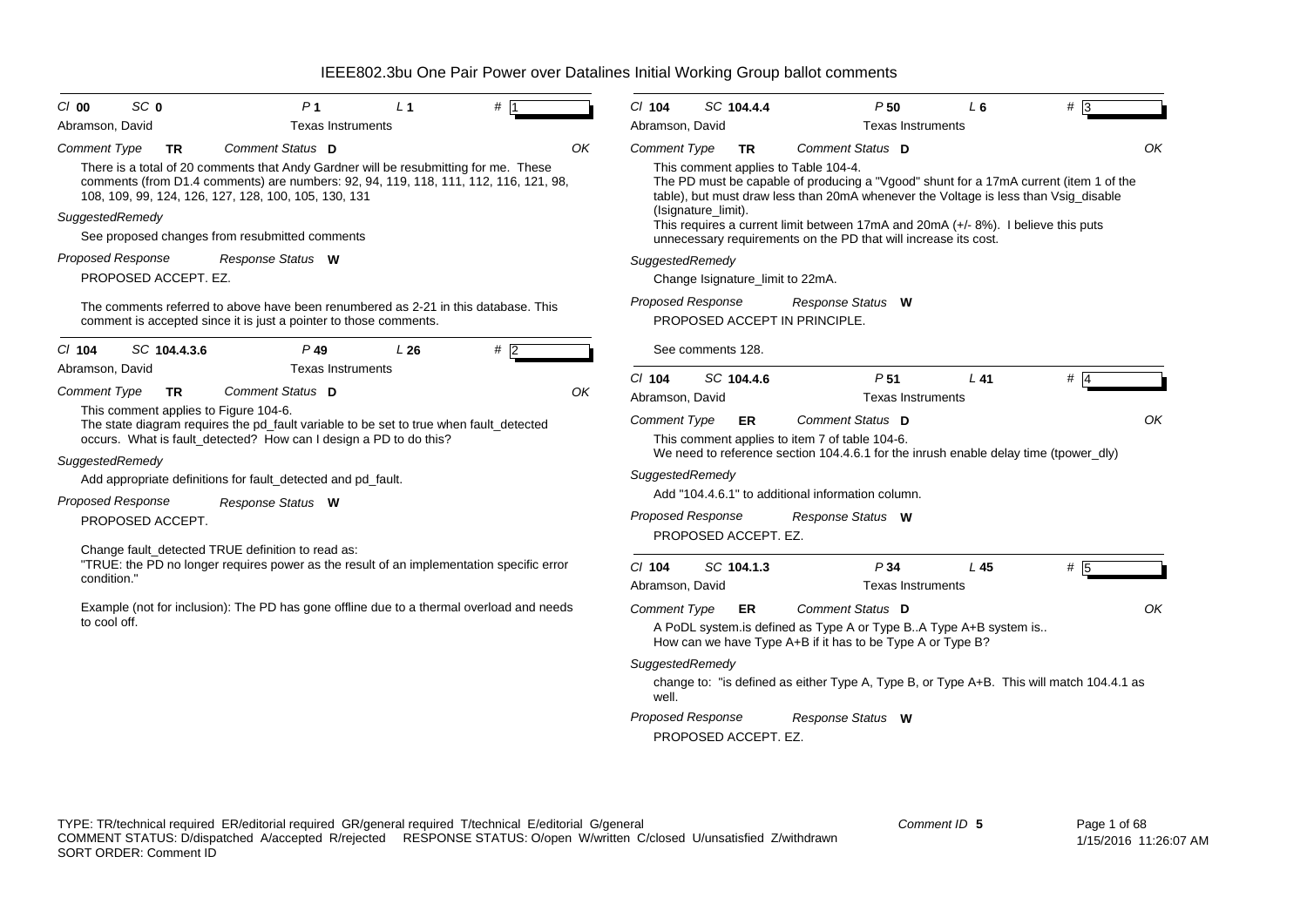# IEEE802.3bu One Pair Power over Datalines Initial Working Group ballot comments

**Cl** 00 **SC** 0 **P** 1 **L** 1 **#** 1

Abramson, David — Texas Instruments

*Comment Type* **TR** *Comment Status* **D** OK

There is a total of 20 comments that Andy Gardner will be resubmitting for me. These comments (from D1.4 comments) are numbers: 92, 94, 119, 118, 111, 112, 116, 121, 98, 108, 109, 99, 124, 126, 127, 128, 100, 105, 130, 131

*SuggestedRemedy*

See proposed changes from resubmitted comments

*Proposed Response* *Response Status* **W**

PROPOSED ACCEPT. EZ.

The comments referred to above have been renumbered as 2-21 in this database. This comment is accepted since it is just a pointer to those comments.

---

**Cl** 104 **SC** 104.4.3.6 **P** 49 **L** 26 **#** 2

Abramson, David — Texas Instruments

*Comment Type* **TR** *Comment Status* **D** OK

This comment applies to Figure 104-6.
The state diagram requires the pd_fault variable to be set to true when fault_detected occurs. What is fault_detected? How can I design a PD to do this?

*SuggestedRemedy*

Add appropriate definitions for fault_detected and pd_fault.

*Proposed Response* *Response Status* **W**

PROPOSED ACCEPT.

Change fault_detected TRUE definition to read as:
"TRUE: the PD no longer requires power as the result of an implementation specific error condition."

Example (not for inclusion): The PD has gone offline due to a thermal overload and needs to cool off.

---

**Cl** 104 **SC** 104.4.4 **P** 50 **L** 6 **#** 3

Abramson, David — Texas Instruments

*Comment Type* **TR** *Comment Status* **D** OK

This comment applies to Table 104-4.
The PD must be capable of producing a "Vgood" shunt for a 17mA current (item 1 of the table), but must draw less than 20mA whenever the Voltage is less than Vsig_disable (Isignature_limit).
This requires a current limit between 17mA and 20mA (+/- 8%). I believe this puts unnecessary requirements on the PD that will increase its cost.

*SuggestedRemedy*

Change Isignature_limit to 22mA.

*Proposed Response* *Response Status* **W**

PROPOSED ACCEPT IN PRINCIPLE.

See comments 128.

---

**Cl** 104 **SC** 104.4.6 **P** 51 **L** 41 **#** 4

Abramson, David — Texas Instruments

*Comment Type* **ER** *Comment Status* **D** OK

This comment applies to item 7 of table 104-6.
We need to reference section 104.4.6.1 for the inrush enable delay time (tpower_dly)

*SuggestedRemedy*

Add "104.4.6.1" to additional information column.

*Proposed Response* *Response Status* **W**

PROPOSED ACCEPT. EZ.

---

**Cl** 104 **SC** 104.1.3 **P** 34 **L** 45 **#** 5

Abramson, David — Texas Instruments

*Comment Type* **ER** *Comment Status* **D** OK

A PoDL system.is defined as Type A or Type B..A Type A+B system is..
How can we have Type A+B if it has to be Type A or Type B?

*SuggestedRemedy*

change to: "is defined as either Type A, Type B, or Type A+B. This will match 104.4.1 as well.

*Proposed Response* *Response Status* **W**

PROPOSED ACCEPT. EZ.

---

TYPE: TR/technical required ER/editorial required GR/general required T/technical E/editorial G/general
COMMENT STATUS: D/dispatched A/accepted R/rejected RESPONSE STATUS: O/open W/written C/closed U/unsatisfied Z/withdrawn
SORT ORDER: Comment ID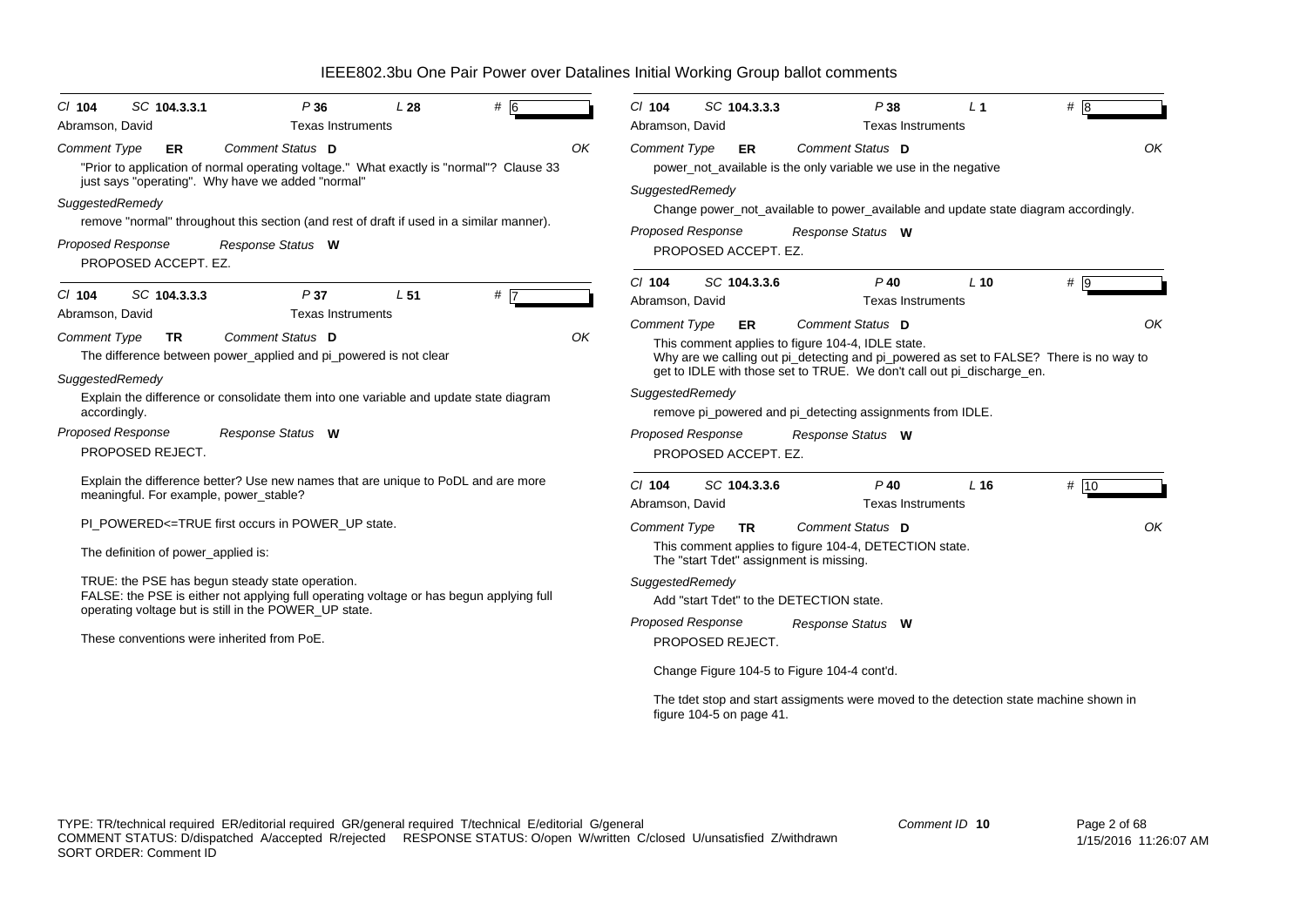# IEEE802.3bu One Pair Power over Datalines Initial Working Group ballot comments

---

**Cl** 104 **SC** 104.3.3.1 **P** 36 **L** 28 **#** 6

Abramson, David — Texas Instruments

*Comment Type* **ER** *Comment Status* **D** OK

"Prior to application of normal operating voltage." What exactly is "normal"? Clause 33 just says "operating". Why have we added "normal"

*SuggestedRemedy*

remove "normal" throughout this section (and rest of draft if used in a similar manner).

*Proposed Response* *Response Status* **W**

PROPOSED ACCEPT. EZ.

---

**Cl** 104 **SC** 104.3.3.3 **P** 37 **L** 51 **#** 7

Abramson, David — Texas Instruments

*Comment Type* **TR** *Comment Status* **D** OK

The difference between power_applied and pi_powered is not clear

*SuggestedRemedy*

Explain the difference or consolidate them into one variable and update state diagram accordingly.

*Proposed Response* *Response Status* **W**

PROPOSED REJECT.

Explain the difference better? Use new names that are unique to PoDL and are more meaningful. For example, power_stable?

PI_POWERED<=TRUE first occurs in POWER_UP state.

The definition of power_applied is:

TRUE: the PSE has begun steady state operation.
FALSE: the PSE is either not applying full operating voltage or has begun applying full operating voltage but is still in the POWER_UP state.

These conventions were inherited from PoE.

---

**Cl** 104 **SC** 104.3.3.3 **P** 38 **L** 1 **#** 8

Abramson, David — Texas Instruments

*Comment Type* **ER** *Comment Status* **D** OK

power_not_available is the only variable we use in the negative

*SuggestedRemedy*

Change power_not_available to power_available and update state diagram accordingly.

*Proposed Response* *Response Status* **W**

PROPOSED ACCEPT. EZ.

---

**Cl** 104 **SC** 104.3.3.6 **P** 40 **L** 10 **#** 9

Abramson, David — Texas Instruments

*Comment Type* **ER** *Comment Status* **D** OK

This comment applies to figure 104-4, IDLE state.
Why are we calling out pi_detecting and pi_powered as set to FALSE? There is no way to get to IDLE with those set to TRUE. We don't call out pi_discharge_en.

*SuggestedRemedy*

remove pi_powered and pi_detecting assignments from IDLE.

*Proposed Response* *Response Status* **W**

PROPOSED ACCEPT. EZ.

---

**Cl** 104 **SC** 104.3.3.6 **P** 40 **L** 16 **#** 10

Abramson, David — Texas Instruments

*Comment Type* **TR** *Comment Status* **D** OK

This comment applies to figure 104-4, DETECTION state.
The "start Tdet" assignment is missing.

*SuggestedRemedy*

Add "start Tdet" to the DETECTION state.

*Proposed Response* *Response Status* **W**

PROPOSED REJECT.

Change Figure 104-5 to Figure 104-4 cont'd.

The tdet stop and start assigments were moved to the detection state machine shown in figure 104-5 on page 41.

---

TYPE: TR/technical required ER/editorial required GR/general required T/technical E/editorial G/general
COMMENT STATUS: D/dispatched A/accepted R/rejected RESPONSE STATUS: O/open W/written C/closed U/unsatisfied Z/withdrawn
SORT ORDER: Comment ID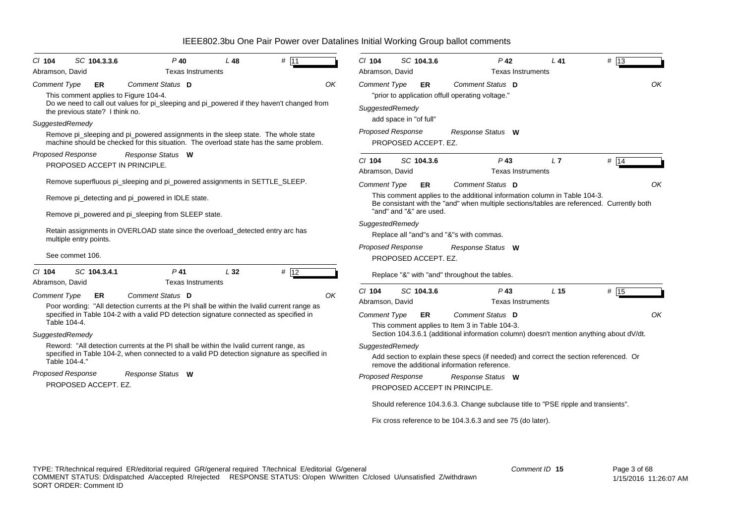# IEEE802.3bu One Pair Power over Datalines Initial Working Group ballot comments

**Cl** 104 **SC** 104.3.3.6 **P** 40 **L** 48 **#** 11

Abramson, David — Texas Instruments

*Comment Type* **ER** *Comment Status* **D** OK

This comment applies to Figure 104-4.
Do we need to call out values for pi_sleeping and pi_powered if they haven't changed from the previous state? I think no.

*SuggestedRemedy*

Remove pi_sleeping and pi_powered assignments in the sleep state. The whole state machine should be checked for this situation. The overload state has the same problem.

*Proposed Response* *Response Status* **W**

PROPOSED ACCEPT IN PRINCIPLE.

Remove superfluous pi_sleeping and pi_powered assignments in SETTLE_SLEEP.

Remove pi_detecting and pi_powered in IDLE state.

Remove pi_powered and pi_sleeping from SLEEP state.

Retain assignments in OVERLOAD state since the overload_detected entry arc has multiple entry points.

See commet 106.

---

**Cl** 104 **SC** 104.3.4.1 **P** 41 **L** 32 **#** 12

Abramson, David — Texas Instruments

*Comment Type* **ER** *Comment Status* **D** OK

Poor wording: "All detection currents at the PI shall be within the Ivalid current range as specified in Table 104-2 with a valid PD detection signature connected as specified in Table 104-4.

*SuggestedRemedy*

Reword: "All detection currents at the PI shall be within the Ivalid current range, as specified in Table 104-2, when connected to a valid PD detection signature as specified in Table 104-4."

*Proposed Response* *Response Status* **W**

PROPOSED ACCEPT. EZ.

---

**Cl** 104 **SC** 104.3.6 **P** 42 **L** 41 **#** 13

Abramson, David — Texas Instruments

*Comment Type* **ER** *Comment Status* **D** OK

"prior to application offull operating voltage."

*SuggestedRemedy*

add space in "of full"

*Proposed Response* *Response Status* **W**

PROPOSED ACCEPT. EZ.

---

**Cl** 104 **SC** 104.3.6 **P** 43 **L** 7 **#** 14

Abramson, David — Texas Instruments

*Comment Type* **ER** *Comment Status* **D** OK

This comment applies to the additional information column in Table 104-3.
Be consistant with the "and" when multiple sections/tables are referenced. Currently both "and" and "&" are used.

*SuggestedRemedy*

Replace all "and"s and "&"s with commas.

*Proposed Response* *Response Status* **W**

PROPOSED ACCEPT. EZ.

Replace "&" with "and" throughout the tables.

---

**Cl** 104 **SC** 104.3.6 **P** 43 **L** 15 **#** 15

Abramson, David — Texas Instruments

*Comment Type* **ER** *Comment Status* **D** OK

This comment applies to Item 3 in Table 104-3.
Section 104.3.6.1 (additional information column) doesn't mention anything about dV/dt.

*SuggestedRemedy*

Add section to explain these specs (if needed) and correct the section referenced. Or remove the additional information reference.

*Proposed Response* *Response Status* **W**

PROPOSED ACCEPT IN PRINCIPLE.

Should reference 104.3.6.3. Change subclause title to "PSE ripple and transients".

Fix cross reference to be 104.3.6.3 and see 75 (do later).

---

TYPE: TR/technical required ER/editorial required GR/general required T/technical E/editorial G/general
COMMENT STATUS: D/dispatched A/accepted R/rejected RESPONSE STATUS: O/open W/written C/closed U/unsatisfied Z/withdrawn
SORT ORDER: Comment ID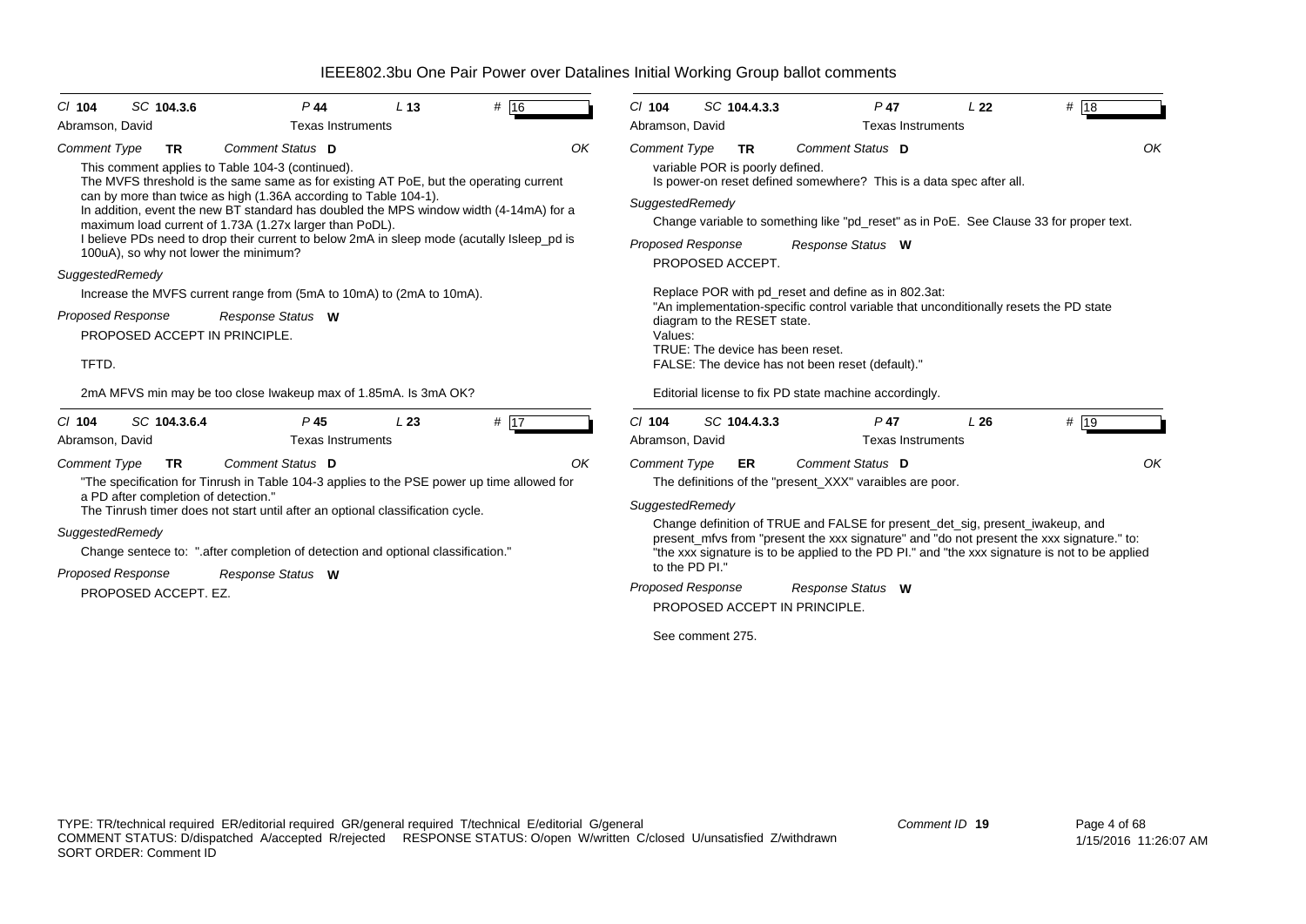# IEEE802.3bu One Pair Power over Datalines Initial Working Group ballot comments

**Cl 104 SC 104.3.6 P 44 L 13 # 16**
Abramson, David — Texas Instruments

*Comment Type* **TR** *Comment Status* **D** OK

This comment applies to Table 104-3 (continued).
The MVFS threshold is the same same as for existing AT PoE, but the operating current can by more than twice as high (1.36A according to Table 104-1).
In addition, event the new BT standard has doubled the MPS window width (4-14mA) for a maximum load current of 1.73A (1.27x larger than PoDL).
I believe PDs need to drop their current to below 2mA in sleep mode (acutally Isleep_pd is 100uA), so why not lower the minimum?

*SuggestedRemedy*

Increase the MVFS current range from (5mA to 10mA) to (2mA to 10mA).

*Proposed Response* *Response Status* **W**

PROPOSED ACCEPT IN PRINCIPLE.

TFTD.

2mA MFVS min may be too close Iwakeup max of 1.85mA. Is 3mA OK?

---

**Cl 104 SC 104.3.6.4 P 45 L 23 # 17**
Abramson, David — Texas Instruments

*Comment Type* **TR** *Comment Status* **D** OK

"The specification for Tinrush in Table 104-3 applies to the PSE power up time allowed for a PD after completion of detection."
The Tinrush timer does not start until after an optional classification cycle.

*SuggestedRemedy*

Change sentece to: ".after completion of detection and optional classification."

*Proposed Response* *Response Status* **W**

PROPOSED ACCEPT. EZ.

---

**Cl 104 SC 104.4.3.3 P 47 L 22 # 18**
Abramson, David — Texas Instruments

*Comment Type* **TR** *Comment Status* **D** OK

variable POR is poorly defined.
Is power-on reset defined somewhere? This is a data spec after all.

*SuggestedRemedy*

Change variable to something like "pd_reset" as in PoE. See Clause 33 for proper text.

*Proposed Response* *Response Status* **W**

PROPOSED ACCEPT.

Replace POR with pd_reset and define as in 802.3at:
"An implementation-specific control variable that unconditionally resets the PD state diagram to the RESET state.
Values:
TRUE: The device has been reset.
FALSE: The device has not been reset (default)."

Editorial license to fix PD state machine accordingly.

---

**Cl 104 SC 104.4.3.3 P 47 L 26 # 19**
Abramson, David — Texas Instruments

*Comment Type* **ER** *Comment Status* **D** OK

The definitions of the "present_XXX" varaibles are poor.

*SuggestedRemedy*

Change definition of TRUE and FALSE for present_det_sig, present_iwakeup, and present_mfvs from "present the xxx signature" and "do not present the xxx signature." to: "the xxx signature is to be applied to the PD PI." and "the xxx signature is not to be applied to the PD PI."

*Proposed Response* *Response Status* **W**

PROPOSED ACCEPT IN PRINCIPLE.

See comment 275.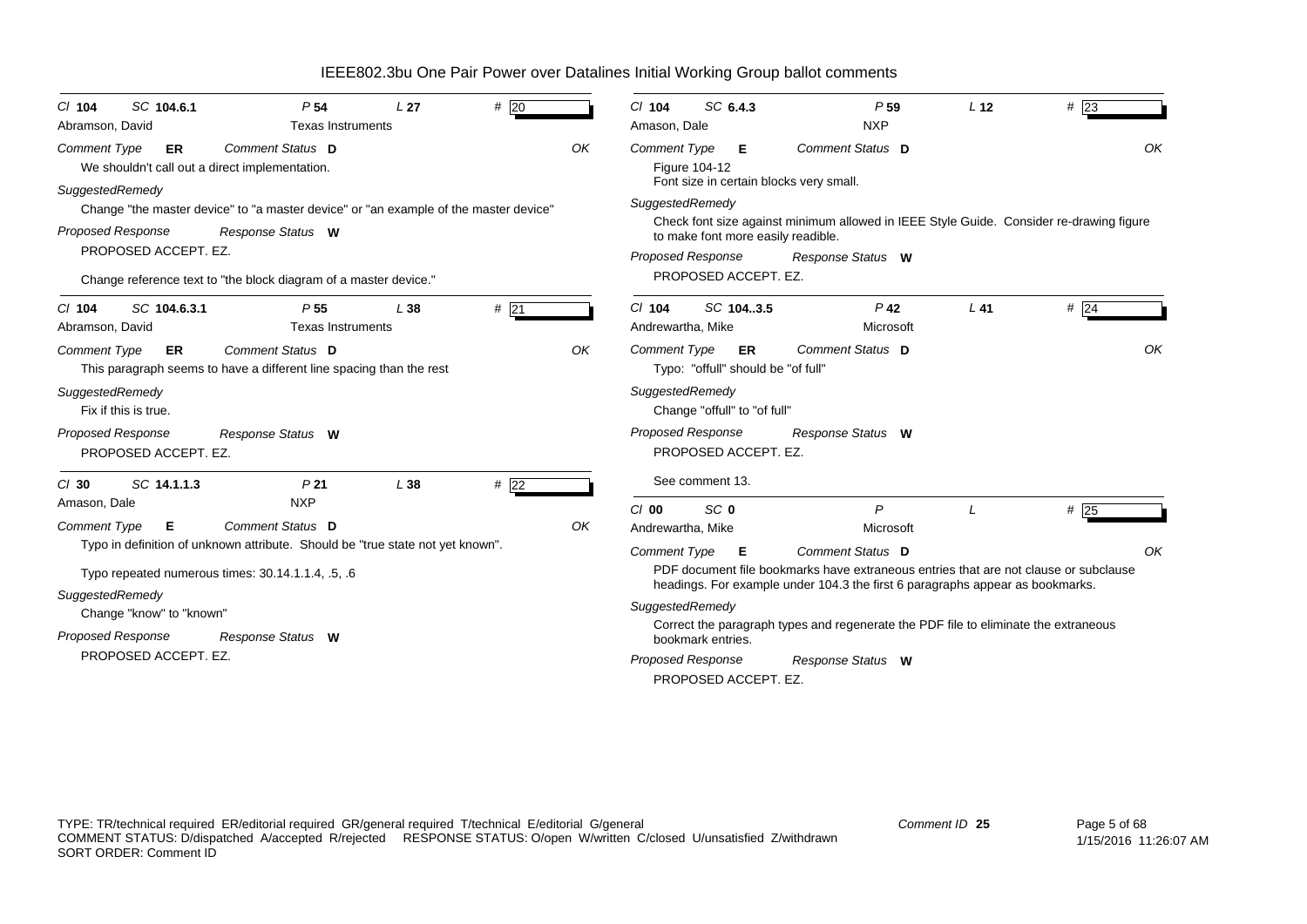# IEEE802.3bu One Pair Power over Datalines Initial Working Group ballot comments

**Cl 104 SC 104.6.1 P 54 L 27 # 20**
Abramson, David — Texas Instruments

*Comment Type* **ER** *Comment Status* **D** — OK

We shouldn't call out a direct implementation.

*SuggestedRemedy*

Change "the master device" to "a master device" or "an example of the master device"

*Proposed Response* — *Response Status* **W**

PROPOSED ACCEPT. EZ.

Change reference text to "the block diagram of a master device."

---

**Cl 104 SC 104.6.3.1 P 55 L 38 # 21**
Abramson, David — Texas Instruments

*Comment Type* **ER** *Comment Status* **D** — OK

This paragraph seems to have a different line spacing than the rest

*SuggestedRemedy*

Fix if this is true.

*Proposed Response* — *Response Status* **W**

PROPOSED ACCEPT. EZ.

---

**Cl 30 SC 14.1.1.3 P 21 L 38 # 22**
Amason, Dale — NXP

*Comment Type* **E** *Comment Status* **D** — OK

Typo in definition of unknown attribute. Should be "true state not yet known".

Typo repeated numerous times: 30.14.1.1.4, .5, .6

*SuggestedRemedy*

Change "know" to "known"

*Proposed Response* — *Response Status* **W**

PROPOSED ACCEPT. EZ.

---

**Cl 104 SC 6.4.3 P 59 L 12 # 23**
Amason, Dale — NXP

*Comment Type* **E** *Comment Status* **D** — OK

Figure 104-12
Font size in certain blocks very small.

*SuggestedRemedy*

Check font size against minimum allowed in IEEE Style Guide. Consider re-drawing figure to make font more easily readible.

*Proposed Response* — *Response Status* **W**

PROPOSED ACCEPT. EZ.

---

**Cl 104 SC 104..3.5 P 42 L 41 # 24**
Andrewartha, Mike — Microsoft

*Comment Type* **ER** *Comment Status* **D** — OK

Typo: "offull" should be "of full"

*SuggestedRemedy*

Change "offull" to "of full"

*Proposed Response* — *Response Status* **W**

PROPOSED ACCEPT. EZ.

See comment 13.

---

**Cl 00 SC 0 P L # 25**
Andrewartha, Mike — Microsoft

*Comment Type* **E** *Comment Status* **D** — OK

PDF document file bookmarks have extraneous entries that are not clause or subclause headings. For example under 104.3 the first 6 paragraphs appear as bookmarks.

*SuggestedRemedy*

Correct the paragraph types and regenerate the PDF file to eliminate the extraneous bookmark entries.

*Proposed Response* — *Response Status* **W**

PROPOSED ACCEPT. EZ.

---

TYPE: TR/technical required ER/editorial required GR/general required T/technical E/editorial G/general
COMMENT STATUS: D/dispatched A/accepted R/rejected RESPONSE STATUS: O/open W/written C/closed U/unsatisfied Z/withdrawn
SORT ORDER: Comment ID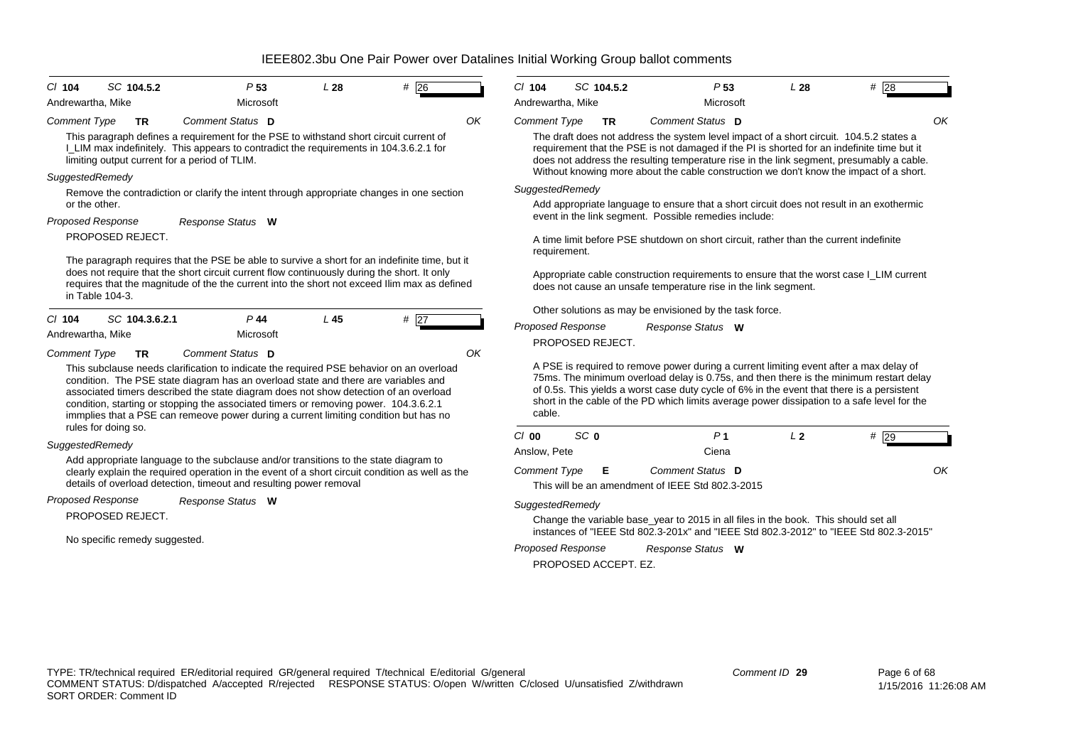# IEEE802.3bu One Pair Power over Datalines Initial Working Group ballot comments

**Cl** 104 **SC** 104.5.2 **P** 53 **L** 28 **#** 26

Andrewartha, Mike — Microsoft

*Comment Type* **TR** *Comment Status* **D** OK

This paragraph defines a requirement for the PSE to withstand short circuit current of I_LIM max indefinitely. This appears to contradict the requirements in 104.3.6.2.1 for limiting output current for a period of TLIM.

*SuggestedRemedy*

Remove the contradiction or clarify the intent through appropriate changes in one section or the other.

*Proposed Response* *Response Status* **W**

PROPOSED REJECT.

The paragraph requires that the PSE be able to survive a short for an indefinite time, but it does not require that the short circuit current flow continuously during the short. It only requires that the magnitude of the the current into the short not exceed Ilim max as defined in Table 104-3.

---

**Cl** 104 **SC** 104.3.6.2.1 **P** 44 **L** 45 **#** 27

Andrewartha, Mike — Microsoft

*Comment Type* **TR** *Comment Status* **D** OK

This subclause needs clarification to indicate the required PSE behavior on an overload condition. The PSE state diagram has an overload state and there are variables and associated timers described the state diagram does not show detection of an overload condition, starting or stopping the associated timers or removing power. 104.3.6.2.1 immplies that a PSE can remeove power during a current limiting condition but has no rules for doing so.

*SuggestedRemedy*

Add appropriate language to the subclause and/or transitions to the state diagram to clearly explain the required operation in the event of a short circuit condition as well as the details of overload detection, timeout and resulting power removal

*Proposed Response* *Response Status* **W**

PROPOSED REJECT.

No specific remedy suggested.

---

**Cl** 104 **SC** 104.5.2 **P** 53 **L** 28 **#** 28

Andrewartha, Mike — Microsoft

*Comment Type* **TR** *Comment Status* **D** OK

The draft does not address the system level impact of a short circuit. 104.5.2 states a requirement that the PSE is not damaged if the PI is shorted for an indefinite time but it does not address the resulting temperature rise in the link segment, presumably a cable. Without knowing more about the cable construction we don't know the impact of a short.

*SuggestedRemedy*

Add appropriate language to ensure that a short circuit does not result in an exothermic event in the link segment. Possible remedies include:

A time limit before PSE shutdown on short circuit, rather than the current indefinite requirement.

Appropriate cable construction requirements to ensure that the worst case I_LIM current does not cause an unsafe temperature rise in the link segment.

Other solutions as may be envisioned by the task force.

*Proposed Response* *Response Status* **W**

PROPOSED REJECT.

A PSE is required to remove power during a current limiting event after a max delay of 75ms. The minimum overload delay is 0.75s, and then there is the minimum restart delay of 0.5s. This yields a worst case duty cycle of 6% in the event that there is a persistent short in the cable of the PD which limits average power dissipation to a safe level for the cable.

---

**Cl** 00 **SC** 0 **P** 1 **L** 2 **#** 29

Anslow, Pete — Ciena

*Comment Type* **E** *Comment Status* **D** OK

This will be an amendment of IEEE Std 802.3-2015

*SuggestedRemedy*

Change the variable base_year to 2015 in all files in the book. This should set all instances of "IEEE Std 802.3-201x" and "IEEE Std 802.3-2012" to "IEEE Std 802.3-2015"

*Proposed Response* *Response Status* **W**

PROPOSED ACCEPT. EZ.

---

TYPE: TR/technical required ER/editorial required GR/general required T/technical E/editorial G/general
COMMENT STATUS: D/dispatched A/accepted R/rejected RESPONSE STATUS: O/open W/written C/closed U/unsatisfied Z/withdrawn
SORT ORDER: Comment ID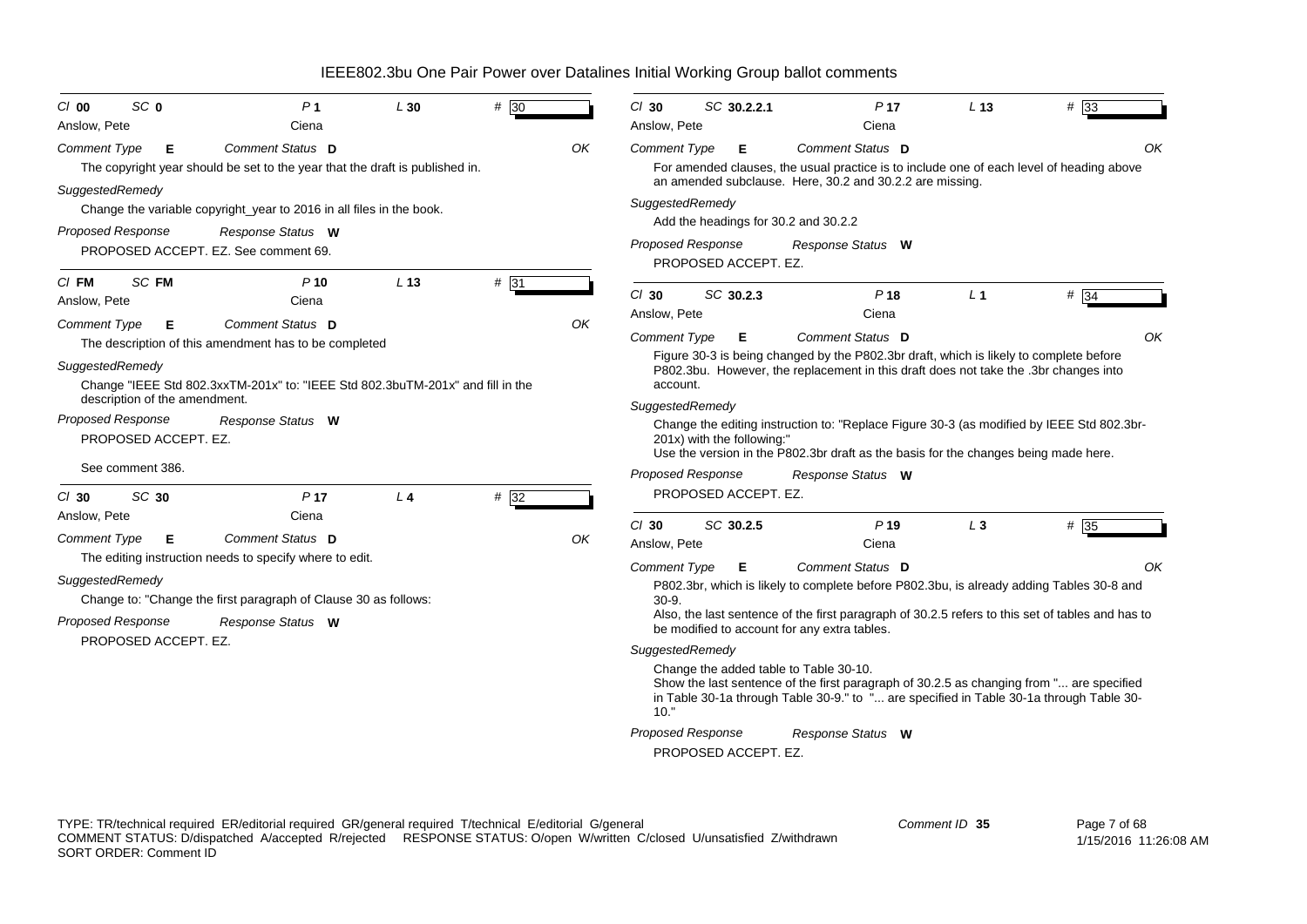# IEEE802.3bu One Pair Power over Datalines Initial Working Group ballot comments

---

**Cl** 00 **SC** 0 **P** 1 **L** 30 **#** 30

Anslow, Pete — Ciena

*Comment Type* E *Comment Status* D — OK

The copyright year should be set to the year that the draft is published in.

*SuggestedRemedy*

Change the variable copyright_year to 2016 in all files in the book.

*Proposed Response* — *Response Status* W

PROPOSED ACCEPT. EZ. See comment 69.

---

**Cl** FM **SC** FM **P** 10 **L** 13 **#** 31

Anslow, Pete — Ciena

*Comment Type* E *Comment Status* D — OK

The description of this amendment has to be completed

*SuggestedRemedy*

Change "IEEE Std 802.3xxTM-201x" to: "IEEE Std 802.3buTM-201x" and fill in the description of the amendment.

*Proposed Response* — *Response Status* W

PROPOSED ACCEPT. EZ.

See comment 386.

---

**Cl** 30 **SC** 30 **P** 17 **L** 4 **#** 32

Anslow, Pete — Ciena

*Comment Type* E *Comment Status* D — OK

The editing instruction needs to specify where to edit.

*SuggestedRemedy*

Change to: "Change the first paragraph of Clause 30 as follows:

*Proposed Response* — *Response Status* W

PROPOSED ACCEPT. EZ.

---

**Cl** 30 **SC** 30.2.2.1 **P** 17 **L** 13 **#** 33

Anslow, Pete — Ciena

*Comment Type* E *Comment Status* D — OK

For amended clauses, the usual practice is to include one of each level of heading above an amended subclause. Here, 30.2 and 30.2.2 are missing.

*SuggestedRemedy*

Add the headings for 30.2 and 30.2.2

*Proposed Response* — *Response Status* W

PROPOSED ACCEPT. EZ.

---

**Cl** 30 **SC** 30.2.3 **P** 18 **L** 1 **#** 34

Anslow, Pete — Ciena

*Comment Type* E *Comment Status* D — OK

Figure 30-3 is being changed by the P802.3br draft, which is likely to complete before P802.3bu. However, the replacement in this draft does not take the .3br changes into account.

*SuggestedRemedy*

Change the editing instruction to: "Replace Figure 30-3 (as modified by IEEE Std 802.3br-201x) with the following:"
Use the version in the P802.3br draft as the basis for the changes being made here.

*Proposed Response* — *Response Status* W

PROPOSED ACCEPT. EZ.

---

**Cl** 30 **SC** 30.2.5 **P** 19 **L** 3 **#** 35

Anslow, Pete — Ciena

*Comment Type* E *Comment Status* D — OK

P802.3br, which is likely to complete before P802.3bu, is already adding Tables 30-8 and 30-9.
Also, the last sentence of the first paragraph of 30.2.5 refers to this set of tables and has to be modified to account for any extra tables.

*SuggestedRemedy*

Change the added table to Table 30-10.
Show the last sentence of the first paragraph of 30.2.5 as changing from "... are specified in Table 30-1a through Table 30-9." to "... are specified in Table 30-1a through Table 30-10."

*Proposed Response* — *Response Status* W

PROPOSED ACCEPT. EZ.

---

TYPE: TR/technical required ER/editorial required GR/general required T/technical E/editorial G/general
COMMENT STATUS: D/dispatched A/accepted R/rejected RESPONSE STATUS: O/open W/written C/closed U/unsatisfied Z/withdrawn
SORT ORDER: Comment ID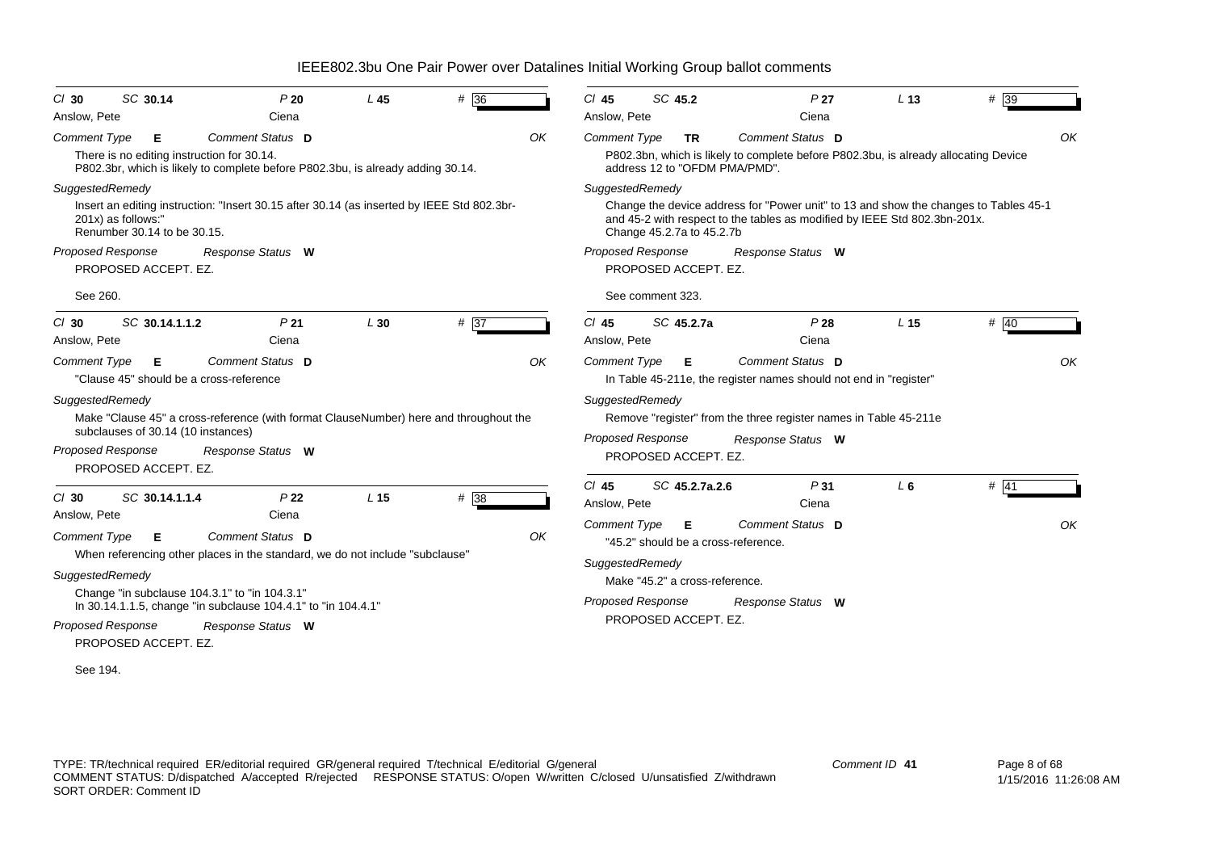# IEEE802.3bu One Pair Power over Datalines Initial Working Group ballot comments

**Cl** 30 **SC** 30.14 **P** 20 **L** 45 **#** 36

Anslow, Pete — Ciena

*Comment Type* **E** *Comment Status* **D** OK

There is no editing instruction for 30.14.
P802.3br, which is likely to complete before P802.3bu, is already adding 30.14.

*SuggestedRemedy*

Insert an editing instruction: "Insert 30.15 after 30.14 (as inserted by IEEE Std 802.3br-201x) as follows:"
Renumber 30.14 to be 30.15.

*Proposed Response* *Response Status* **W**

PROPOSED ACCEPT. EZ.

See 260.

---

**Cl** 30 **SC** 30.14.1.1.2 **P** 21 **L** 30 **#** 37

Anslow, Pete — Ciena

*Comment Type* **E** *Comment Status* **D** OK

"Clause 45" should be a cross-reference

*SuggestedRemedy*

Make "Clause 45" a cross-reference (with format ClauseNumber) here and throughout the subclauses of 30.14 (10 instances)

*Proposed Response* *Response Status* **W**

PROPOSED ACCEPT. EZ.

---

**Cl** 30 **SC** 30.14.1.1.4 **P** 22 **L** 15 **#** 38

Anslow, Pete — Ciena

*Comment Type* **E** *Comment Status* **D** OK

When referencing other places in the standard, we do not include "subclause"

*SuggestedRemedy*

Change "in subclause 104.3.1" to "in 104.3.1"
In 30.14.1.1.5, change "in subclause 104.4.1" to "in 104.4.1"

*Proposed Response* *Response Status* **W**

PROPOSED ACCEPT. EZ.

See 194.

---

**Cl** 45 **SC** 45.2 **P** 27 **L** 13 **#** 39

Anslow, Pete — Ciena

*Comment Type* **TR** *Comment Status* **D** OK

P802.3bn, which is likely to complete before P802.3bu, is already allocating Device address 12 to "OFDM PMA/PMD".

*SuggestedRemedy*

Change the device address for "Power unit" to 13 and show the changes to Tables 45-1 and 45-2 with respect to the tables as modified by IEEE Std 802.3bn-201x.
Change 45.2.7a to 45.2.7b

*Proposed Response* *Response Status* **W**

PROPOSED ACCEPT. EZ.

See comment 323.

---

**Cl** 45 **SC** 45.2.7a **P** 28 **L** 15 **#** 40

Anslow, Pete — Ciena

*Comment Type* **E** *Comment Status* **D** OK

In Table 45-211e, the register names should not end in "register"

*SuggestedRemedy*

Remove "register" from the three register names in Table 45-211e

*Proposed Response* *Response Status* **W**

PROPOSED ACCEPT. EZ.

---

**Cl** 45 **SC** 45.2.7a.2.6 **P** 31 **L** 6 **#** 41

Anslow, Pete — Ciena

*Comment Type* **E** *Comment Status* **D** OK

"45.2" should be a cross-reference.

*SuggestedRemedy*

Make "45.2" a cross-reference.

*Proposed Response* *Response Status* **W**

PROPOSED ACCEPT. EZ.

---

TYPE: TR/technical required ER/editorial required GR/general required T/technical E/editorial G/general
COMMENT STATUS: D/dispatched A/accepted R/rejected RESPONSE STATUS: O/open W/written C/closed U/unsatisfied Z/withdrawn
SORT ORDER: Comment ID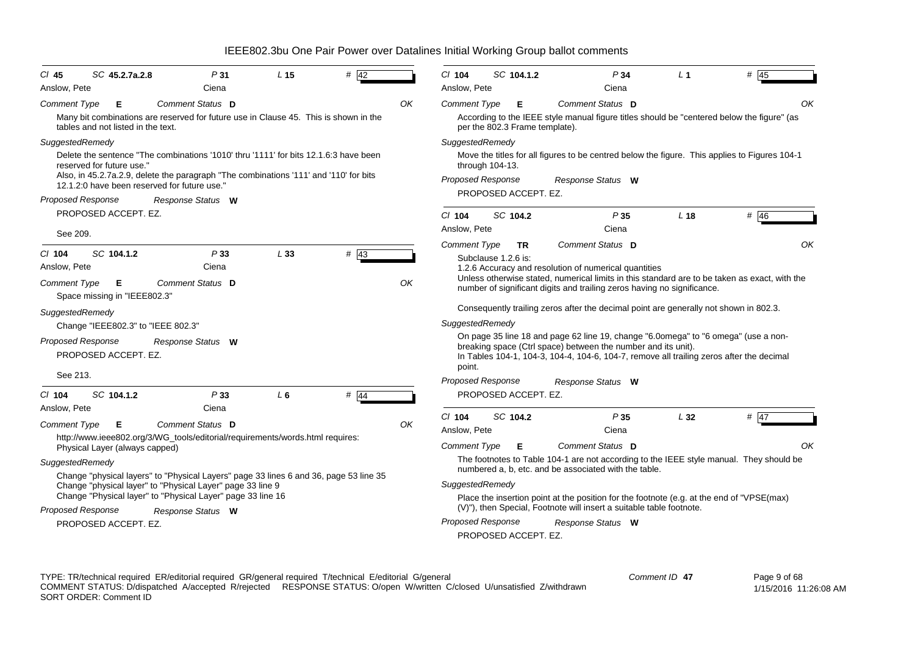# IEEE802.3bu One Pair Power over Datalines Initial Working Group ballot comments

**Cl** 45 **SC** 45.2.7a.2.8 **P** 31 **L** 15 **#** 42

Anslow, Pete — Ciena

*Comment Type* **E** *Comment Status* **D** — OK

Many bit combinations are reserved for future use in Clause 45. This is shown in the tables and not listed in the text.

*SuggestedRemedy*

Delete the sentence "The combinations '1010' thru '1111' for bits 12.1.6:3 have been reserved for future use."
Also, in 45.2.7a.2.9, delete the paragraph "The combinations '111' and '110' for bits 12.1.2:0 have been reserved for future use."

*Proposed Response* *Response Status* **W**

PROPOSED ACCEPT. EZ.

See 209.

---

**Cl** 104 **SC** 104.1.2 **P** 33 **L** 33 **#** 43

Anslow, Pete — Ciena

*Comment Type* **E** *Comment Status* **D** — OK

Space missing in "IEEE802.3"

*SuggestedRemedy*

Change "IEEE802.3" to "IEEE 802.3"

*Proposed Response* *Response Status* **W**

PROPOSED ACCEPT. EZ.

See 213.

---

**Cl** 104 **SC** 104.1.2 **P** 33 **L** 6 **#** 44

Anslow, Pete — Ciena

*Comment Type* **E** *Comment Status* **D** — OK

http://www.ieee802.org/3/WG_tools/editorial/requirements/words.html requires: Physical Layer (always capped)

*SuggestedRemedy*

Change "physical layers" to "Physical Layers" page 33 lines 6 and 36, page 53 line 35
Change "physical layer" to "Physical Layer" page 33 line 9
Change "Physical layer" to "Physical Layer" page 33 line 16

*Proposed Response* *Response Status* **W**

PROPOSED ACCEPT. EZ.

---

**Cl** 104 **SC** 104.1.2 **P** 34 **L** 1 **#** 45

Anslow, Pete — Ciena

*Comment Type* **E** *Comment Status* **D** — OK

According to the IEEE style manual figure titles should be "centered below the figure" (as per the 802.3 Frame template).

*SuggestedRemedy*

Move the titles for all figures to be centred below the figure. This applies to Figures 104-1 through 104-13.

*Proposed Response* *Response Status* **W**

PROPOSED ACCEPT. EZ.

---

**Cl** 104 **SC** 104.2 **P** 35 **L** 18 **#** 46

Anslow, Pete — Ciena

*Comment Type* **TR** *Comment Status* **D** — OK

Subclause 1.2.6 is:
1.2.6 Accuracy and resolution of numerical quantities
Unless otherwise stated, numerical limits in this standard are to be taken as exact, with the number of significant digits and trailing zeros having no significance.

Consequently trailing zeros after the decimal point are generally not shown in 802.3.

*SuggestedRemedy*

On page 35 line 18 and page 62 line 19, change "6.0omega" to "6 omega" (use a non-breaking space (Ctrl space) between the number and its unit).
In Tables 104-1, 104-3, 104-4, 104-6, 104-7, remove all trailing zeros after the decimal point.

*Proposed Response* *Response Status* **W**

PROPOSED ACCEPT. EZ.

---

**Cl** 104 **SC** 104.2 **P** 35 **L** 32 **#** 47

Anslow, Pete — Ciena

*Comment Type* **E** *Comment Status* **D** — OK

The footnotes to Table 104-1 are not according to the IEEE style manual. They should be numbered a, b, etc. and be associated with the table.

*SuggestedRemedy*

Place the insertion point at the position for the footnote (e.g. at the end of "VPSE(max) (V)"), then Special, Footnote will insert a suitable table footnote.

*Proposed Response* *Response Status* **W**

PROPOSED ACCEPT. EZ.

---

TYPE: TR/technical required ER/editorial required GR/general required T/technical E/editorial G/general
COMMENT STATUS: D/dispatched A/accepted R/rejected RESPONSE STATUS: O/open W/written C/closed U/unsatisfied Z/withdrawn
SORT ORDER: Comment ID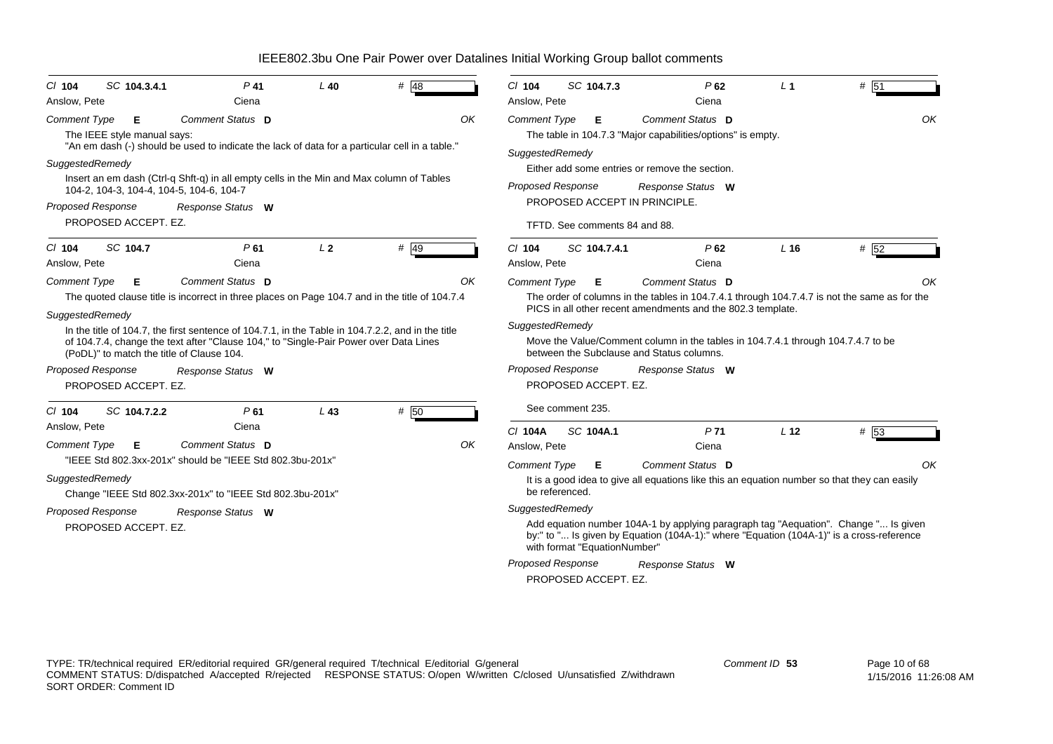# IEEE802.3bu One Pair Power over Datalines Initial Working Group ballot comments

**Cl 104 SC 104.3.4.1 P 41 L 40 # 48**
Anslow, Pete — Ciena

*Comment Type* **E** *Comment Status* **D** OK

The IEEE style manual says:
"An em dash (-) should be used to indicate the lack of data for a particular cell in a table."

*SuggestedRemedy*

Insert an em dash (Ctrl-q Shft-q) in all empty cells in the Min and Max column of Tables 104-2, 104-3, 104-4, 104-5, 104-6, 104-7

*Proposed Response* *Response Status* **W**

PROPOSED ACCEPT. EZ.

---

**Cl 104 SC 104.7 P 61 L 2 # 49**
Anslow, Pete — Ciena

*Comment Type* **E** *Comment Status* **D** OK

The quoted clause title is incorrect in three places on Page 104.7 and in the title of 104.7.4

*SuggestedRemedy*

In the title of 104.7, the first sentence of 104.7.1, in the Table in 104.7.2.2, and in the title of 104.7.4, change the text after "Clause 104," to "Single-Pair Power over Data Lines (PoDL)" to match the title of Clause 104.

*Proposed Response* *Response Status* **W**

PROPOSED ACCEPT. EZ.

---

**Cl 104 SC 104.7.2.2 P 61 L 43 # 50**
Anslow, Pete — Ciena

*Comment Type* **E** *Comment Status* **D** OK

"IEEE Std 802.3xx-201x" should be "IEEE Std 802.3bu-201x"

*SuggestedRemedy*

Change "IEEE Std 802.3xx-201x" to "IEEE Std 802.3bu-201x"

*Proposed Response* *Response Status* **W**

PROPOSED ACCEPT. EZ.

---

**Cl 104 SC 104.7.3 P 62 L 1 # 51**
Anslow, Pete — Ciena

*Comment Type* **E** *Comment Status* **D** OK

The table in 104.7.3 "Major capabilities/options" is empty.

*SuggestedRemedy*

Either add some entries or remove the section.

*Proposed Response* *Response Status* **W**

PROPOSED ACCEPT IN PRINCIPLE.

TFTD. See comments 84 and 88.

---

**Cl 104 SC 104.7.4.1 P 62 L 16 # 52**
Anslow, Pete — Ciena

*Comment Type* **E** *Comment Status* **D** OK

The order of columns in the tables in 104.7.4.1 through 104.7.4.7 is not the same as for the PICS in all other recent amendments and the 802.3 template.

*SuggestedRemedy*

Move the Value/Comment column in the tables in 104.7.4.1 through 104.7.4.7 to be between the Subclause and Status columns.

*Proposed Response* *Response Status* **W**

PROPOSED ACCEPT. EZ.

See comment 235.

---

**Cl 104A SC 104A.1 P 71 L 12 # 53**
Anslow, Pete — Ciena

*Comment Type* **E** *Comment Status* **D** OK

It is a good idea to give all equations like this an equation number so that they can easily be referenced.

*SuggestedRemedy*

Add equation number 104A-1 by applying paragraph tag "Aequation". Change "... Is given by:" to "... Is given by Equation (104A-1):" where "Equation (104A-1)" is a cross-reference with format "EquationNumber"

*Proposed Response* *Response Status* **W**

PROPOSED ACCEPT. EZ.

---

TYPE: TR/technical required ER/editorial required GR/general required T/technical E/editorial G/general
COMMENT STATUS: D/dispatched A/accepted R/rejected RESPONSE STATUS: O/open W/written C/closed U/unsatisfied Z/withdrawn
SORT ORDER: Comment ID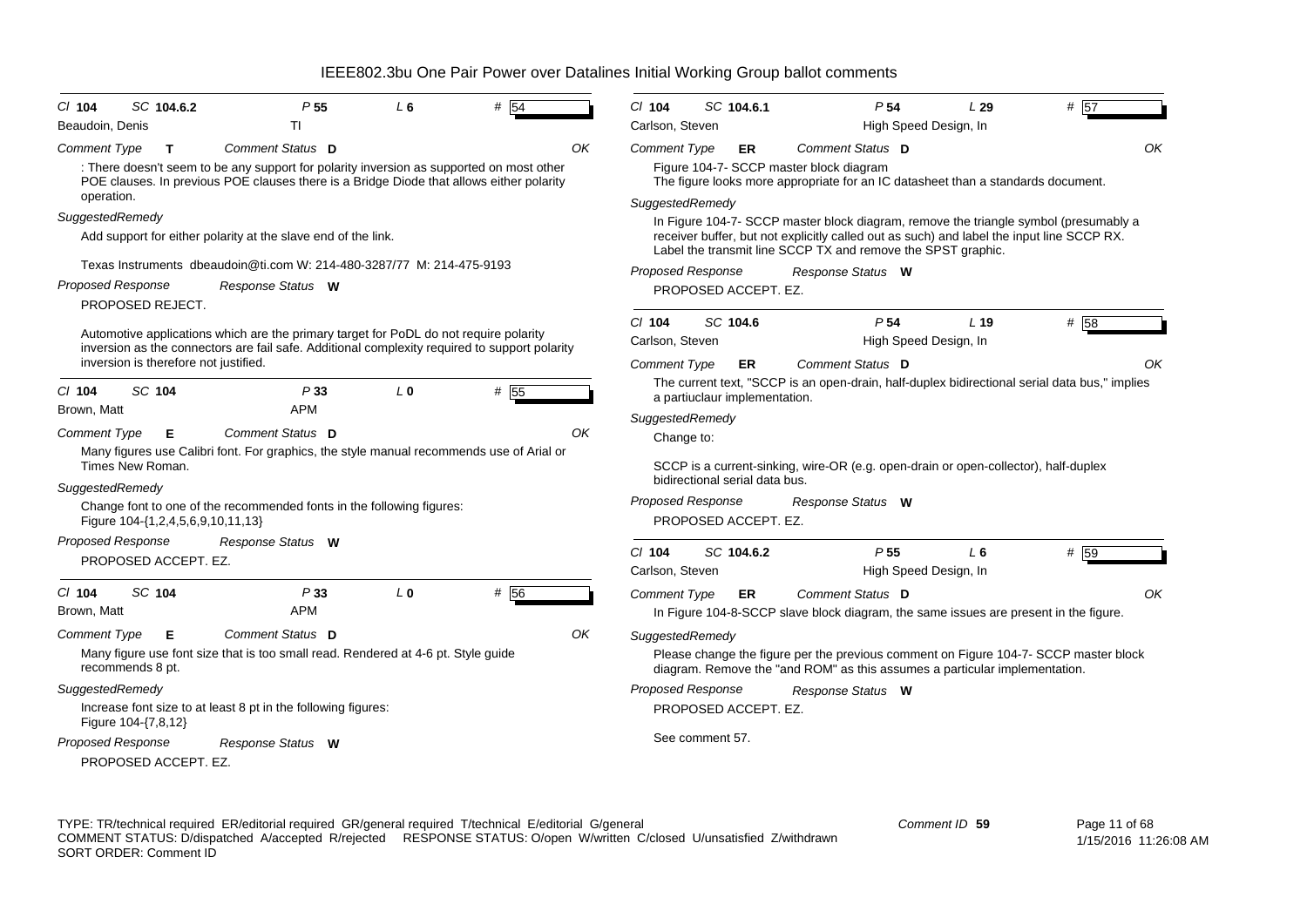# IEEE802.3bu One Pair Power over Datalines Initial Working Group ballot comments

**Cl** 104 **SC** 104.6.2 **P** 55 **L** 6 **#** 54

Beaudoin, Denis — TI

*Comment Type* **T** *Comment Status* **D** OK

: There doesn't seem to be any support for polarity inversion as supported on most other POE clauses. In previous POE clauses there is a Bridge Diode that allows either polarity operation.

*SuggestedRemedy*

Add support for either polarity at the slave end of the link.

Texas Instruments dbeaudoin@ti.com W: 214-480-3287/77 M: 214-475-9193

*Proposed Response* *Response Status* **W**

PROPOSED REJECT.

Automotive applications which are the primary target for PoDL do not require polarity inversion as the connectors are fail safe. Additional complexity required to support polarity inversion is therefore not justified.

---

**Cl** 104 **SC** 104 **P** 33 **L** 0 **#** 55

Brown, Matt — APM

*Comment Type* **E** *Comment Status* **D** OK

Many figures use Calibri font. For graphics, the style manual recommends use of Arial or Times New Roman.

*SuggestedRemedy*

Change font to one of the recommended fonts in the following figures:
Figure 104-{1,2,4,5,6,9,10,11,13}

*Proposed Response* *Response Status* **W**

PROPOSED ACCEPT. EZ.

---

**Cl** 104 **SC** 104 **P** 33 **L** 0 **#** 56

Brown, Matt — APM

*Comment Type* **E** *Comment Status* **D** OK

Many figure use font size that is too small read. Rendered at 4-6 pt. Style guide recommends 8 pt.

*SuggestedRemedy*

Increase font size to at least 8 pt in the following figures:
Figure 104-{7,8,12}

*Proposed Response* *Response Status* **W**

PROPOSED ACCEPT. EZ.

---

**Cl** 104 **SC** 104.6.1 **P** 54 **L** 29 **#** 57

Carlson, Steven — High Speed Design, In

*Comment Type* **ER** *Comment Status* **D** OK

Figure 104-7- SCCP master block diagram
The figure looks more appropriate for an IC datasheet than a standards document.

*SuggestedRemedy*

In Figure 104-7- SCCP master block diagram, remove the triangle symbol (presumably a receiver buffer, but not explicitly called out as such) and label the input line SCCP RX. Label the transmit line SCCP TX and remove the SPST graphic.

*Proposed Response* *Response Status* **W**

PROPOSED ACCEPT. EZ.

---

**Cl** 104 **SC** 104.6 **P** 54 **L** 19 **#** 58

Carlson, Steven — High Speed Design, In

*Comment Type* **ER** *Comment Status* **D** OK

The current text, "SCCP is an open-drain, half-duplex bidirectional serial data bus," implies a partiuclaur implementation.

*SuggestedRemedy*

Change to:

SCCP is a current-sinking, wire-OR (e.g. open-drain or open-collector), half-duplex bidirectional serial data bus.

*Proposed Response* *Response Status* **W**

PROPOSED ACCEPT. EZ.

---

**Cl** 104 **SC** 104.6.2 **P** 55 **L** 6 **#** 59

Carlson, Steven — High Speed Design, In

*Comment Type* **ER** *Comment Status* **D** OK

In Figure 104-8-SCCP slave block diagram, the same issues are present in the figure.

*SuggestedRemedy*

Please change the figure per the previous comment on Figure 104-7- SCCP master block diagram. Remove the "and ROM" as this assumes a particular implementation.

*Proposed Response* *Response Status* **W**

PROPOSED ACCEPT. EZ.

See comment 57.

---

TYPE: TR/technical required ER/editorial required GR/general required T/technical E/editorial G/general
COMMENT STATUS: D/dispatched A/accepted R/rejected RESPONSE STATUS: O/open W/written C/closed U/unsatisfied Z/withdrawn
SORT ORDER: Comment ID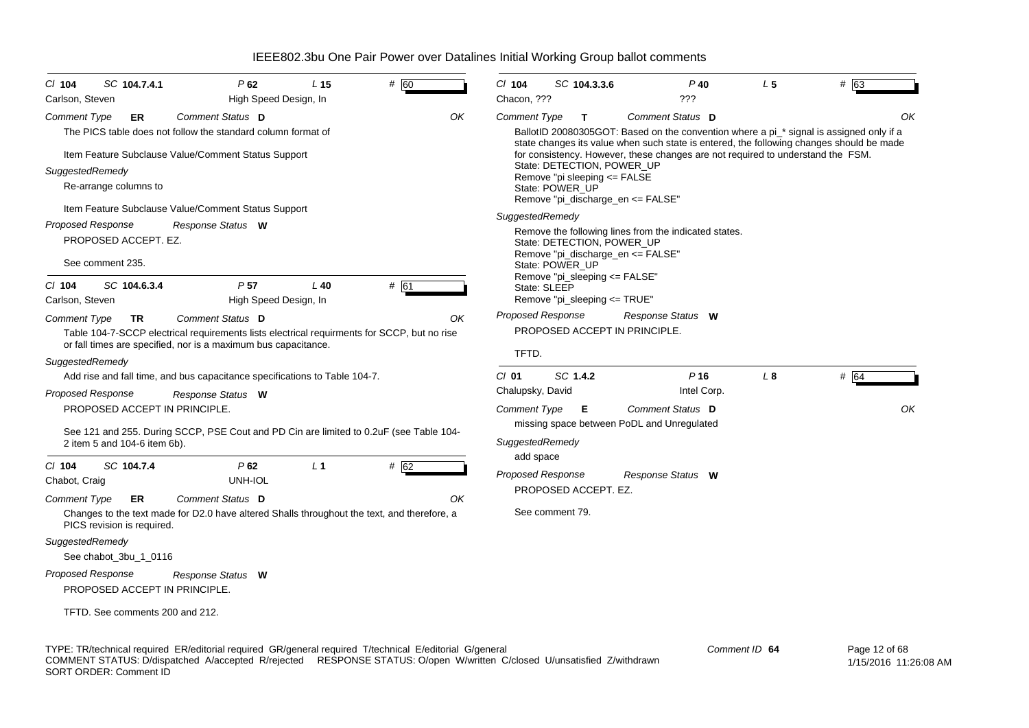# IEEE802.3bu One Pair Power over Datalines Initial Working Group ballot comments

**Cl** 104 **SC** 104.7.4.1 **P** 62 **L** 15 **#** 60
Carlson, Steven — High Speed Design, In

*Comment Type* **ER** *Comment Status* **D** OK

The PICS table does not follow the standard column format of

Item Feature Subclause Value/Comment Status Support

*SuggestedRemedy*

Re-arrange columns to

Item Feature Subclause Value/Comment Status Support

*Proposed Response* *Response Status* **W**

PROPOSED ACCEPT. EZ.

See comment 235.

---

**Cl** 104 **SC** 104.6.3.4 **P** 57 **L** 40 **#** 61
Carlson, Steven — High Speed Design, In

*Comment Type* **TR** *Comment Status* **D** OK

Table 104-7-SCCP electrical requirements lists electrical requirments for SCCP, but no rise or fall times are specified, nor is a maximum bus capacitance.

*SuggestedRemedy*

Add rise and fall time, and bus capacitance specifications to Table 104-7.

*Proposed Response* *Response Status* **W**

PROPOSED ACCEPT IN PRINCIPLE.

See 121 and 255. During SCCP, PSE Cout and PD Cin are limited to 0.2uF (see Table 104-2 item 5 and 104-6 item 6b).

---

**Cl** 104 **SC** 104.7.4 **P** 62 **L** 1 **#** 62
Chabot, Craig — UNH-IOL

*Comment Type* **ER** *Comment Status* **D** OK

Changes to the text made for D2.0 have altered Shalls throughout the text, and therefore, a PICS revision is required.

*SuggestedRemedy*

See chabot_3bu_1_0116

*Proposed Response* *Response Status* **W**

PROPOSED ACCEPT IN PRINCIPLE.

TFTD. See comments 200 and 212.

---

**Cl** 104 **SC** 104.3.3.6 **P** 40 **L** 5 **#** 63
Chacon, ??? — ???

*Comment Type* **T** *Comment Status* **D** OK

BallotID 20080305GOT: Based on the convention where a pi_* signal is assigned only if a state changes its value when such state is entered, the following changes should be made for consistency. However, these changes are not required to understand the FSM.
State: DETECTION, POWER_UP
Remove "pi sleeping <= FALSE
State: POWER_UP
Remove "pi_discharge_en <= FALSE"

*SuggestedRemedy*

Remove the following lines from the indicated states.
State: DETECTION, POWER_UP
Remove "pi_discharge_en <= FALSE"
State: POWER_UP
Remove "pi_sleeping <= FALSE"
State: SLEEP
Remove "pi_sleeping <= TRUE"

*Proposed Response* *Response Status* **W**

PROPOSED ACCEPT IN PRINCIPLE.

TFTD.

---

**Cl** 01 **SC** 1.4.2 **P** 16 **L** 8 **#** 64
Chalupsky, David — Intel Corp.

*Comment Type* **E** *Comment Status* **D** OK

missing space between PoDL and Unregulated

*SuggestedRemedy*

add space

*Proposed Response* *Response Status* **W**

PROPOSED ACCEPT. EZ.

See comment 79.

---

TYPE: TR/technical required ER/editorial required GR/general required T/technical E/editorial G/general
COMMENT STATUS: D/dispatched A/accepted R/rejected RESPONSE STATUS: O/open W/written C/closed U/unsatisfied Z/withdrawn
SORT ORDER: Comment ID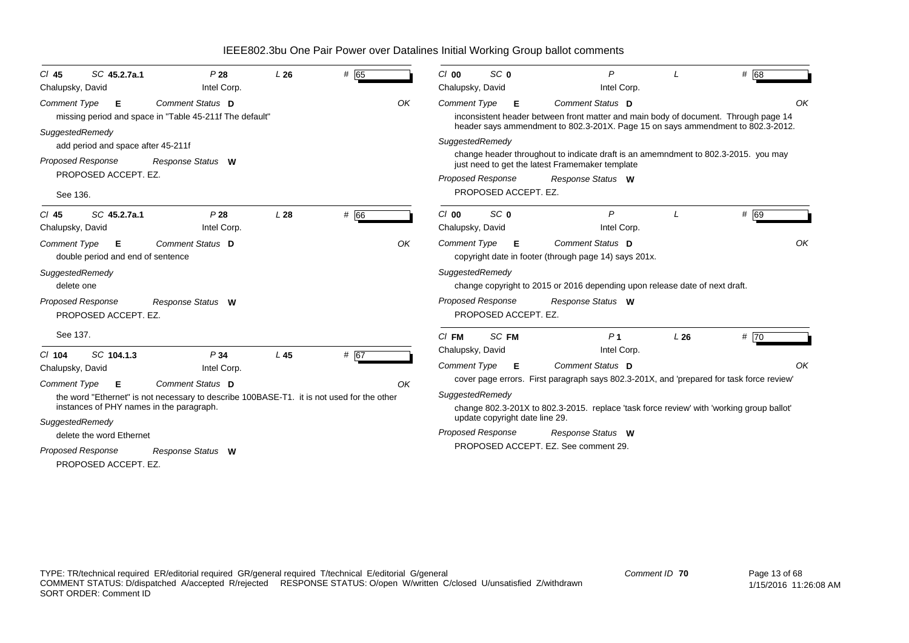# IEEE802.3bu One Pair Power over Datalines Initial Working Group ballot comments

---

*Cl* **45** *SC* **45.2.7a.1** *P* **28** *L* **26** *#* 65

Chalupsky, David — Intel Corp.

*Comment Type* **E** *Comment Status* **D** *OK*

missing period and space in "Table 45-211f The default"

*SuggestedRemedy*

add period and space after 45-211f

*Proposed Response* *Response Status* **W**

PROPOSED ACCEPT. EZ.

See 136.

---

*Cl* **45** *SC* **45.2.7a.1** *P* **28** *L* **28** *#* 66

Chalupsky, David — Intel Corp.

*Comment Type* **E** *Comment Status* **D** *OK*

double period and end of sentence

*SuggestedRemedy*

delete one

*Proposed Response* *Response Status* **W**

PROPOSED ACCEPT. EZ.

See 137.

---

*Cl* **104** *SC* **104.1.3** *P* **34** *L* **45** *#* 67

Chalupsky, David — Intel Corp.

*Comment Type* **E** *Comment Status* **D** *OK*

the word "Ethernet" is not necessary to describe 100BASE-T1. it is not used for the other instances of PHY names in the paragraph.

*SuggestedRemedy*

delete the word Ethernet

*Proposed Response* *Response Status* **W**

PROPOSED ACCEPT. EZ.

---

*Cl* **00** *SC* **0** *P* *L* *#* 68

Chalupsky, David — Intel Corp.

*Comment Type* **E** *Comment Status* **D** *OK*

inconsistent header between front matter and main body of document. Through page 14 header says ammendment to 802.3-201X. Page 15 on says ammendment to 802.3-2012.

*SuggestedRemedy*

change header throughout to indicate draft is an amemndment to 802.3-2015. you may just need to get the latest Framemaker template

*Proposed Response* *Response Status* **W**

PROPOSED ACCEPT. EZ.

---

*Cl* **00** *SC* **0** *P* *L* *#* 69

Chalupsky, David — Intel Corp.

*Comment Type* **E** *Comment Status* **D** *OK*

copyright date in footer (through page 14) says 201x.

*SuggestedRemedy*

change copyright to 2015 or 2016 depending upon release date of next draft.

*Proposed Response* *Response Status* **W**

PROPOSED ACCEPT. EZ.

---

*Cl* **FM** *SC* **FM** *P* **1** *L* **26** *#* 70

Chalupsky, David — Intel Corp.

*Comment Type* **E** *Comment Status* **D** *OK*

cover page errors. First paragraph says 802.3-201X, and 'prepared for task force review'

*SuggestedRemedy*

change 802.3-201X to 802.3-2015. replace 'task force review' with 'working group ballot' update copyright date line 29.

*Proposed Response* *Response Status* **W**

PROPOSED ACCEPT. EZ. See comment 29.

---

TYPE: TR/technical required ER/editorial required GR/general required T/technical E/editorial G/general
COMMENT STATUS: D/dispatched A/accepted R/rejected RESPONSE STATUS: O/open W/written C/closed U/unsatisfied Z/withdrawn
SORT ORDER: Comment ID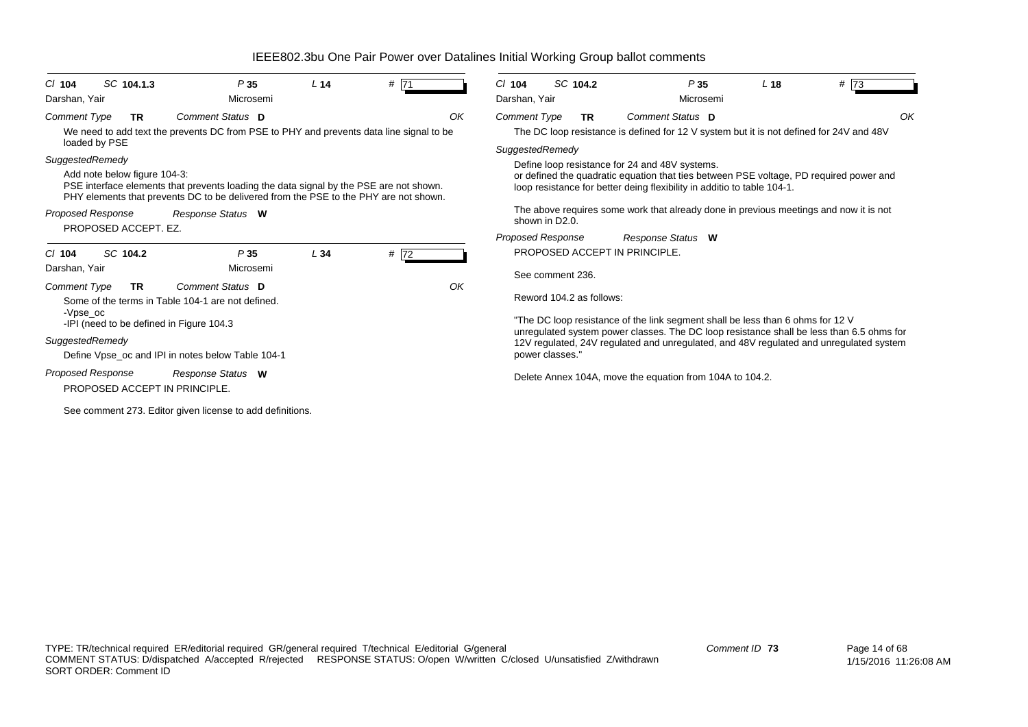# IEEE802.3bu One Pair Power over Datalines Initial Working Group ballot comments

*Cl* **104** *SC* **104.1.3** *P* **35** *L* **14** # **71**

Darshan, Yair — Microsemi

*Comment Type* **TR** *Comment Status* **D** *OK*

We need to add text the prevents DC from PSE to PHY and prevents data line signal to be loaded by PSE

*SuggestedRemedy*

Add note below figure 104-3:
PSE interface elements that prevents loading the data signal by the PSE are not shown.
PHY elements that prevents DC to be delivered from the PSE to the PHY are not shown.

*Proposed Response* *Response Status* **W**

PROPOSED ACCEPT. EZ.

---

*Cl* **104** *SC* **104.2** *P* **35** *L* **34** # **72**

Darshan, Yair — Microsemi

*Comment Type* **TR** *Comment Status* **D** *OK*

Some of the terms in Table 104-1 are not defined.
-Vpse_oc
-IPI (need to be defined in Figure 104.3

*SuggestedRemedy*

Define Vpse_oc and IPI in notes below Table 104-1

*Proposed Response* *Response Status* **W**

PROPOSED ACCEPT IN PRINCIPLE.

See comment 273. Editor given license to add definitions.

---

*Cl* **104** *SC* **104.2** *P* **35** *L* **18** # **73**

Darshan, Yair — Microsemi

*Comment Type* **TR** *Comment Status* **D** *OK*

The DC loop resistance is defined for 12 V system but it is not defined for 24V and 48V

*SuggestedRemedy*

Define loop resistance for 24 and 48V systems.
or defined the quadratic equation that ties between PSE voltage, PD required power and loop resistance for better deing flexibility in additio to table 104-1.

The above requires some work that already done in previous meetings and now it is not shown in D2.0.

*Proposed Response* *Response Status* **W**

PROPOSED ACCEPT IN PRINCIPLE.

See comment 236.

Reword 104.2 as follows:

"The DC loop resistance of the link segment shall be less than 6 ohms for 12 V unregulated system power classes. The DC loop resistance shall be less than 6.5 ohms for 12V regulated, 24V regulated and unregulated, and 48V regulated and unregulated system power classes."

Delete Annex 104A, move the equation from 104A to 104.2.

---

TYPE: TR/technical required ER/editorial required GR/general required T/technical E/editorial G/general
COMMENT STATUS: D/dispatched A/accepted R/rejected RESPONSE STATUS: O/open W/written C/closed U/unsatisfied Z/withdrawn
SORT ORDER: Comment ID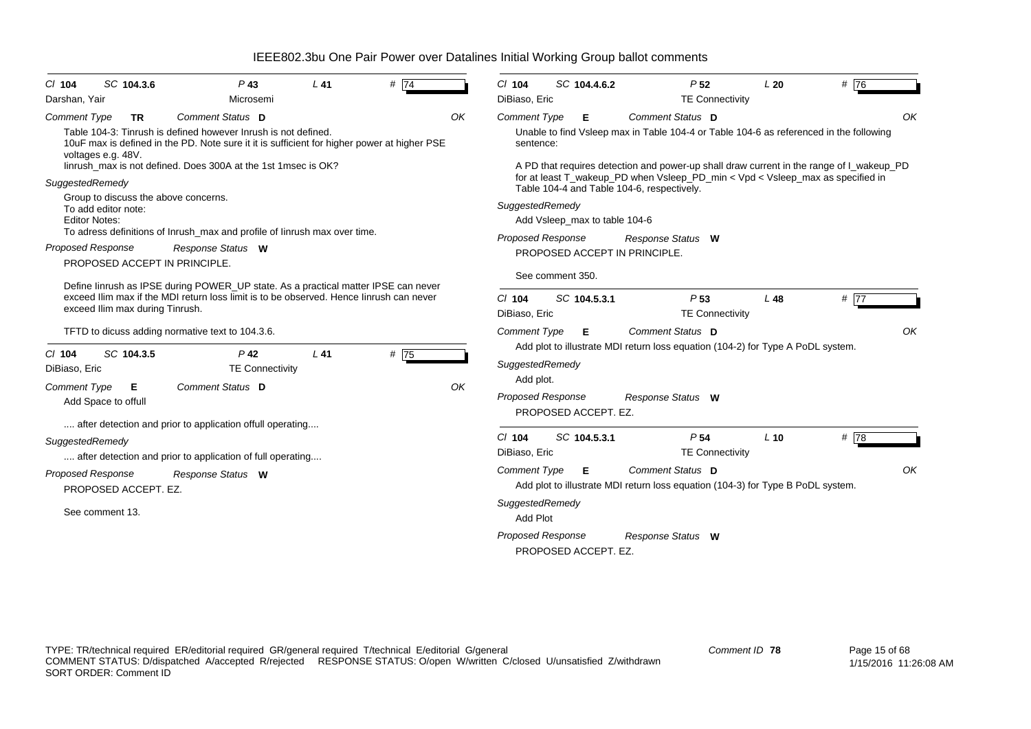# IEEE802.3bu One Pair Power over Datalines Initial Working Group ballot comments

**Cl** 104 **SC** 104.3.6 **P** 43 **L** 41 **#** 74

Darshan, Yair — Microsemi

*Comment Type* **TR** *Comment Status* **D** — OK

Table 104-3: Tinrush is defined however Inrush is not defined.
10uF max is defined in the PD. Note sure it it is sufficient for higher power at higher PSE voltages e.g. 48V.
Iinrush_max is not defined. Does 300A at the 1st 1msec is OK?

*SuggestedRemedy*

Group to discuss the above concerns.
To add editor note:
Editor Notes:
To adress definitions of Inrush_max and profile of Iinrush max over time.

*Proposed Response* *Response Status* **W**

PROPOSED ACCEPT IN PRINCIPLE.

Define Iinrush as IPSE during POWER_UP state. As a practical matter IPSE can never exceed Ilim max if the MDI return loss limit is to be observed. Hence Iinrush can never exceed Ilim max during Tinrush.

TFTD to dicuss adding normative text to 104.3.6.

---

**Cl** 104 **SC** 104.3.5 **P** 42 **L** 41 **#** 75

DiBiaso, Eric — TE Connectivity

*Comment Type* **E** *Comment Status* **D** — OK

Add Space to offull

.... after detection and prior to application offull operating....

*SuggestedRemedy*

.... after detection and prior to application of full operating....

*Proposed Response* *Response Status* **W**

PROPOSED ACCEPT. EZ.

See comment 13.

---

**Cl** 104 **SC** 104.4.6.2 **P** 52 **L** 20 **#** 76

DiBiaso, Eric — TE Connectivity

*Comment Type* **E** *Comment Status* **D** — OK

Unable to find Vsleep max in Table 104-4 or Table 104-6 as referenced in the following sentence:

A PD that requires detection and power-up shall draw current in the range of I_wakeup_PD for at least T_wakeup_PD when Vsleep_PD_min < Vpd < Vsleep_max as specified in Table 104-4 and Table 104-6, respectively.

*SuggestedRemedy*

Add Vsleep_max to table 104-6

*Proposed Response* *Response Status* **W**

PROPOSED ACCEPT IN PRINCIPLE.

See comment 350.

---

**Cl** 104 **SC** 104.5.3.1 **P** 53 **L** 48 **#** 77

DiBiaso, Eric — TE Connectivity

*Comment Type* **E** *Comment Status* **D** — OK

Add plot to illustrate MDI return loss equation (104-2) for Type A PoDL system.

*SuggestedRemedy*

Add plot.

*Proposed Response* *Response Status* **W**

PROPOSED ACCEPT. EZ.

---

**Cl** 104 **SC** 104.5.3.1 **P** 54 **L** 10 **#** 78

DiBiaso, Eric — TE Connectivity

*Comment Type* **E** *Comment Status* **D** — OK

Add plot to illustrate MDI return loss equation (104-3) for Type B PoDL system.

*SuggestedRemedy*

Add Plot

*Proposed Response* *Response Status* **W**

PROPOSED ACCEPT. EZ.

---

TYPE: TR/technical required ER/editorial required GR/general required T/technical E/editorial G/general
COMMENT STATUS: D/dispatched A/accepted R/rejected RESPONSE STATUS: O/open W/written C/closed U/unsatisfied Z/withdrawn
SORT ORDER: Comment ID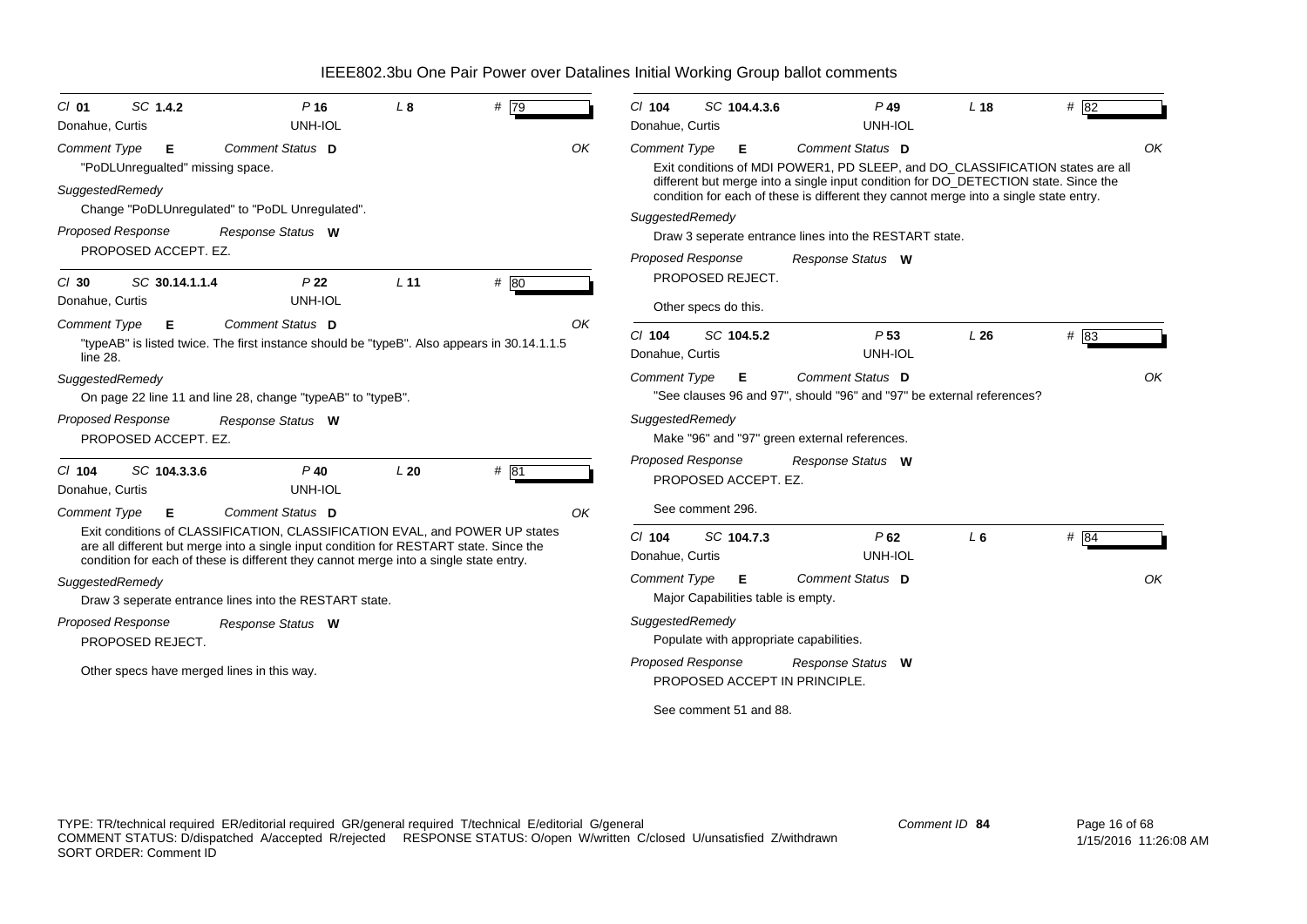# IEEE802.3bu One Pair Power over Datalines Initial Working Group ballot comments

**Cl** 01 **SC** 1.4.2 **P** 16 **L** 8 **#** 79
Donahue, Curtis — UNH-IOL

*Comment Type* **E** *Comment Status* **D** — OK

"PoDLUnregualted" missing space.

*SuggestedRemedy*

Change "PoDLUnregulated" to "PoDL Unregulated".

*Proposed Response* *Response Status* **W**

PROPOSED ACCEPT. EZ.

---

**Cl** 30 **SC** 30.14.1.1.4 **P** 22 **L** 11 **#** 80
Donahue, Curtis — UNH-IOL

*Comment Type* **E** *Comment Status* **D** — OK

"typeAB" is listed twice. The first instance should be "typeB". Also appears in 30.14.1.1.5 line 28.

*SuggestedRemedy*

On page 22 line 11 and line 28, change "typeAB" to "typeB".

*Proposed Response* *Response Status* **W**

PROPOSED ACCEPT. EZ.

---

**Cl** 104 **SC** 104.3.3.6 **P** 40 **L** 20 **#** 81
Donahue, Curtis — UNH-IOL

*Comment Type* **E** *Comment Status* **D** — OK

Exit conditions of CLASSIFICATION, CLASSIFICATION EVAL, and POWER UP states are all different but merge into a single input condition for RESTART state. Since the condition for each of these is different they cannot merge into a single state entry.

*SuggestedRemedy*

Draw 3 seperate entrance lines into the RESTART state.

*Proposed Response* *Response Status* **W**

PROPOSED REJECT.

Other specs have merged lines in this way.

---

**Cl** 104 **SC** 104.4.3.6 **P** 49 **L** 18 **#** 82
Donahue, Curtis — UNH-IOL

*Comment Type* **E** *Comment Status* **D** — OK

Exit conditions of MDI POWER1, PD SLEEP, and DO_CLASSIFICATION states are all different but merge into a single input condition for DO_DETECTION state. Since the condition for each of these is different they cannot merge into a single state entry.

*SuggestedRemedy*

Draw 3 seperate entrance lines into the RESTART state.

*Proposed Response* *Response Status* **W**

PROPOSED REJECT.

Other specs do this.

---

**Cl** 104 **SC** 104.5.2 **P** 53 **L** 26 **#** 83
Donahue, Curtis — UNH-IOL

*Comment Type* **E** *Comment Status* **D** — OK

"See clauses 96 and 97", should "96" and "97" be external references?

*SuggestedRemedy*

Make "96" and "97" green external references.

*Proposed Response* *Response Status* **W**

PROPOSED ACCEPT. EZ.

See comment 296.

---

**Cl** 104 **SC** 104.7.3 **P** 62 **L** 6 **#** 84
Donahue, Curtis — UNH-IOL

*Comment Type* **E** *Comment Status* **D** — OK

Major Capabilities table is empty.

*SuggestedRemedy*

Populate with appropriate capabilities.

*Proposed Response* *Response Status* **W**

PROPOSED ACCEPT IN PRINCIPLE.

See comment 51 and 88.

---

TYPE: TR/technical required ER/editorial required GR/general required T/technical E/editorial G/general
COMMENT STATUS: D/dispatched A/accepted R/rejected RESPONSE STATUS: O/open W/written C/closed U/unsatisfied Z/withdrawn
SORT ORDER: Comment ID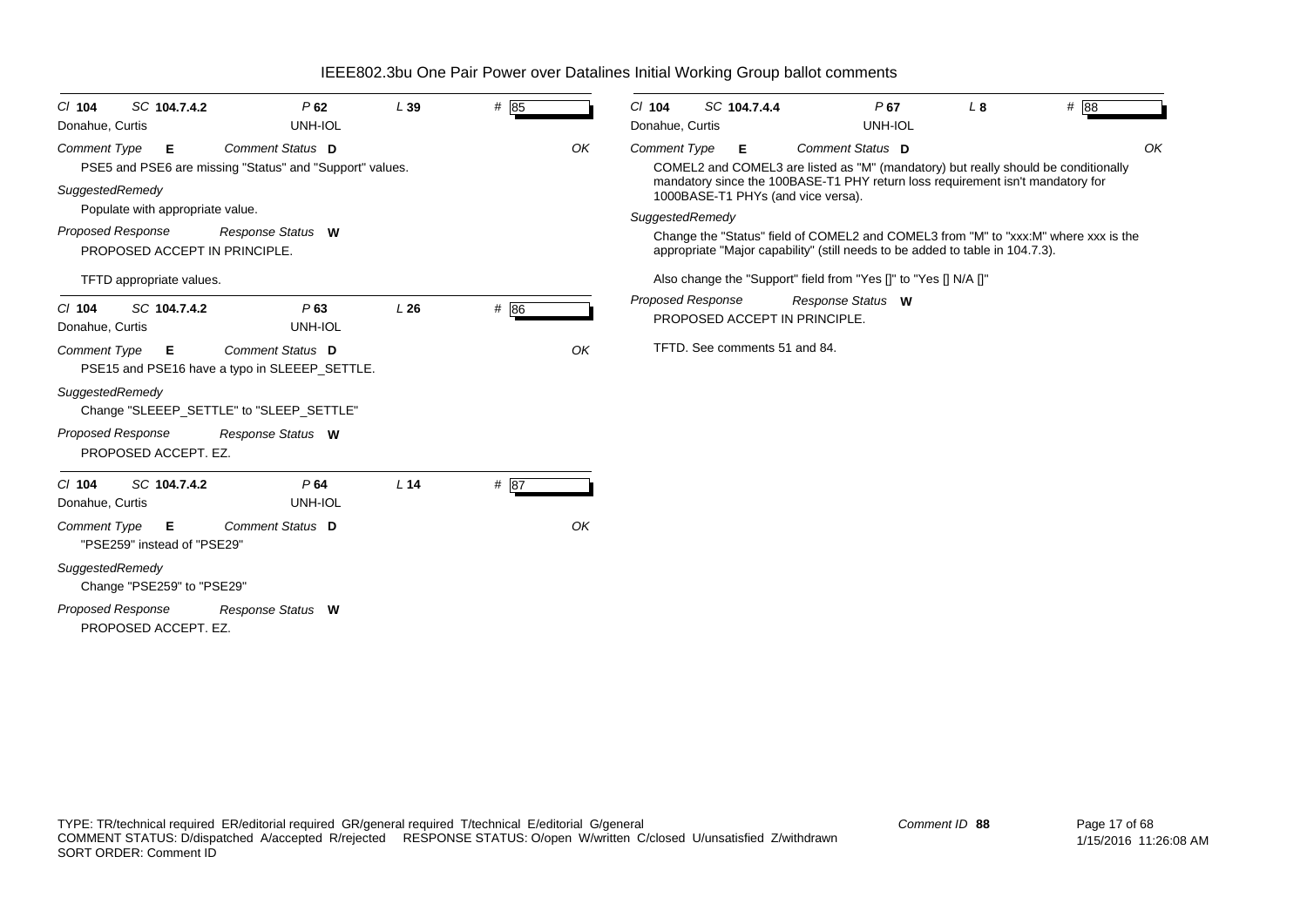# IEEE802.3bu One Pair Power over Datalines Initial Working Group ballot comments

**Cl** 104 **SC** 104.7.4.2 **P** 62 **L** 39 **#** 85

Donahue, Curtis — UNH-IOL

*Comment Type* **E** *Comment Status* **D** OK

PSE5 and PSE6 are missing "Status" and "Support" values.

*SuggestedRemedy*

Populate with appropriate value.

*Proposed Response* *Response Status* **W**

PROPOSED ACCEPT IN PRINCIPLE.

TFTD appropriate values.

---

**Cl** 104 **SC** 104.7.4.2 **P** 63 **L** 26 **#** 86

Donahue, Curtis — UNH-IOL

*Comment Type* **E** *Comment Status* **D** OK

PSE15 and PSE16 have a typo in SLEEEP_SETTLE.

*SuggestedRemedy*

Change "SLEEEP_SETTLE" to "SLEEP_SETTLE"

*Proposed Response* *Response Status* **W**

PROPOSED ACCEPT. EZ.

---

**Cl** 104 **SC** 104.7.4.2 **P** 64 **L** 14 **#** 87

Donahue, Curtis — UNH-IOL

*Comment Type* **E** *Comment Status* **D** OK

"PSE259" instead of "PSE29"

*SuggestedRemedy*

Change "PSE259" to "PSE29"

*Proposed Response* *Response Status* **W**

PROPOSED ACCEPT. EZ.

---

**Cl** 104 **SC** 104.7.4.4 **P** 67 **L** 8 **#** 88

Donahue, Curtis — UNH-IOL

*Comment Type* **E** *Comment Status* **D** OK

COMEL2 and COMEL3 are listed as "M" (mandatory) but really should be conditionally mandatory since the 100BASE-T1 PHY return loss requirement isn't mandatory for 1000BASE-T1 PHYs (and vice versa).

*SuggestedRemedy*

Change the "Status" field of COMEL2 and COMEL3 from "M" to "xxx:M" where xxx is the appropriate "Major capability" (still needs to be added to table in 104.7.3).

Also change the "Support" field from "Yes []" to "Yes [] N/A []"

*Proposed Response* *Response Status* **W**

PROPOSED ACCEPT IN PRINCIPLE.

TFTD. See comments 51 and 84.

---

TYPE: TR/technical required ER/editorial required GR/general required T/technical E/editorial G/general
COMMENT STATUS: D/dispatched A/accepted R/rejected RESPONSE STATUS: O/open W/written C/closed U/unsatisfied Z/withdrawn
SORT ORDER: Comment ID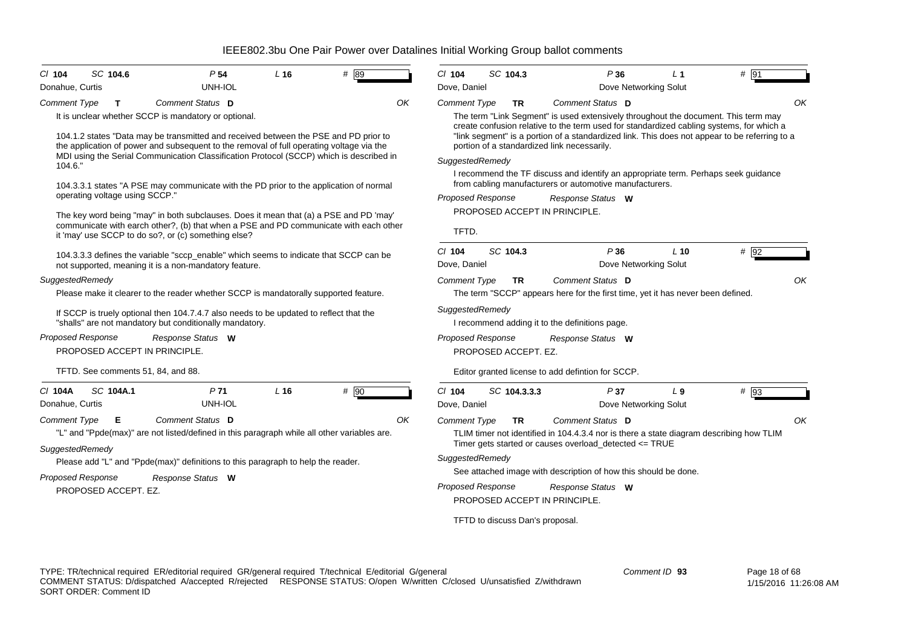# IEEE802.3bu One Pair Power over Datalines Initial Working Group ballot comments

---

**Cl** 104 **SC** 104.6 **P** 54 **L** 16 **#** 89

Donahue, Curtis — UNH-IOL

*Comment Type* **T** *Comment Status* **D** OK

It is unclear whether SCCP is mandatory or optional.

104.1.2 states "Data may be transmitted and received between the PSE and PD prior to the application of power and subsequent to the removal of full operating voltage via the MDI using the Serial Communication Classification Protocol (SCCP) which is described in 104.6."

104.3.3.1 states "A PSE may communicate with the PD prior to the application of normal operating voltage using SCCP."

The key word being "may" in both subclauses. Does it mean that (a) a PSE and PD 'may' communicate with earch other?, (b) that when a PSE and PD communicate with each other it 'may' use SCCP to do so?, or (c) something else?

104.3.3.3 defines the variable "sccp_enable" which seems to indicate that SCCP can be not supported, meaning it is a non-mandatory feature.

*SuggestedRemedy*

Please make it clearer to the reader whether SCCP is mandatorally supported feature.

If SCCP is truely optional then 104.7.4.7 also needs to be updated to reflect that the "shalls" are not mandatory but conditionally mandatory.

*Proposed Response* *Response Status* **W**

PROPOSED ACCEPT IN PRINCIPLE.

TFTD. See comments 51, 84, and 88.

---

**Cl** 104A **SC** 104A.1 **P** 71 **L** 16 **#** 90

Donahue, Curtis — UNH-IOL

*Comment Type* **E** *Comment Status* **D** OK

"L" and "Ppde(max)" are not listed/defined in this paragraph while all other variables are.

*SuggestedRemedy*

Please add "L" and "Ppde(max)" definitions to this paragraph to help the reader.

*Proposed Response* *Response Status* **W**

PROPOSED ACCEPT. EZ.

---

**Cl** 104 **SC** 104.3 **P** 36 **L** 1 **#** 91

Dove, Daniel — Dove Networking Solut

*Comment Type* **TR** *Comment Status* **D** OK

The term "Link Segment" is used extensively throughout the document. This term may create confusion relative to the term used for standardized cabling systems, for which a "link segment" is a portion of a standardized link. This does not appear to be referring to a portion of a standardized link necessarily.

*SuggestedRemedy*

I recommend the TF discuss and identify an appropriate term. Perhaps seek guidance from cabling manufacturers or automotive manufacturers.

*Proposed Response* *Response Status* **W**

PROPOSED ACCEPT IN PRINCIPLE.

TFTD.

---

**Cl** 104 **SC** 104.3 **P** 36 **L** 10 **#** 92

Dove, Daniel — Dove Networking Solut

*Comment Type* **TR** *Comment Status* **D** OK

The term "SCCP" appears here for the first time, yet it has never been defined.

*SuggestedRemedy*

I recommend adding it to the definitions page.

*Proposed Response* *Response Status* **W**

PROPOSED ACCEPT. EZ.

Editor granted license to add defintion for SCCP.

---

**Cl** 104 **SC** 104.3.3.3 **P** 37 **L** 9 **#** 93

Dove, Daniel — Dove Networking Solut

*Comment Type* **TR** *Comment Status* **D** OK

TLIM timer not identified in 104.4.3.4 nor is there a state diagram describing how TLIM Timer gets started or causes overload_detected <= TRUE

*SuggestedRemedy*

See attached image with description of how this should be done.

*Proposed Response* *Response Status* **W**

PROPOSED ACCEPT IN PRINCIPLE.

TFTD to discuss Dan's proposal.

---

TYPE: TR/technical required ER/editorial required GR/general required T/technical E/editorial G/general
COMMENT STATUS: D/dispatched A/accepted R/rejected RESPONSE STATUS: O/open W/written C/closed U/unsatisfied Z/withdrawn
SORT ORDER: Comment ID

Comment ID 93 — 1/15/2016 11:26:08 AM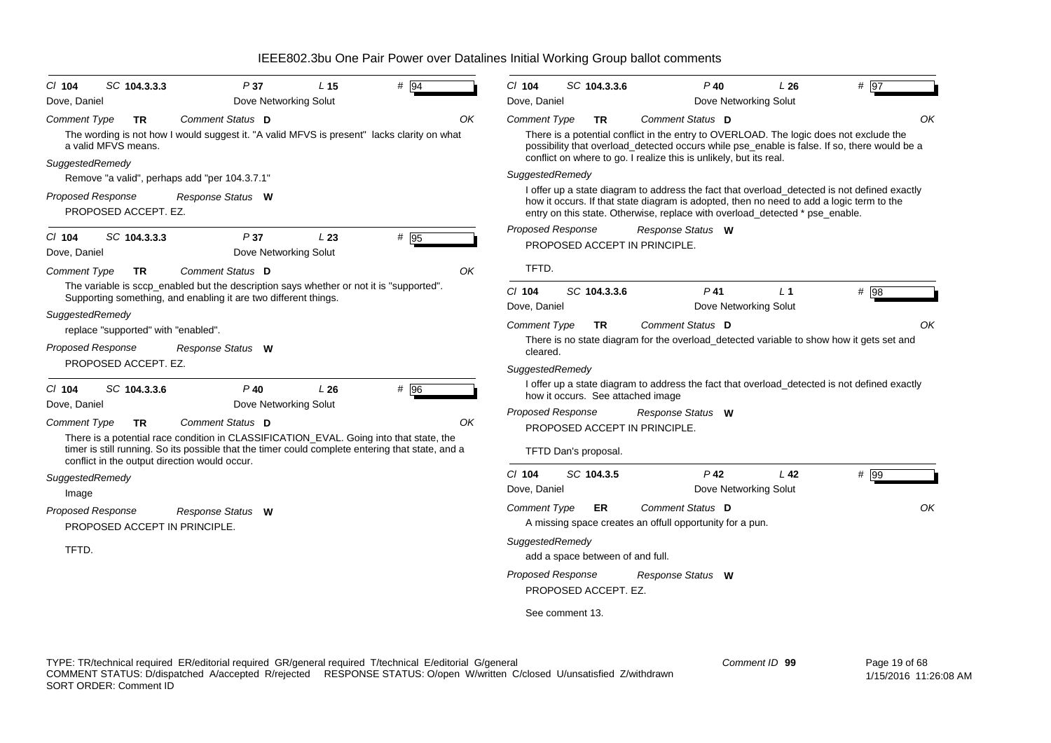# IEEE802.3bu One Pair Power over Datalines Initial Working Group ballot comments

**Cl** 104 **SC** 104.3.3.3 **P** 37 **L** 15 **#** 94
Dove, Daniel — Dove Networking Solut
*Comment Type* **TR** *Comment Status* **D** OK

The wording is not how I would suggest it. "A valid MFVS is present" lacks clarity on what a valid MFVS means.

*SuggestedRemedy*
Remove "a valid", perhaps add "per 104.3.7.1"

*Proposed Response* *Response Status* **W**
PROPOSED ACCEPT. EZ.

---

**Cl** 104 **SC** 104.3.3.3 **P** 37 **L** 23 **#** 95
Dove, Daniel — Dove Networking Solut
*Comment Type* **TR** *Comment Status* **D** OK

The variable is sccp_enabled but the description says whether or not it is "supported". Supporting something, and enabling it are two different things.

*SuggestedRemedy*
replace "supported" with "enabled".

*Proposed Response* *Response Status* **W**
PROPOSED ACCEPT. EZ.

---

**Cl** 104 **SC** 104.3.3.6 **P** 40 **L** 26 **#** 96
Dove, Daniel — Dove Networking Solut
*Comment Type* **TR** *Comment Status* **D** OK

There is a potential race condition in CLASSIFICATION_EVAL. Going into that state, the timer is still running. So its possible that the timer could complete entering that state, and a conflict in the output direction would occur.

*SuggestedRemedy*
Image

*Proposed Response* *Response Status* **W**
PROPOSED ACCEPT IN PRINCIPLE.

TFTD.

---

**Cl** 104 **SC** 104.3.3.6 **P** 40 **L** 26 **#** 97
Dove, Daniel — Dove Networking Solut
*Comment Type* **TR** *Comment Status* **D** OK

There is a potential conflict in the entry to OVERLOAD. The logic does not exclude the possibility that overload_detected occurs while pse_enable is false. If so, there would be a conflict on where to go. I realize this is unlikely, but its real.

*SuggestedRemedy*
I offer up a state diagram to address the fact that overload_detected is not defined exactly how it occurs. If that state diagram is adopted, then no need to add a logic term to the entry on this state. Otherwise, replace with overload_detected * pse_enable.

*Proposed Response* *Response Status* **W**
PROPOSED ACCEPT IN PRINCIPLE.

TFTD.

---

**Cl** 104 **SC** 104.3.3.6 **P** 41 **L** 1 **#** 98
Dove, Daniel — Dove Networking Solut
*Comment Type* **TR** *Comment Status* **D** OK

There is no state diagram for the overload_detected variable to show how it gets set and cleared.

*SuggestedRemedy*
I offer up a state diagram to address the fact that overload_detected is not defined exactly how it occurs. See attached image

*Proposed Response* *Response Status* **W**
PROPOSED ACCEPT IN PRINCIPLE.

TFTD Dan's proposal.

---

**Cl** 104 **SC** 104.3.5 **P** 42 **L** 42 **#** 99
Dove, Daniel — Dove Networking Solut
*Comment Type* **ER** *Comment Status* **D** OK

A missing space creates an offull opportunity for a pun.

*SuggestedRemedy*
add a space between of and full.

*Proposed Response* *Response Status* **W**
PROPOSED ACCEPT. EZ.

See comment 13.

---

TYPE: TR/technical required ER/editorial required GR/general required T/technical E/editorial G/general
COMMENT STATUS: D/dispatched A/accepted R/rejected RESPONSE STATUS: O/open W/written C/closed U/unsatisfied Z/withdrawn
SORT ORDER: Comment ID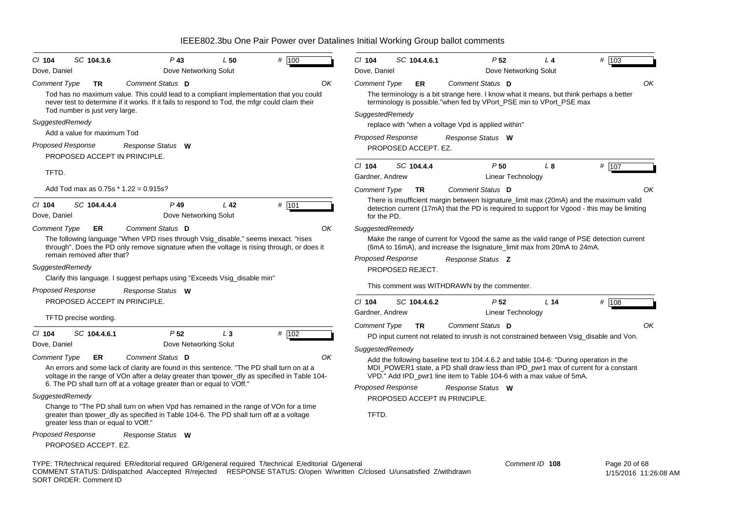# IEEE802.3bu One Pair Power over Datalines Initial Working Group ballot comments

---

**Cl** 104 **SC** 104.3.6 **P** 43 **L** 50 **#** 100

Dove, Daniel — Dove Networking Solut

**Comment Type** TR **Comment Status** D — OK

Tod has no maximum value. This could lead to a compliant implementation that you could never test to determine if it works. If it fails to respond to Tod, the mfgr could claim their Tod number is just very large.

**SuggestedRemedy**

Add a value for maximum Tod

**Proposed Response** — **Response Status** W

PROPOSED ACCEPT IN PRINCIPLE.

TFTD.

Add Tod max as 0.75s * 1.22 = 0.915s?

---

**Cl** 104 **SC** 104.4.4.4 **P** 49 **L** 42 **#** 101

Dove, Daniel — Dove Networking Solut

**Comment Type** ER **Comment Status** D — OK

The following language "When VPD rises through Vsig_disable," seems inexact. "rises through". Does the PD only remove signature when the voltage is rising through, or does it remain removed after that?

**SuggestedRemedy**

Clarify this language. I suggest perhaps using "Exceeds Vsig_disable min"

**Proposed Response** — **Response Status** W

PROPOSED ACCEPT IN PRINCIPLE.

TFTD precise wording.

---

**Cl** 104 **SC** 104.4.6.1 **P** 52 **L** 3 **#** 102

Dove, Daniel — Dove Networking Solut

**Comment Type** ER **Comment Status** D — OK

An errors and some lack of clarity are found in this sentence. "The PD shall turn on at a voltage in the range of VOn after a delay greater than tpower_dly as specified in Table 104-6. The PD shall turn off at a voltage greater than or equal to VOff."

**SuggestedRemedy**

Change to "The PD shall turn on when Vpd has remained in the range of VOn for a time greater than tpower_dly as specified in Table 104-6. The PD shall turn off at a voltage greater less than or equal to VOff."

**Proposed Response** — **Response Status** W

PROPOSED ACCEPT. EZ.

---

**Cl** 104 **SC** 104.4.6.1 **P** 52 **L** 4 **#** 103

Dove, Daniel — Dove Networking Solut

**Comment Type** ER **Comment Status** D — OK

The terminology is a bit strange here. I know what it means, but think perhaps a better terminology is possible."when fed by VPort_PSE min to VPort_PSE max

**SuggestedRemedy**

replace with "when a voltage Vpd is applied within"

**Proposed Response** — **Response Status** W

PROPOSED ACCEPT. EZ.

---

**Cl** 104 **SC** 104.4.4 **P** 50 **L** 8 **#** 107

Gardner, Andrew — Linear Technology

**Comment Type** TR **Comment Status** D — OK

There is insufficient margin between Isignature_limit max (20mA) and the maximum valid detection current (17mA) that the PD is required to support for Vgood - this may be limiting for the PD.

**SuggestedRemedy**

Make the range of current for Vgood the same as the valid range of PSE detection current (6mA to 16mA), and increase the Isignature_limit max from 20mA to 24mA.

**Proposed Response** — **Response Status** Z

PROPOSED REJECT.

This comment was WITHDRAWN by the commenter.

---

**Cl** 104 **SC** 104.4.6.2 **P** 52 **L** 14 **#** 108

Gardner, Andrew — Linear Technology

**Comment Type** TR **Comment Status** D — OK

PD input current not related to inrush is not constrained between Vsig_disable and Von.

**SuggestedRemedy**

Add the following baseline text to 104.4.6.2 and table 104-6: "During operation in the MDI_POWER1 state, a PD shall draw less than IPD_pwr1 max of current for a constant VPD." Add IPD_pwr1 line item to Table 104-6 with a max value of 5mA.

**Proposed Response** — **Response Status** W

PROPOSED ACCEPT IN PRINCIPLE.

TFTD.

---

TYPE: TR/technical required ER/editorial required GR/general required T/technical E/editorial G/general
COMMENT STATUS: D/dispatched A/accepted R/rejected RESPONSE STATUS: O/open W/written C/closed U/unsatisfied Z/withdrawn
SORT ORDER: Comment ID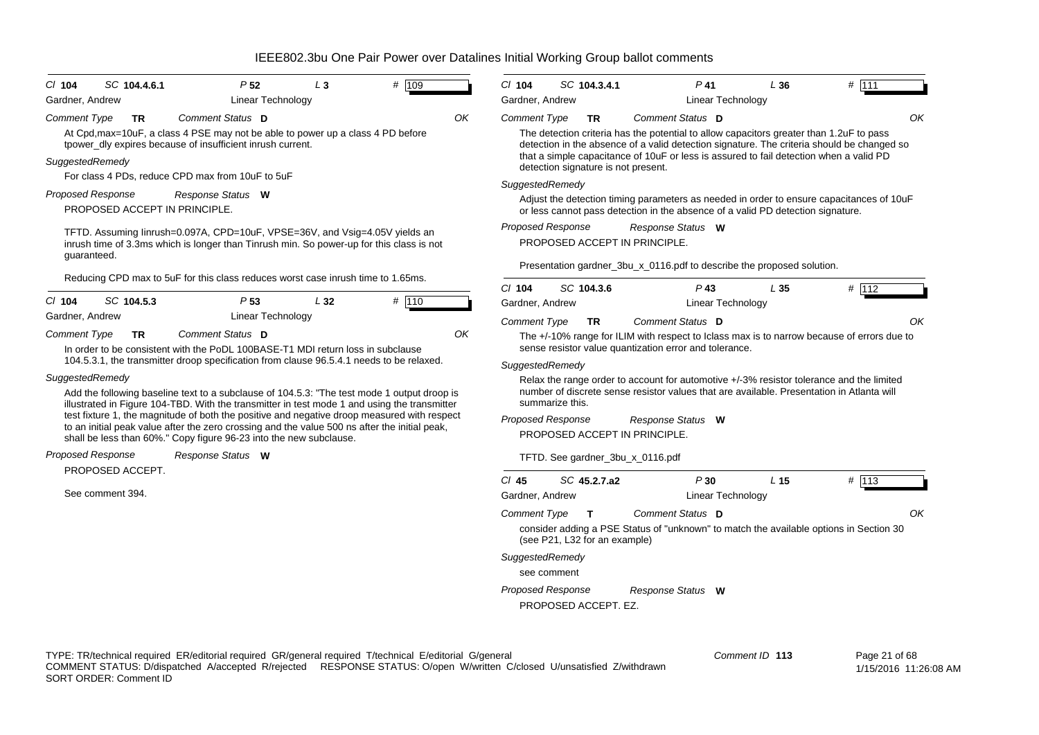# IEEE802.3bu One Pair Power over Datalines Initial Working Group ballot comments

**Cl 104 SC 104.4.6.1 P 52 L 3 # 109**
Gardner, Andrew — Linear Technology

*Comment Type* **TR** *Comment Status* **D** OK

At Cpd,max=10uF, a class 4 PSE may not be able to power up a class 4 PD before tpower_dly expires because of insufficient inrush current.

*SuggestedRemedy*

For class 4 PDs, reduce CPD max from 10uF to 5uF

*Proposed Response* *Response Status* **W**

PROPOSED ACCEPT IN PRINCIPLE.

TFTD. Assuming Iinrush=0.097A, CPD=10uF, VPSE=36V, and Vsig=4.05V yields an inrush time of 3.3ms which is longer than Tinrush min. So power-up for this class is not guaranteed.

Reducing CPD max to 5uF for this class reduces worst case inrush time to 1.65ms.

---

**Cl 104 SC 104.5.3 P 53 L 32 # 110**
Gardner, Andrew — Linear Technology

*Comment Type* **TR** *Comment Status* **D** OK

In order to be consistent with the PoDL 100BASE-T1 MDI return loss in subclause 104.5.3.1, the transmitter droop specification from clause 96.5.4.1 needs to be relaxed.

*SuggestedRemedy*

Add the following baseline text to a subclause of 104.5.3: "The test mode 1 output droop is illustrated in Figure 104-TBD. With the transmitter in test mode 1 and using the transmitter test fixture 1, the magnitude of both the positive and negative droop measured with respect to an initial peak value after the zero crossing and the value 500 ns after the initial peak, shall be less than 60%." Copy figure 96-23 into the new subclause.

*Proposed Response* *Response Status* **W**

PROPOSED ACCEPT.

See comment 394.

---

**Cl 104 SC 104.3.4.1 P 41 L 36 # 111**
Gardner, Andrew — Linear Technology

*Comment Type* **TR** *Comment Status* **D** OK

The detection criteria has the potential to allow capacitors greater than 1.2uF to pass detection in the absence of a valid detection signature. The criteria should be changed so that a simple capacitance of 10uF or less is assured to fail detection when a valid PD detection signature is not present.

*SuggestedRemedy*

Adjust the detection timing parameters as needed in order to ensure capacitances of 10uF or less cannot pass detection in the absence of a valid PD detection signature.

*Proposed Response* *Response Status* **W**

PROPOSED ACCEPT IN PRINCIPLE.

Presentation gardner_3bu_x_0116.pdf to describe the proposed solution.

---

**Cl 104 SC 104.3.6 P 43 L 35 # 112**
Gardner, Andrew — Linear Technology

*Comment Type* **TR** *Comment Status* **D** OK

The +/-10% range for ILIM with respect to Iclass max is to narrow because of errors due to sense resistor value quantization error and tolerance.

*SuggestedRemedy*

Relax the range order to account for automotive +/-3% resistor tolerance and the limited number of discrete sense resistor values that are available. Presentation in Atlanta will summarize this.

*Proposed Response* *Response Status* **W**

PROPOSED ACCEPT IN PRINCIPLE.

TFTD. See gardner_3bu_x_0116.pdf

---

**Cl 45 SC 45.2.7.a2 P 30 L 15 # 113**
Gardner, Andrew — Linear Technology

*Comment Type* **T** *Comment Status* **D** OK

consider adding a PSE Status of "unknown" to match the available options in Section 30 (see P21, L32 for an example)

*SuggestedRemedy*

see comment

*Proposed Response* *Response Status* **W**

PROPOSED ACCEPT. EZ.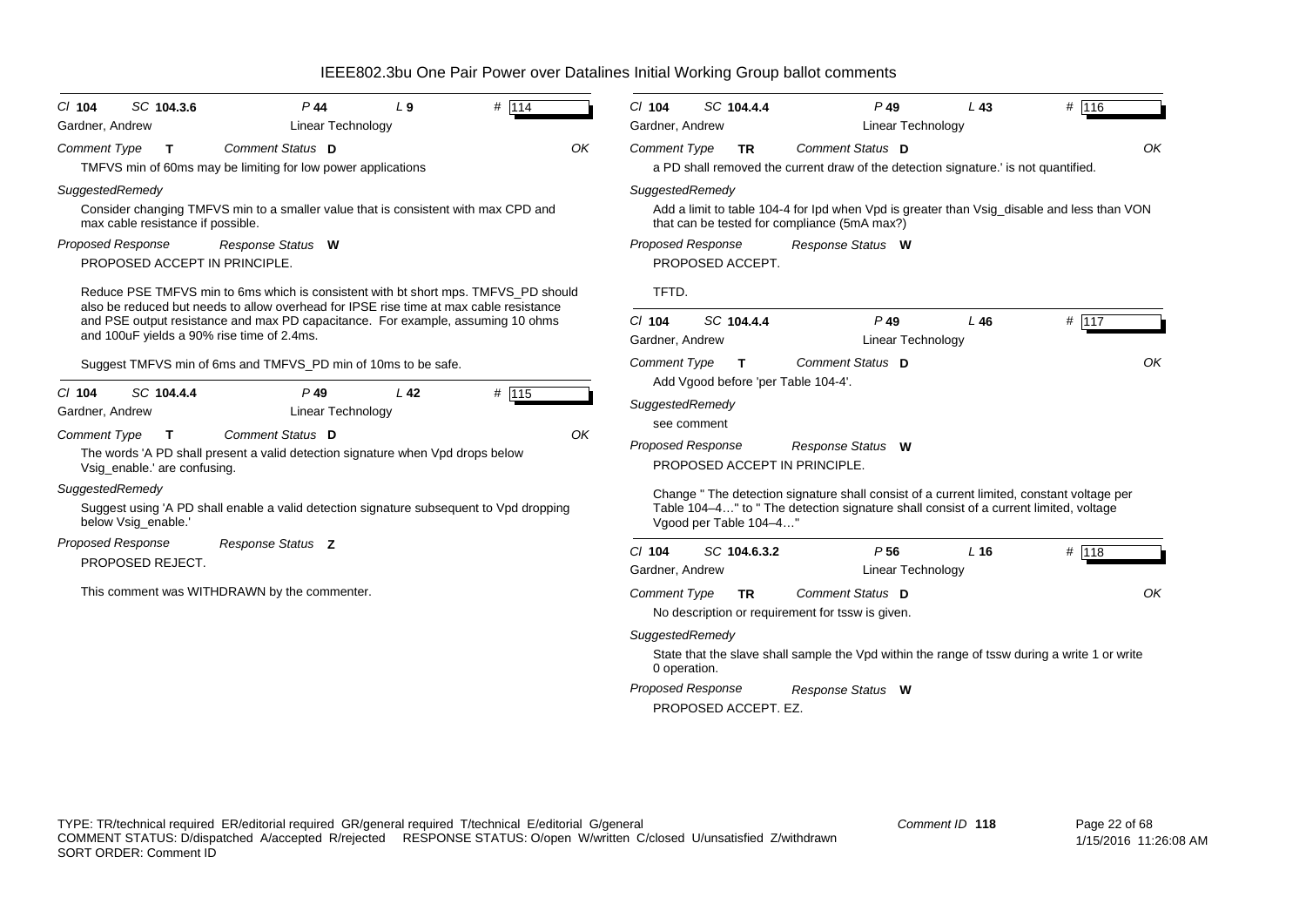# IEEE802.3bu One Pair Power over Datalines Initial Working Group ballot comments

**Cl** 104 **SC** 104.3.6 **P** 44 **L** 9 **#** 114

Gardner, Andrew — Linear Technology

*Comment Type* **T** *Comment Status* **D** OK

TMFVS min of 60ms may be limiting for low power applications

*SuggestedRemedy*

Consider changing TMFVS min to a smaller value that is consistent with max CPD and max cable resistance if possible.

*Proposed Response* *Response Status* **W**

PROPOSED ACCEPT IN PRINCIPLE.

Reduce PSE TMFVS min to 6ms which is consistent with bt short mps. TMFVS_PD should also be reduced but needs to allow overhead for IPSE rise time at max cable resistance and PSE output resistance and max PD capacitance. For example, assuming 10 ohms and 100uF yields a 90% rise time of 2.4ms.

Suggest TMFVS min of 6ms and TMFVS_PD min of 10ms to be safe.

---

**Cl** 104 **SC** 104.4.4 **P** 49 **L** 42 **#** 115

Gardner, Andrew — Linear Technology

*Comment Type* **T** *Comment Status* **D** OK

The words 'A PD shall present a valid detection signature when Vpd drops below Vsig_enable.' are confusing.

*SuggestedRemedy*

Suggest using 'A PD shall enable a valid detection signature subsequent to Vpd dropping below Vsig_enable.'

*Proposed Response* *Response Status* **Z**

PROPOSED REJECT.

This comment was WITHDRAWN by the commenter.

---

**Cl** 104 **SC** 104.4.4 **P** 49 **L** 43 **#** 116

Gardner, Andrew — Linear Technology

*Comment Type* **TR** *Comment Status* **D** OK

a PD shall removed the current draw of the detection signature.' is not quantified.

*SuggestedRemedy*

Add a limit to table 104-4 for Ipd when Vpd is greater than Vsig_disable and less than VON that can be tested for compliance (5mA max?)

*Proposed Response* *Response Status* **W**

PROPOSED ACCEPT.

TFTD.

---

**Cl** 104 **SC** 104.4.4 **P** 49 **L** 46 **#** 117

Gardner, Andrew — Linear Technology

*Comment Type* **T** *Comment Status* **D** OK

Add Vgood before 'per Table 104-4'.

*SuggestedRemedy*

see comment

*Proposed Response* *Response Status* **W**

PROPOSED ACCEPT IN PRINCIPLE.

Change " The detection signature shall consist of a current limited, constant voltage per Table 104–4…" to " The detection signature shall consist of a current limited, voltage Vgood per Table 104–4…"

---

**Cl** 104 **SC** 104.6.3.2 **P** 56 **L** 16 **#** 118

Gardner, Andrew — Linear Technology

*Comment Type* **TR** *Comment Status* **D** OK

No description or requirement for tssw is given.

*SuggestedRemedy*

State that the slave shall sample the Vpd within the range of tssw during a write 1 or write 0 operation.

*Proposed Response* *Response Status* **W**

PROPOSED ACCEPT. EZ.

---

TYPE: TR/technical required ER/editorial required GR/general required T/technical E/editorial G/general
COMMENT STATUS: D/dispatched A/accepted R/rejected RESPONSE STATUS: O/open W/written C/closed U/unsatisfied Z/withdrawn
SORT ORDER: Comment ID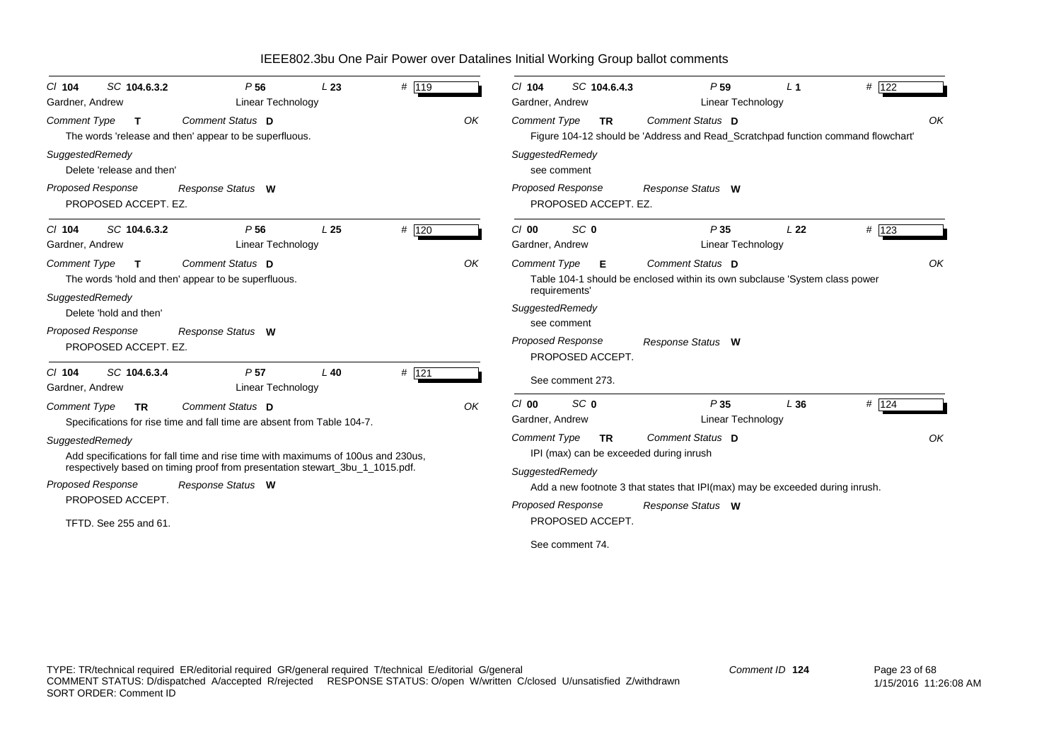# IEEE802.3bu One Pair Power over Datalines Initial Working Group ballot comments

---

*Cl* **104** *SC* **104.6.3.2** *P* **56** *L* **23** *#* **119**

Gardner, Andrew — Linear Technology

*Comment Type* **T** *Comment Status* **D** — OK

The words 'release and then' appear to be superfluous.

*SuggestedRemedy*

Delete 'release and then'

*Proposed Response* *Response Status* **W**

PROPOSED ACCEPT. EZ.

---

*Cl* **104** *SC* **104.6.3.2** *P* **56** *L* **25** *#* **120**

Gardner, Andrew — Linear Technology

*Comment Type* **T** *Comment Status* **D** — OK

The words 'hold and then' appear to be superfluous.

*SuggestedRemedy*

Delete 'hold and then'

*Proposed Response* *Response Status* **W**

PROPOSED ACCEPT. EZ.

---

*Cl* **104** *SC* **104.6.3.4** *P* **57** *L* **40** *#* **121**

Gardner, Andrew — Linear Technology

*Comment Type* **TR** *Comment Status* **D** — OK

Specifications for rise time and fall time are absent from Table 104-7.

*SuggestedRemedy*

Add specifications for fall time and rise time with maximums of 100us and 230us, respectively based on timing proof from presentation stewart_3bu_1_1015.pdf.

*Proposed Response* *Response Status* **W**

PROPOSED ACCEPT.

TFTD. See 255 and 61.

---

*Cl* **104** *SC* **104.6.4.3** *P* **59** *L* **1** *#* **122**

Gardner, Andrew — Linear Technology

*Comment Type* **TR** *Comment Status* **D** — OK

Figure 104-12 should be 'Address and Read_Scratchpad function command flowchart'

*SuggestedRemedy*

see comment

*Proposed Response* *Response Status* **W**

PROPOSED ACCEPT. EZ.

---

*Cl* **00** *SC* **0** *P* **35** *L* **22** *#* **123**

Gardner, Andrew — Linear Technology

*Comment Type* **E** *Comment Status* **D** — OK

Table 104-1 should be enclosed within its own subclause 'System class power requirements'

*SuggestedRemedy*

see comment

*Proposed Response* *Response Status* **W**

PROPOSED ACCEPT.

See comment 273.

---

*Cl* **00** *SC* **0** *P* **35** *L* **36** *#* **124**

Gardner, Andrew — Linear Technology

*Comment Type* **TR** *Comment Status* **D** — OK

IPI (max) can be exceeded during inrush

*SuggestedRemedy*

Add a new footnote 3 that states that IPI(max) may be exceeded during inrush.

*Proposed Response* *Response Status* **W**

PROPOSED ACCEPT.

See comment 74.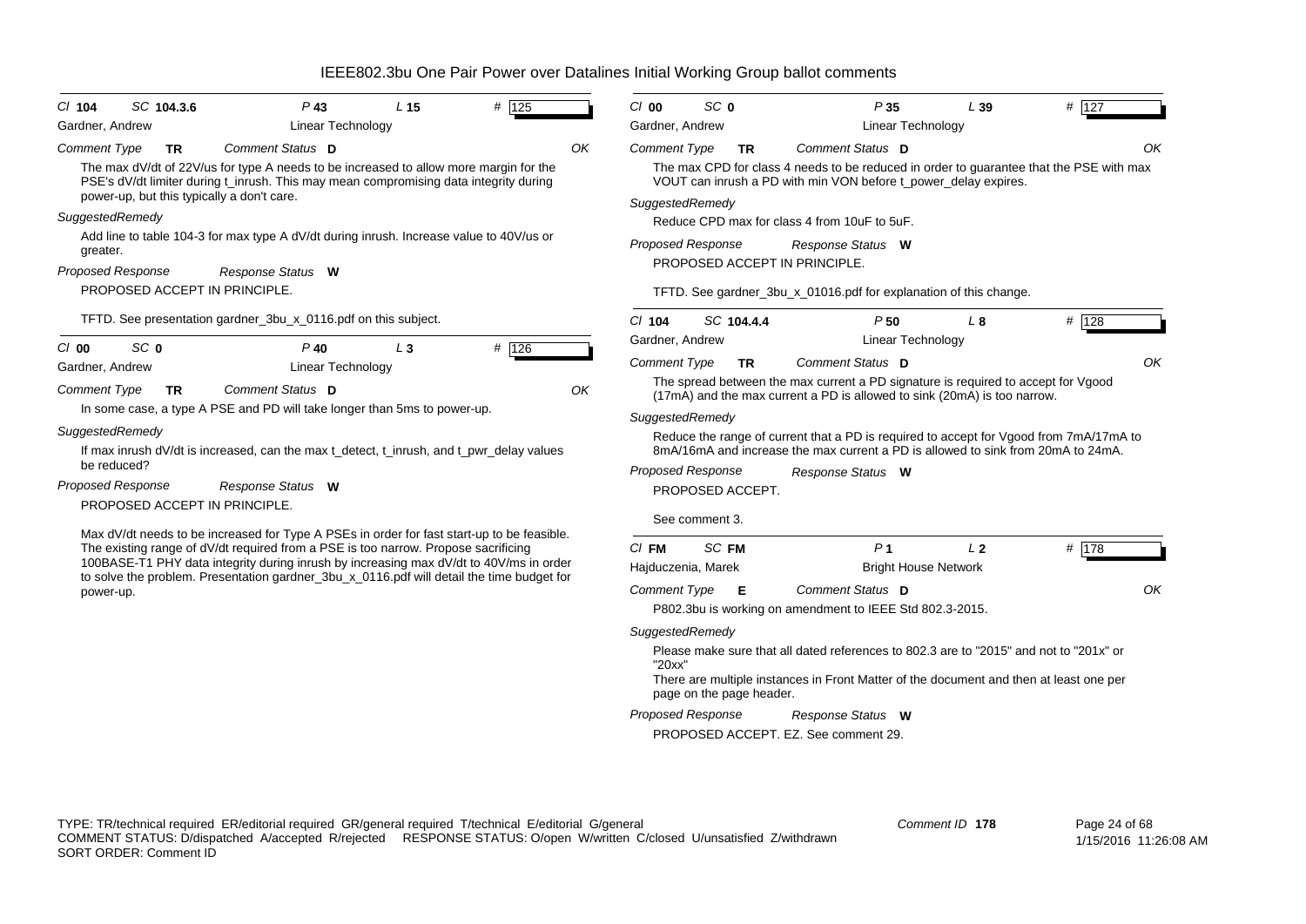# IEEE802.3bu One Pair Power over Datalines Initial Working Group ballot comments

---

**Cl** 104 **SC** 104.3.6 **P** 43 **L** 15 **#** 125

Gardner, Andrew — Linear Technology

*Comment Type* **TR** *Comment Status* **D** — OK

The max dV/dt of 22V/us for type A needs to be increased to allow more margin for the PSE's dV/dt limiter during t_inrush. This may mean compromising data integrity during power-up, but this typically a don't care.

*SuggestedRemedy*

Add line to table 104-3 for max type A dV/dt during inrush. Increase value to 40V/us or greater.

*Proposed Response* *Response Status* **W**

PROPOSED ACCEPT IN PRINCIPLE.

TFTD. See presentation gardner_3bu_x_0116.pdf on this subject.

---

**Cl** 00 **SC** 0 **P** 40 **L** 3 **#** 126

Gardner, Andrew — Linear Technology

*Comment Type* **TR** *Comment Status* **D** — OK

In some case, a type A PSE and PD will take longer than 5ms to power-up.

*SuggestedRemedy*

If max inrush dV/dt is increased, can the max t_detect, t_inrush, and t_pwr_delay values be reduced?

*Proposed Response* *Response Status* **W**

PROPOSED ACCEPT IN PRINCIPLE.

Max dV/dt needs to be increased for Type A PSEs in order for fast start-up to be feasible. The existing range of dV/dt required from a PSE is too narrow. Propose sacrificing 100BASE-T1 PHY data integrity during inrush by increasing max dV/dt to 40V/ms in order to solve the problem. Presentation gardner_3bu_x_0116.pdf will detail the time budget for power-up.

---

**Cl** 00 **SC** 0 **P** 35 **L** 39 **#** 127

Gardner, Andrew — Linear Technology

*Comment Type* **TR** *Comment Status* **D** — OK

The max CPD for class 4 needs to be reduced in order to guarantee that the PSE with max VOUT can inrush a PD with min VON before t_power_delay expires.

*SuggestedRemedy*

Reduce CPD max for class 4 from 10uF to 5uF.

*Proposed Response* *Response Status* **W**

PROPOSED ACCEPT IN PRINCIPLE.

TFTD. See gardner_3bu_x_01016.pdf for explanation of this change.

---

**Cl** 104 **SC** 104.4.4 **P** 50 **L** 8 **#** 128

Gardner, Andrew — Linear Technology

*Comment Type* **TR** *Comment Status* **D** — OK

The spread between the max current a PD signature is required to accept for Vgood (17mA) and the max current a PD is allowed to sink (20mA) is too narrow.

*SuggestedRemedy*

Reduce the range of current that a PD is required to accept for Vgood from 7mA/17mA to 8mA/16mA and increase the max current a PD is allowed to sink from 20mA to 24mA.

*Proposed Response* *Response Status* **W**

PROPOSED ACCEPT.

See comment 3.

---

**Cl** FM **SC** FM **P** 1 **L** 2 **#** 178

Hajduczenia, Marek — Bright House Network

*Comment Type* **E** *Comment Status* **D** — OK

P802.3bu is working on amendment to IEEE Std 802.3-2015.

*SuggestedRemedy*

Please make sure that all dated references to 802.3 are to "2015" and not to "201x" or "20xx"

There are multiple instances in Front Matter of the document and then at least one per page on the page header.

*Proposed Response* *Response Status* **W**

PROPOSED ACCEPT. EZ. See comment 29.

---

TYPE: TR/technical required ER/editorial required GR/general required T/technical E/editorial G/general
COMMENT STATUS: D/dispatched A/accepted R/rejected RESPONSE STATUS: O/open W/written C/closed U/unsatisfied Z/withdrawn
SORT ORDER: Comment ID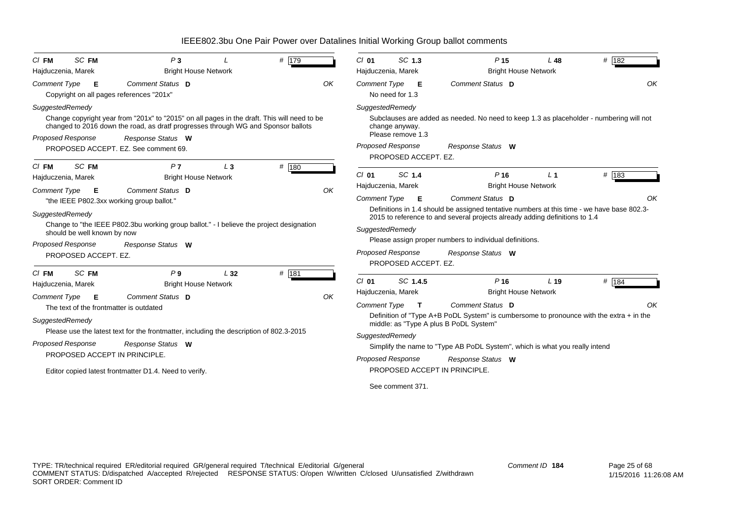# IEEE802.3bu One Pair Power over Datalines Initial Working Group ballot comments

---

**Cl** FM **SC** FM **P** 3 **L** **#** 179

Hajduczenia, Marek — Bright House Network

**Comment Type** E **Comment Status** D — OK

Copyright on all pages references "201x"

*SuggestedRemedy*

Change copyright year from "201x" to "2015" on all pages in the draft. This will need to be changed to 2016 down the road, as dratf progresses through WG and Sponsor ballots

**Proposed Response** — **Response Status** W

PROPOSED ACCEPT. EZ. See comment 69.

---

**Cl** FM **SC** FM **P** 7 **L** 3 **#** 180

Hajduczenia, Marek — Bright House Network

**Comment Type** E **Comment Status** D — OK

"the IEEE P802.3xx working group ballot."

*SuggestedRemedy*

Change to "the IEEE P802.3bu working group ballot." - I believe the project designation should be well known by now

**Proposed Response** — **Response Status** W

PROPOSED ACCEPT. EZ.

---

**Cl** FM **SC** FM **P** 9 **L** 32 **#** 181

Hajduczenia, Marek — Bright House Network

**Comment Type** E **Comment Status** D — OK

The text of the frontmatter is outdated

*SuggestedRemedy*

Please use the latest text for the frontmatter, including the description of 802.3-2015

**Proposed Response** — **Response Status** W

PROPOSED ACCEPT IN PRINCIPLE.

Editor copied latest frontmatter D1.4. Need to verify.

---

**Cl** 01 **SC** 1.3 **P** 15 **L** 48 **#** 182

Hajduczenia, Marek — Bright House Network

**Comment Type** E **Comment Status** D — OK

No need for 1.3

*SuggestedRemedy*

Subclauses are added as needed. No need to keep 1.3 as placeholder - numbering will not change anyway.
Please remove 1.3

**Proposed Response** — **Response Status** W

PROPOSED ACCEPT. EZ.

---

**Cl** 01 **SC** 1.4 **P** 16 **L** 1 **#** 183

Hajduczenia, Marek — Bright House Network

**Comment Type** E **Comment Status** D — OK

Definitions in 1.4 should be assigned tentative numbers at this time - we have base 802.3-2015 to reference to and several projects already adding definitions to 1.4

*SuggestedRemedy*

Please assign proper numbers to individual definitions.

**Proposed Response** — **Response Status** W

PROPOSED ACCEPT. EZ.

---

**Cl** 01 **SC** 1.4.5 **P** 16 **L** 19 **#** 184

Hajduczenia, Marek — Bright House Network

**Comment Type** T **Comment Status** D — OK

Definition of "Type A+B PoDL System" is cumbersome to pronounce with the extra + in the middle: as "Type A plus B PoDL System"

*SuggestedRemedy*

Simplify the name to "Type AB PoDL System", which is what you really intend

**Proposed Response** — **Response Status** W

PROPOSED ACCEPT IN PRINCIPLE.

See comment 371.

---

TYPE: TR/technical required ER/editorial required GR/general required T/technical E/editorial G/general
COMMENT STATUS: D/dispatched A/accepted R/rejected RESPONSE STATUS: O/open W/written C/closed U/unsatisfied Z/withdrawn
SORT ORDER: Comment ID

Comment ID 184 — 1/15/2016 11:26:08 AM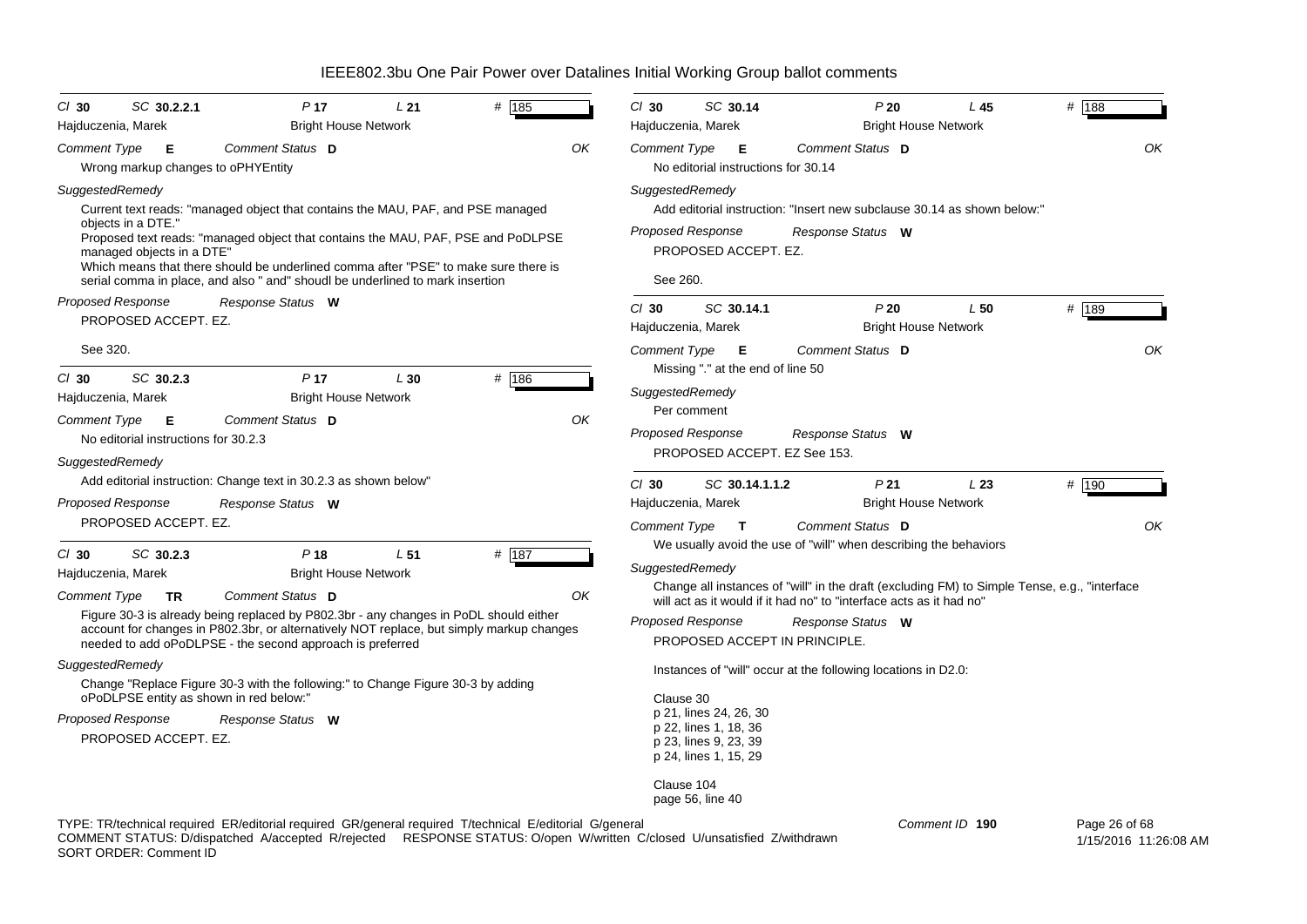IEEE802.3bu One Pair Power over Datalines Initial Working Group ballot comments

**Cl 30 SC 30.2.2.1 P 17 L 21 # 185**
Hajduczenia, Marek — Bright House Network

*Comment Type* **E** *Comment Status* **D** — OK

Wrong markup changes to oPHYEntity

*SuggestedRemedy*

Current text reads: "managed object that contains the MAU, PAF, and PSE managed objects in a DTE."
Proposed text reads: "managed object that contains the MAU, PAF, PSE and PoDLPSE managed objects in a DTE"
Which means that there should be underlined comma after "PSE" to make sure there is serial comma in place, and also " and" shoudl be underlined to mark insertion

*Proposed Response* *Response Status* **W**

PROPOSED ACCEPT. EZ.

See 320.

---

**Cl 30 SC 30.2.3 P 17 L 30 # 186**
Hajduczenia, Marek — Bright House Network

*Comment Type* **E** *Comment Status* **D** — OK

No editorial instructions for 30.2.3

*SuggestedRemedy*

Add editorial instruction: Change text in 30.2.3 as shown below"

*Proposed Response* *Response Status* **W**

PROPOSED ACCEPT. EZ.

---

**Cl 30 SC 30.2.3 P 18 L 51 # 187**
Hajduczenia, Marek — Bright House Network

*Comment Type* **TR** *Comment Status* **D** — OK

Figure 30-3 is already being replaced by P802.3br - any changes in PoDL should either account for changes in P802.3br, or alternatively NOT replace, but simply markup changes needed to add oPoDLPSE - the second approach is preferred

*SuggestedRemedy*

Change "Replace Figure 30-3 with the following:" to Change Figure 30-3 by adding oPoDLPSE entity as shown in red below:"

*Proposed Response* *Response Status* **W**

PROPOSED ACCEPT. EZ.

---

**Cl 30 SC 30.14 P 20 L 45 # 188**
Hajduczenia, Marek — Bright House Network

*Comment Type* **E** *Comment Status* **D** — OK

No editorial instructions for 30.14

*SuggestedRemedy*

Add editorial instruction: "Insert new subclause 30.14 as shown below:"

*Proposed Response* *Response Status* **W**

PROPOSED ACCEPT. EZ.

See 260.

---

**Cl 30 SC 30.14.1 P 20 L 50 # 189**
Hajduczenia, Marek — Bright House Network

*Comment Type* **E** *Comment Status* **D** — OK

Missing "." at the end of line 50

*SuggestedRemedy*

Per comment

*Proposed Response* *Response Status* **W**

PROPOSED ACCEPT. EZ See 153.

---

**Cl 30 SC 30.14.1.1.2 P 21 L 23 # 190**
Hajduczenia, Marek — Bright House Network

*Comment Type* **T** *Comment Status* **D** — OK

We usually avoid the use of "will" when describing the behaviors

*SuggestedRemedy*

Change all instances of "will" in the draft (excluding FM) to Simple Tense, e.g., "interface will act as it would if it had no" to "interface acts as it had no"

*Proposed Response* *Response Status* **W**

PROPOSED ACCEPT IN PRINCIPLE.

Instances of "will" occur at the following locations in D2.0:

Clause 30
p 21, lines 24, 26, 30
p 22, lines 1, 18, 36
p 23, lines 9, 23, 39
p 24, lines 1, 15, 29

Clause 104
page 56, line 40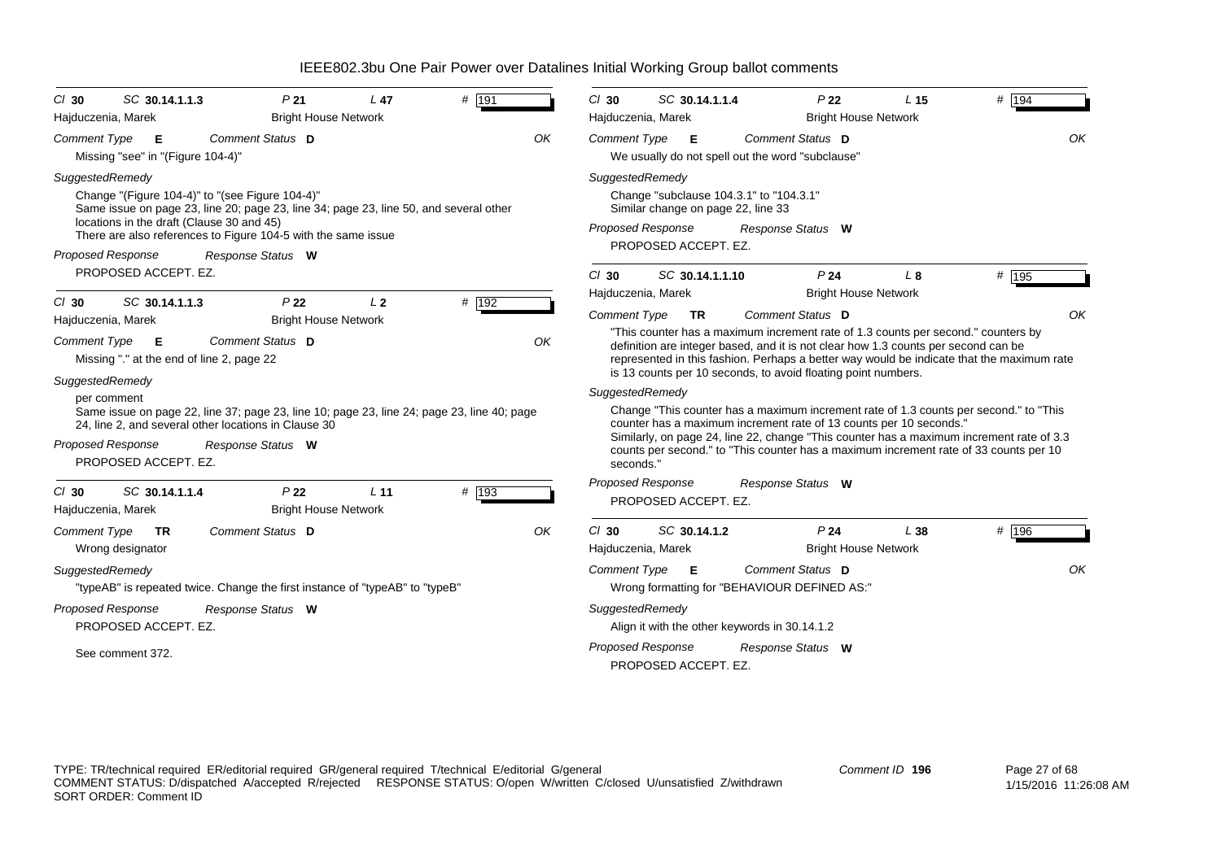# IEEE802.3bu One Pair Power over Datalines Initial Working Group ballot comments

---

**Cl** 30 **SC** 30.14.1.1.3 **P** 21 **L** 47 **#** 191
Hajduczenia, Marek — Bright House Network

*Comment Type* **E** *Comment Status* **D** — OK

Missing "see" in "(Figure 104-4)"

*SuggestedRemedy*

Change "(Figure 104-4)" to "(see Figure 104-4)"
Same issue on page 23, line 20; page 23, line 34; page 23, line 50, and several other locations in the draft (Clause 30 and 45)
There are also references to Figure 104-5 with the same issue

*Proposed Response* *Response Status* **W**

PROPOSED ACCEPT. EZ.

---

**Cl** 30 **SC** 30.14.1.1.3 **P** 22 **L** 2 **#** 192
Hajduczenia, Marek — Bright House Network

*Comment Type* **E** *Comment Status* **D** — OK

Missing "." at the end of line 2, page 22

*SuggestedRemedy*

per comment
Same issue on page 22, line 37; page 23, line 10; page 23, line 24; page 23, line 40; page 24, line 2, and several other locations in Clause 30

*Proposed Response* *Response Status* **W**

PROPOSED ACCEPT. EZ.

---

**Cl** 30 **SC** 30.14.1.1.4 **P** 22 **L** 11 **#** 193
Hajduczenia, Marek — Bright House Network

*Comment Type* **TR** *Comment Status* **D** — OK

Wrong designator

*SuggestedRemedy*

"typeAB" is repeated twice. Change the first instance of "typeAB" to "typeB"

*Proposed Response* *Response Status* **W**

PROPOSED ACCEPT. EZ.

See comment 372.

---

**Cl** 30 **SC** 30.14.1.1.4 **P** 22 **L** 15 **#** 194
Hajduczenia, Marek — Bright House Network

*Comment Type* **E** *Comment Status* **D** — OK

We usually do not spell out the word "subclause"

*SuggestedRemedy*

Change "subclause 104.3.1" to "104.3.1"
Similar change on page 22, line 33

*Proposed Response* *Response Status* **W**

PROPOSED ACCEPT. EZ.

---

**Cl** 30 **SC** 30.14.1.1.10 **P** 24 **L** 8 **#** 195
Hajduczenia, Marek — Bright House Network

*Comment Type* **TR** *Comment Status* **D** — OK

"This counter has a maximum increment rate of 1.3 counts per second." counters by definition are integer based, and it is not clear how 1.3 counts per second can be represented in this fashion. Perhaps a better way would be indicate that the maximum rate is 13 counts per 10 seconds, to avoid floating point numbers.

*SuggestedRemedy*

Change "This counter has a maximum increment rate of 1.3 counts per second." to "This counter has a maximum increment rate of 13 counts per 10 seconds."
Similarly, on page 24, line 22, change "This counter has a maximum increment rate of 3.3 counts per second." to "This counter has a maximum increment rate of 33 counts per 10 seconds."

*Proposed Response* *Response Status* **W**

PROPOSED ACCEPT. EZ.

---

**Cl** 30 **SC** 30.14.1.2 **P** 24 **L** 38 **#** 196
Hajduczenia, Marek — Bright House Network

*Comment Type* **E** *Comment Status* **D** — OK

Wrong formatting for "BEHAVIOUR DEFINED AS:"

*SuggestedRemedy*

Align it with the other keywords in 30.14.1.2

*Proposed Response* *Response Status* **W**

PROPOSED ACCEPT. EZ.

---

TYPE: TR/technical required ER/editorial required GR/general required T/technical E/editorial G/general
COMMENT STATUS: D/dispatched A/accepted R/rejected RESPONSE STATUS: O/open W/written C/closed U/unsatisfied Z/withdrawn
SORT ORDER: Comment ID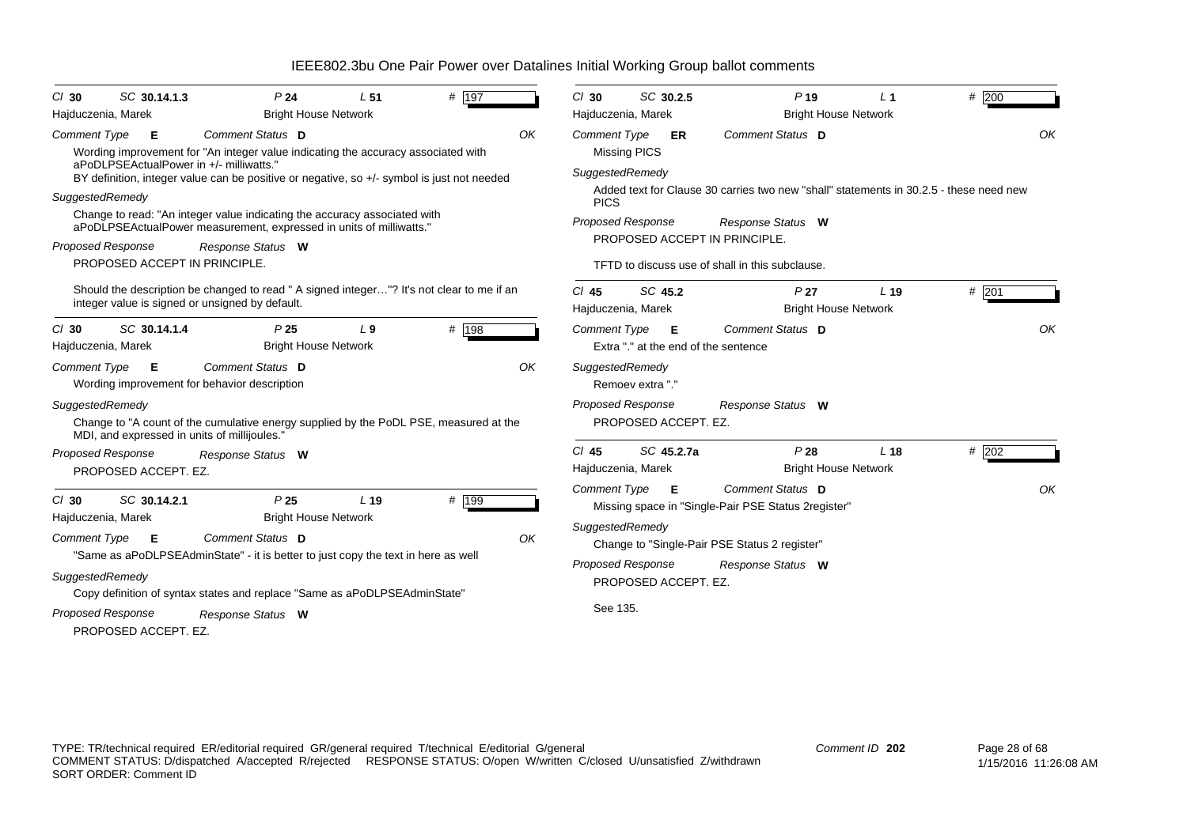# IEEE802.3bu One Pair Power over Datalines Initial Working Group ballot comments

**Cl** 30 **SC** 30.14.1.3 **P** 24 **L** 51 **#** 197

Hajduczenia, Marek — Bright House Network

*Comment Type* **E** *Comment Status* **D** OK

Wording improvement for "An integer value indicating the accuracy associated with aPoDLPSEActualPower in +/- milliwatts."
BY definition, integer value can be positive or negative, so +/- symbol is just not needed

*SuggestedRemedy*

Change to read: "An integer value indicating the accuracy associated with aPoDLPSEActualPower measurement, expressed in units of milliwatts."

*Proposed Response* *Response Status* **W**

PROPOSED ACCEPT IN PRINCIPLE.

Should the description be changed to read " A signed integer…"? It's not clear to me if an integer value is signed or unsigned by default.

---

**Cl** 30 **SC** 30.14.1.4 **P** 25 **L** 9 **#** 198

Hajduczenia, Marek — Bright House Network

*Comment Type* **E** *Comment Status* **D** OK

Wording improvement for behavior description

*SuggestedRemedy*

Change to "A count of the cumulative energy supplied by the PoDL PSE, measured at the MDI, and expressed in units of millijoules."

*Proposed Response* *Response Status* **W**

PROPOSED ACCEPT. EZ.

---

**Cl** 30 **SC** 30.14.2.1 **P** 25 **L** 19 **#** 199

Hajduczenia, Marek — Bright House Network

*Comment Type* **E** *Comment Status* **D** OK

"Same as aPoDLPSEAdminState" - it is better to just copy the text in here as well

*SuggestedRemedy*

Copy definition of syntax states and replace "Same as aPoDLPSEAdminState"

*Proposed Response* *Response Status* **W**

PROPOSED ACCEPT. EZ.

---

**Cl** 30 **SC** 30.2.5 **P** 19 **L** 1 **#** 200

Hajduczenia, Marek — Bright House Network

*Comment Type* **ER** *Comment Status* **D** OK

Missing PICS

*SuggestedRemedy*

Added text for Clause 30 carries two new "shall" statements in 30.2.5 - these need new PICS

*Proposed Response* *Response Status* **W**

PROPOSED ACCEPT IN PRINCIPLE.

TFTD to discuss use of shall in this subclause.

---

**Cl** 45 **SC** 45.2 **P** 27 **L** 19 **#** 201

Hajduczenia, Marek — Bright House Network

*Comment Type* **E** *Comment Status* **D** OK

Extra "." at the end of the sentence

*SuggestedRemedy*

Remoev extra "."

*Proposed Response* *Response Status* **W**

PROPOSED ACCEPT. EZ.

---

**Cl** 45 **SC** 45.2.7a **P** 28 **L** 18 **#** 202

Hajduczenia, Marek — Bright House Network

*Comment Type* **E** *Comment Status* **D** OK

Missing space in "Single-Pair PSE Status 2register"

*SuggestedRemedy*

Change to "Single-Pair PSE Status 2 register"

*Proposed Response* *Response Status* **W**

PROPOSED ACCEPT. EZ.

See 135.

---

TYPE: TR/technical required ER/editorial required GR/general required T/technical E/editorial G/general
COMMENT STATUS: D/dispatched A/accepted R/rejected RESPONSE STATUS: O/open W/written C/closed U/unsatisfied Z/withdrawn
SORT ORDER: Comment ID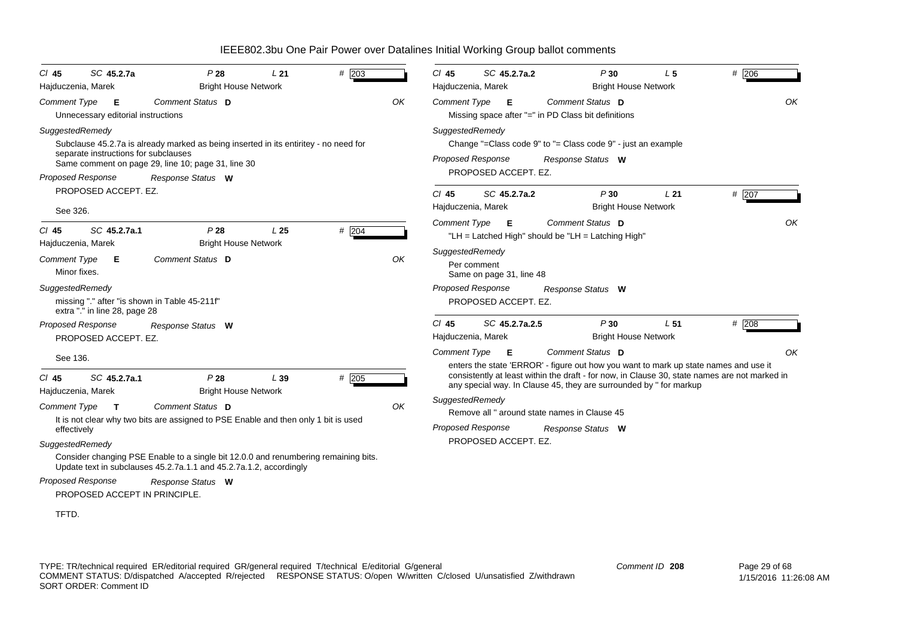# IEEE802.3bu One Pair Power over Datalines Initial Working Group ballot comments

**Cl** 45 **SC** 45.2.7a **P** 28 **L** 21 **#** 203

Hajduczenia, Marek — Bright House Network

*Comment Type* **E** *Comment Status* **D** OK

Unnecessary editorial instructions

*SuggestedRemedy*

Subclause 45.2.7a is already marked as being inserted in its entiritey - no need for separate instructions for subclauses
Same comment on page 29, line 10; page 31, line 30

*Proposed Response* *Response Status* **W**

PROPOSED ACCEPT. EZ.

See 326.

---

**Cl** 45 **SC** 45.2.7a.1 **P** 28 **L** 25 **#** 204

Hajduczenia, Marek — Bright House Network

*Comment Type* **E** *Comment Status* **D** OK

Minor fixes.

*SuggestedRemedy*

missing "." after "is shown in Table 45-211f"
extra "." in line 28, page 28

*Proposed Response* *Response Status* **W**

PROPOSED ACCEPT. EZ.

See 136.

---

**Cl** 45 **SC** 45.2.7a.1 **P** 28 **L** 39 **#** 205

Hajduczenia, Marek — Bright House Network

*Comment Type* **T** *Comment Status* **D** OK

It is not clear why two bits are assigned to PSE Enable and then only 1 bit is used effectively

*SuggestedRemedy*

Consider changing PSE Enable to a single bit 12.0.0 and renumbering remaining bits.
Update text in subclauses 45.2.7a.1.1 and 45.2.7a.1.2, accordingly

*Proposed Response* *Response Status* **W**

PROPOSED ACCEPT IN PRINCIPLE.

TFTD.

---

**Cl** 45 **SC** 45.2.7a.2 **P** 30 **L** 5 **#** 206

Hajduczenia, Marek — Bright House Network

*Comment Type* **E** *Comment Status* **D** OK

Missing space after "=" in PD Class bit definitions

*SuggestedRemedy*

Change "=Class code 9" to "= Class code 9" - just an example

*Proposed Response* *Response Status* **W**

PROPOSED ACCEPT. EZ.

---

**Cl** 45 **SC** 45.2.7a.2 **P** 30 **L** 21 **#** 207

Hajduczenia, Marek — Bright House Network

*Comment Type* **E** *Comment Status* **D** OK

"LH = Latched High" should be "LH = Latching High"

*SuggestedRemedy*

Per comment
Same on page 31, line 48

*Proposed Response* *Response Status* **W**

PROPOSED ACCEPT. EZ.

---

**Cl** 45 **SC** 45.2.7a.2.5 **P** 30 **L** 51 **#** 208

Hajduczenia, Marek — Bright House Network

*Comment Type* **E** *Comment Status* **D** OK

enters the state 'ERROR' - figure out how you want to mark up state names and use it consistently at least within the draft - for now, in Clause 30, state names are not marked in any special way. In Clause 45, they are surrounded by '' for markup

*SuggestedRemedy*

Remove all '' around state names in Clause 45

*Proposed Response* *Response Status* **W**

PROPOSED ACCEPT. EZ.

---

TYPE: TR/technical required ER/editorial required GR/general required T/technical E/editorial G/general
COMMENT STATUS: D/dispatched A/accepted R/rejected RESPONSE STATUS: O/open W/written C/closed U/unsatisfied Z/withdrawn
SORT ORDER: Comment ID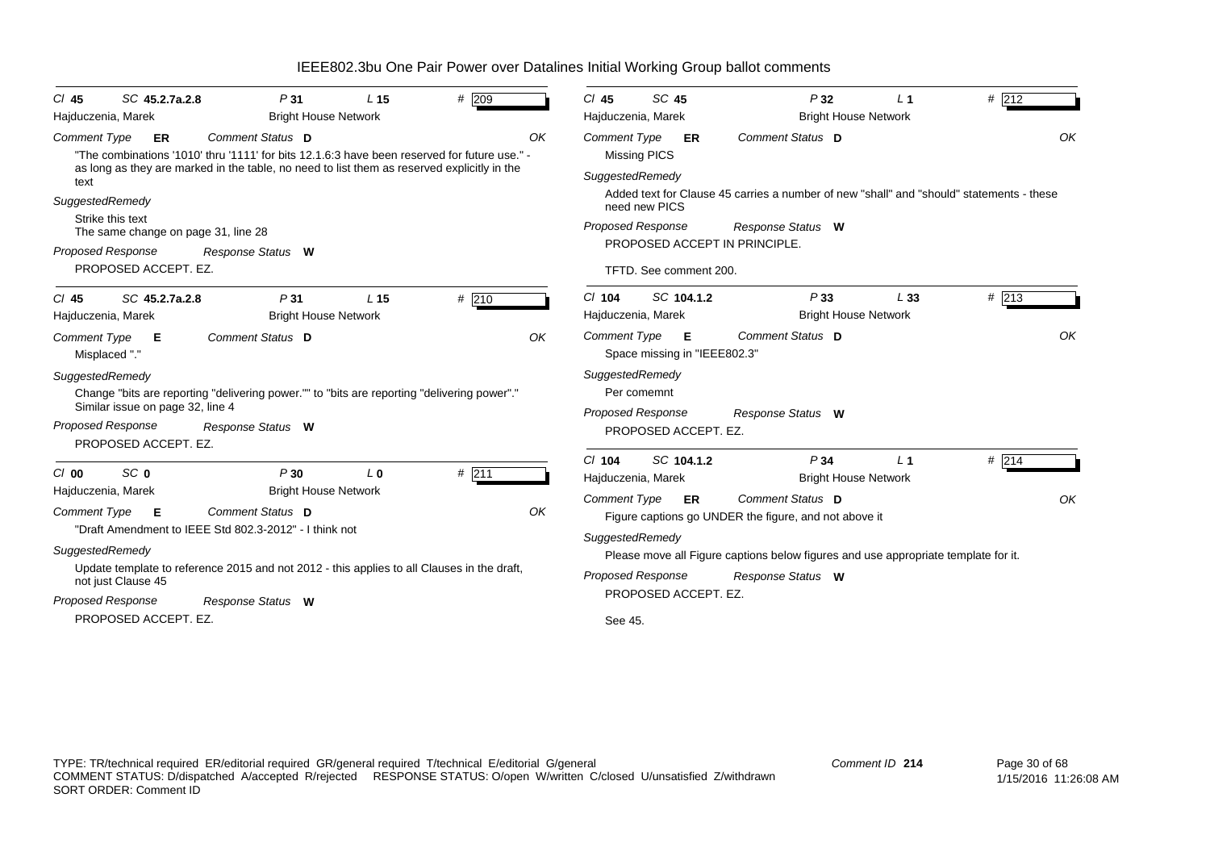# IEEE802.3bu One Pair Power over Datalines Initial Working Group ballot comments

**Cl** 45 **SC** 45.2.7a.2.8 **P** 31 **L** 15 **#** 209
Hajduczenia, Marek — Bright House Network

*Comment Type* **ER** *Comment Status* **D** OK

"The combinations '1010' thru '1111' for bits 12.1.6:3 have been reserved for future use." - as long as they are marked in the table, no need to list them as reserved explicitly in the text

*SuggestedRemedy*

Strike this text
The same change on page 31, line 28

*Proposed Response* *Response Status* **W**

PROPOSED ACCEPT. EZ.

---

**Cl** 45 **SC** 45.2.7a.2.8 **P** 31 **L** 15 **#** 210
Hajduczenia, Marek — Bright House Network

*Comment Type* **E** *Comment Status* **D** OK

Misplaced "."

*SuggestedRemedy*

Change "bits are reporting "delivering power."" to "bits are reporting "delivering power"."
Similar issue on page 32, line 4

*Proposed Response* *Response Status* **W**

PROPOSED ACCEPT. EZ.

---

**Cl** 00 **SC** 0 **P** 30 **L** 0 **#** 211
Hajduczenia, Marek — Bright House Network

*Comment Type* **E** *Comment Status* **D** OK

"Draft Amendment to IEEE Std 802.3-2012" - I think not

*SuggestedRemedy*

Update template to reference 2015 and not 2012 - this applies to all Clauses in the draft, not just Clause 45

*Proposed Response* *Response Status* **W**

PROPOSED ACCEPT. EZ.

---

**Cl** 45 **SC** 45 **P** 32 **L** 1 **#** 212
Hajduczenia, Marek — Bright House Network

*Comment Type* **ER** *Comment Status* **D** OK

Missing PICS

*SuggestedRemedy*

Added text for Clause 45 carries a number of new "shall" and "should" statements - these need new PICS

*Proposed Response* *Response Status* **W**

PROPOSED ACCEPT IN PRINCIPLE.

TFTD. See comment 200.

---

**Cl** 104 **SC** 104.1.2 **P** 33 **L** 33 **#** 213
Hajduczenia, Marek — Bright House Network

*Comment Type* **E** *Comment Status* **D** OK

Space missing in "IEEE802.3"

*SuggestedRemedy*

Per comemnt

*Proposed Response* *Response Status* **W**

PROPOSED ACCEPT. EZ.

---

**Cl** 104 **SC** 104.1.2 **P** 34 **L** 1 **#** 214
Hajduczenia, Marek — Bright House Network

*Comment Type* **ER** *Comment Status* **D** OK

Figure captions go UNDER the figure, and not above it

*SuggestedRemedy*

Please move all Figure captions below figures and use appropriate template for it.

*Proposed Response* *Response Status* **W**

PROPOSED ACCEPT. EZ.

See 45.

---

TYPE: TR/technical required ER/editorial required GR/general required T/technical E/editorial G/general
COMMENT STATUS: D/dispatched A/accepted R/rejected RESPONSE STATUS: O/open W/written C/closed U/unsatisfied Z/withdrawn
SORT ORDER: Comment ID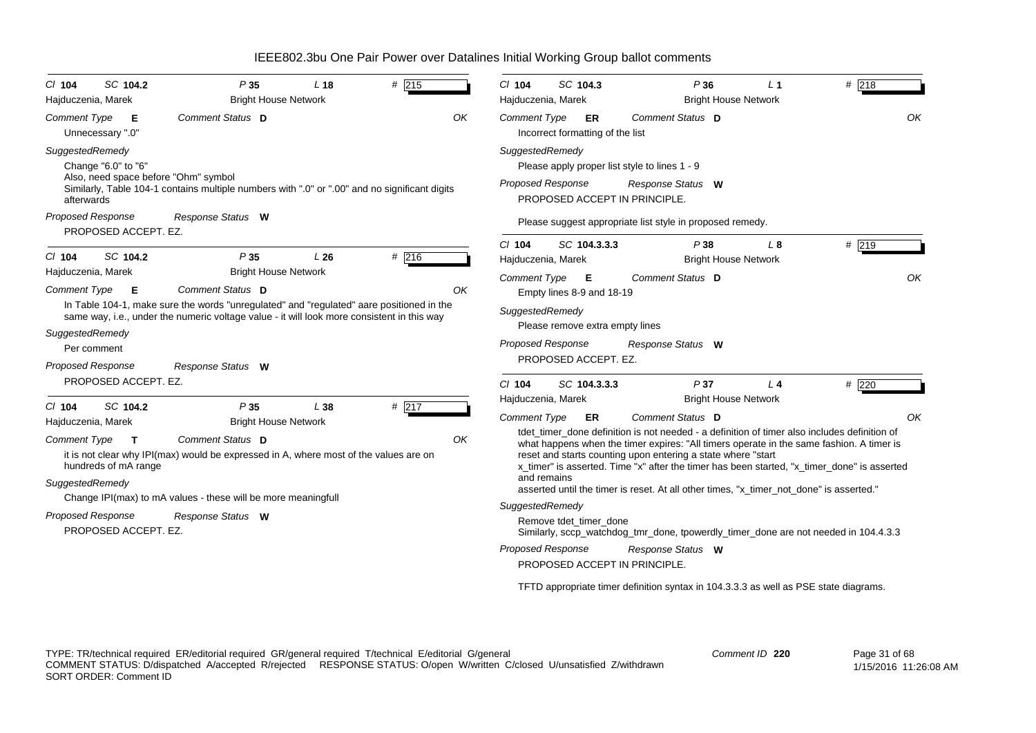# IEEE802.3bu One Pair Power over Datalines Initial Working Group ballot comments

---

**Cl** 104 **SC** 104.2 **P** 35 **L** 18 **#** 215

Hajduczenia, Marek — Bright House Network

**Comment Type** E **Comment Status** D **OK**

Unnecessary ".0"

**SuggestedRemedy**

Change "6.0" to "6"
Also, need space before "Ohm" symbol
Similarly, Table 104-1 contains multiple numbers with ".0" or ".00" and no significant digits afterwards

**Proposed Response** **Response Status** W

PROPOSED ACCEPT. EZ.

---

**Cl** 104 **SC** 104.2 **P** 35 **L** 26 **#** 216

Hajduczenia, Marek — Bright House Network

**Comment Type** E **Comment Status** D **OK**

In Table 104-1, make sure the words "unregulated" and "regulated" aare positioned in the same way, i.e., under the numeric voltage value - it will look more consistent in this way

**SuggestedRemedy**

Per comment

**Proposed Response** **Response Status** W

PROPOSED ACCEPT. EZ.

---

**Cl** 104 **SC** 104.2 **P** 35 **L** 38 **#** 217

Hajduczenia, Marek — Bright House Network

**Comment Type** T **Comment Status** D **OK**

it is not clear why IPI(max) would be expressed in A, where most of the values are on hundreds of mA range

**SuggestedRemedy**

Change IPI(max) to mA values - these will be more meaningfull

**Proposed Response** **Response Status** W

PROPOSED ACCEPT. EZ.

---

**Cl** 104 **SC** 104.3 **P** 36 **L** 1 **#** 218

Hajduczenia, Marek — Bright House Network

**Comment Type** ER **Comment Status** D **OK**

Incorrect formatting of the list

**SuggestedRemedy**

Please apply proper list style to lines 1 - 9

**Proposed Response** **Response Status** W

PROPOSED ACCEPT IN PRINCIPLE.

Please suggest appropriate list style in proposed remedy.

---

**Cl** 104 **SC** 104.3.3.3 **P** 38 **L** 8 **#** 219

Hajduczenia, Marek — Bright House Network

**Comment Type** E **Comment Status** D **OK**

Empty lines 8-9 and 18-19

**SuggestedRemedy**

Please remove extra empty lines

**Proposed Response** **Response Status** W

PROPOSED ACCEPT. EZ.

---

**Cl** 104 **SC** 104.3.3.3 **P** 37 **L** 4 **#** 220

Hajduczenia, Marek — Bright House Network

**Comment Type** ER **Comment Status** D **OK**

tdet_timer_done definition is not needed - a definition of timer also includes definition of what happens when the timer expires: "All timers operate in the same fashion. A timer is reset and starts counting upon entering a state where "start x_timer" is asserted. Time "x" after the timer has been started, "x_timer_done" is asserted and remains asserted until the timer is reset. At all other times, "x_timer_not_done" is asserted."

**SuggestedRemedy**

Remove tdet_timer_done
Similarly, sccp_watchdog_tmr_done, tpowerdly_timer_done are not needed in 104.4.3.3

**Proposed Response** **Response Status** W

PROPOSED ACCEPT IN PRINCIPLE.

TFTD appropriate timer definition syntax in 104.3.3.3 as well as PSE state diagrams.

---

TYPE: TR/technical required ER/editorial required GR/general required T/technical E/editorial G/general
COMMENT STATUS: D/dispatched A/accepted R/rejected RESPONSE STATUS: O/open W/written C/closed U/unsatisfied Z/withdrawn
SORT ORDER: Comment ID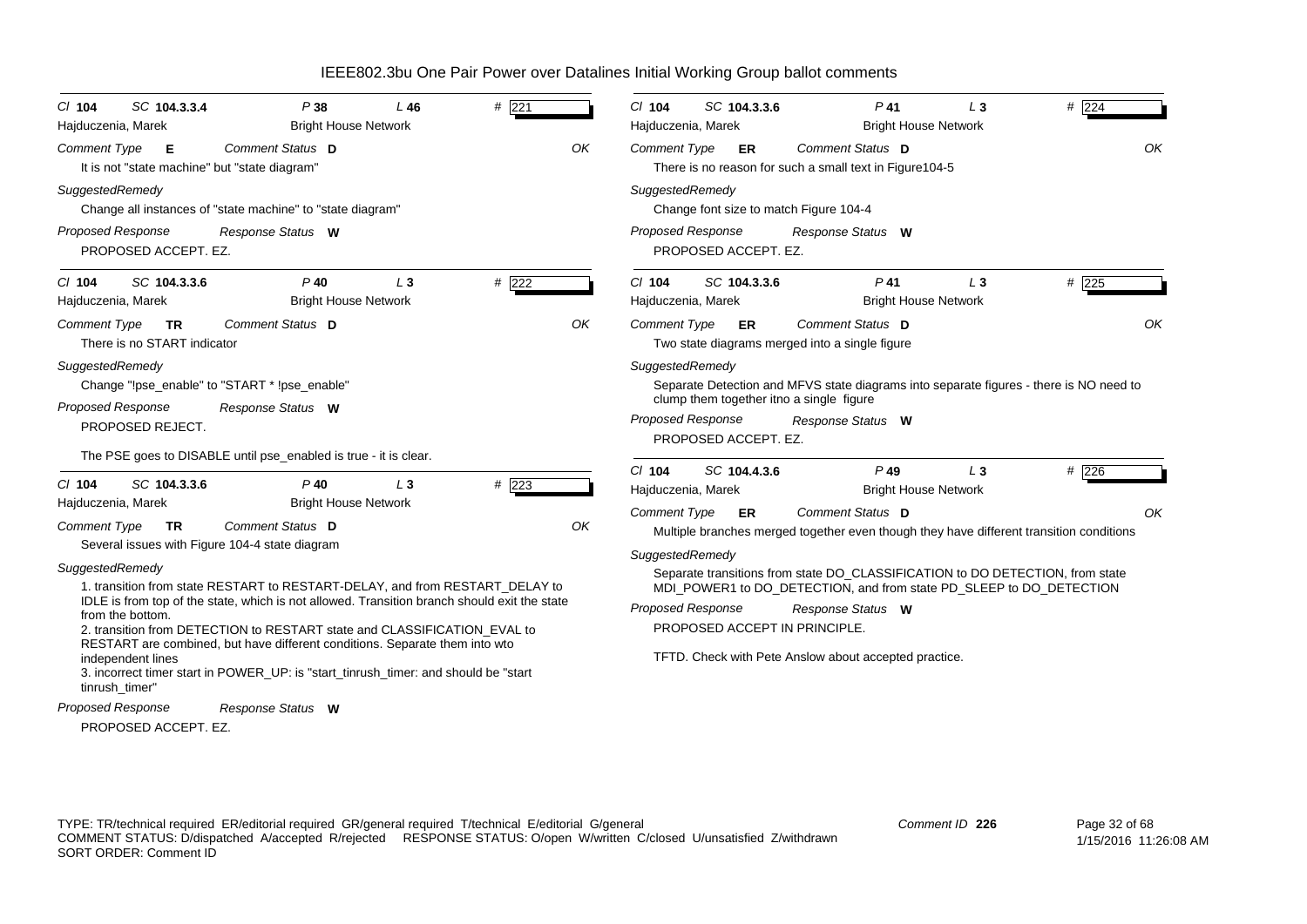# IEEE802.3bu One Pair Power over Datalines Initial Working Group ballot comments

**Cl** 104 **SC** 104.3.3.4 **P** 38 **L** 46 **#** 221
Hajduczenia, Marek — Bright House Network

*Comment Type* **E** *Comment Status* **D** OK

It is not "state machine" but "state diagram"

*SuggestedRemedy*

Change all instances of "state machine" to "state diagram"

*Proposed Response* *Response Status* **W**

PROPOSED ACCEPT. EZ.

---

**Cl** 104 **SC** 104.3.3.6 **P** 40 **L** 3 **#** 222
Hajduczenia, Marek — Bright House Network

*Comment Type* **TR** *Comment Status* **D** OK

There is no START indicator

*SuggestedRemedy*

Change "!pse_enable" to "START * !pse_enable"

*Proposed Response* *Response Status* **W**

PROPOSED REJECT.

The PSE goes to DISABLE until pse_enabled is true - it is clear.

---

**Cl** 104 **SC** 104.3.3.6 **P** 40 **L** 3 **#** 223
Hajduczenia, Marek — Bright House Network

*Comment Type* **TR** *Comment Status* **D** OK

Several issues with Figure 104-4 state diagram

*SuggestedRemedy*

1. transition from state RESTART to RESTART-DELAY, and from RESTART_DELAY to IDLE is from top of the state, which is not allowed. Transition branch should exit the state from the bottom.
2. transition from DETECTION to RESTART state and CLASSIFICATION_EVAL to RESTART are combined, but have different conditions. Separate them into wto independent lines
3. incorrect timer start in POWER_UP: is "start_tinrush_timer: and should be "start tinrush_timer"

*Proposed Response* *Response Status* **W**

PROPOSED ACCEPT. EZ.

---

**Cl** 104 **SC** 104.3.3.6 **P** 41 **L** 3 **#** 224
Hajduczenia, Marek — Bright House Network

*Comment Type* **ER** *Comment Status* **D** OK

There is no reason for such a small text in Figure104-5

*SuggestedRemedy*

Change font size to match Figure 104-4

*Proposed Response* *Response Status* **W**

PROPOSED ACCEPT. EZ.

---

**Cl** 104 **SC** 104.3.3.6 **P** 41 **L** 3 **#** 225
Hajduczenia, Marek — Bright House Network

*Comment Type* **ER** *Comment Status* **D** OK

Two state diagrams merged into a single figure

*SuggestedRemedy*

Separate Detection and MFVS state diagrams into separate figures - there is NO need to clump them together itno a single figure

*Proposed Response* *Response Status* **W**

PROPOSED ACCEPT. EZ.

---

**Cl** 104 **SC** 104.4.3.6 **P** 49 **L** 3 **#** 226
Hajduczenia, Marek — Bright House Network

*Comment Type* **ER** *Comment Status* **D** OK

Multiple branches merged together even though they have different transition conditions

*SuggestedRemedy*

Separate transitions from state DO_CLASSIFICATION to DO DETECTION, from state MDI_POWER1 to DO_DETECTION, and from state PD_SLEEP to DO_DETECTION

*Proposed Response* *Response Status* **W**

PROPOSED ACCEPT IN PRINCIPLE.

TFTD. Check with Pete Anslow about accepted practice.

---

TYPE: TR/technical required ER/editorial required GR/general required T/technical E/editorial G/general
COMMENT STATUS: D/dispatched A/accepted R/rejected RESPONSE STATUS: O/open W/written C/closed U/unsatisfied Z/withdrawn
SORT ORDER: Comment ID

Comment ID **226**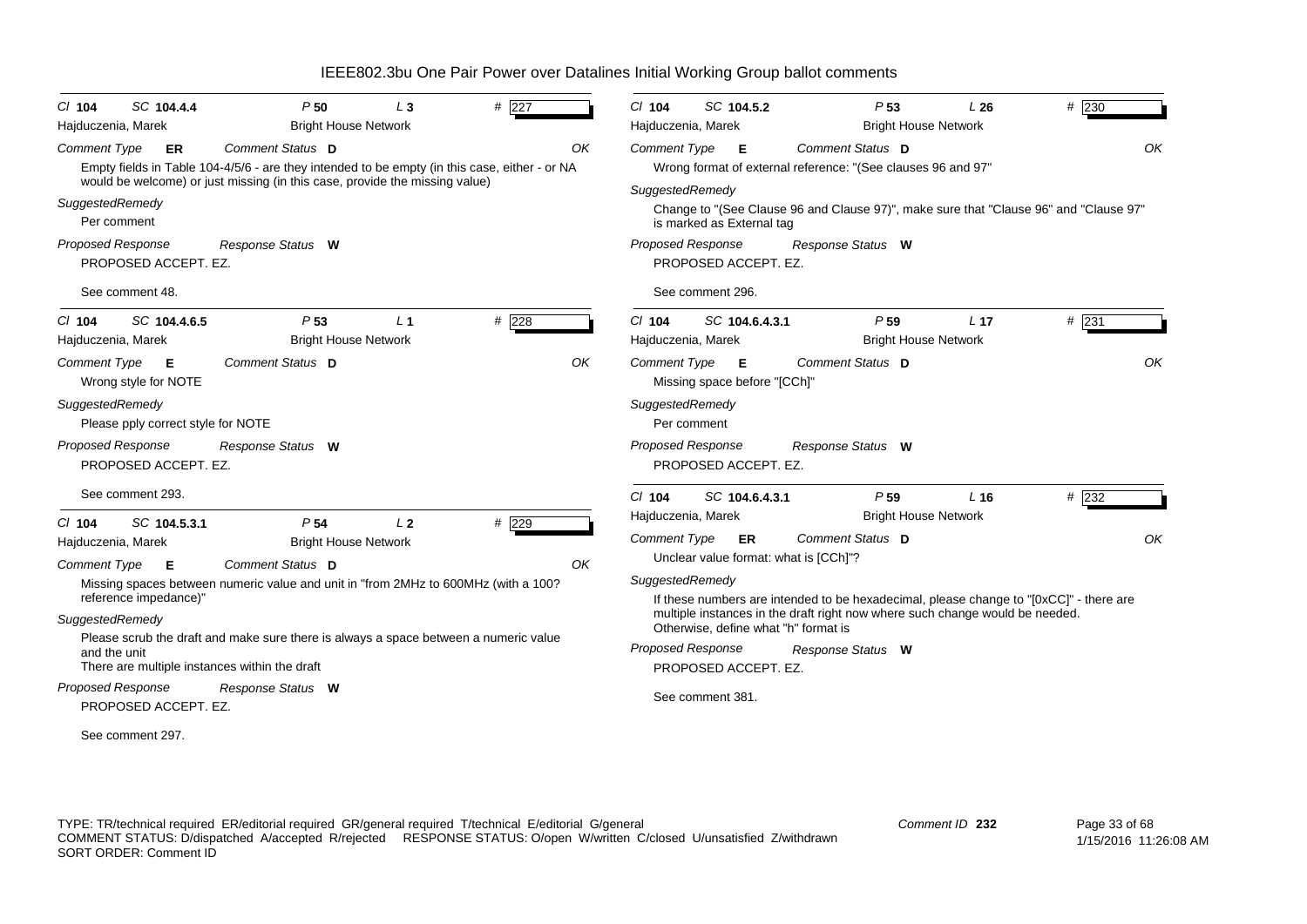# IEEE802.3bu One Pair Power over Datalines Initial Working Group ballot comments

*Cl* **104** *SC* **104.4.4** *P* **50** *L* **3** *#* **227**

Hajduczenia, Marek — Bright House Network

*Comment Type* **ER** *Comment Status* **D** *OK*

Empty fields in Table 104-4/5/6 - are they intended to be empty (in this case, either - or NA would be welcome) or just missing (in this case, provide the missing value)

*SuggestedRemedy*

Per comment

*Proposed Response* *Response Status* **W**

PROPOSED ACCEPT. EZ.

See comment 48.

---

*Cl* **104** *SC* **104.4.6.5** *P* **53** *L* **1** *#* **228**

Hajduczenia, Marek — Bright House Network

*Comment Type* **E** *Comment Status* **D** *OK*

Wrong style for NOTE

*SuggestedRemedy*

Please pply correct style for NOTE

*Proposed Response* *Response Status* **W**

PROPOSED ACCEPT. EZ.

See comment 293.

---

*Cl* **104** *SC* **104.5.3.1** *P* **54** *L* **2** *#* **229**

Hajduczenia, Marek — Bright House Network

*Comment Type* **E** *Comment Status* **D** *OK*

Missing spaces between numeric value and unit in "from 2MHz to 600MHz (with a 100? reference impedance)"

*SuggestedRemedy*

Please scrub the draft and make sure there is always a space between a numeric value and the unit
There are multiple instances within the draft

*Proposed Response* *Response Status* **W**

PROPOSED ACCEPT. EZ.

See comment 297.

---

*Cl* **104** *SC* **104.5.2** *P* **53** *L* **26** *#* **230**

Hajduczenia, Marek — Bright House Network

*Comment Type* **E** *Comment Status* **D** *OK*

Wrong format of external reference: "(See clauses 96 and 97"

*SuggestedRemedy*

Change to "(See Clause 96 and Clause 97)", make sure that "Clause 96" and "Clause 97" is marked as External tag

*Proposed Response* *Response Status* **W**

PROPOSED ACCEPT. EZ.

See comment 296.

---

*Cl* **104** *SC* **104.6.4.3.1** *P* **59** *L* **17** *#* **231**

Hajduczenia, Marek — Bright House Network

*Comment Type* **E** *Comment Status* **D** *OK*

Missing space before "[CCh]"

*SuggestedRemedy*

Per comment

*Proposed Response* *Response Status* **W**

PROPOSED ACCEPT. EZ.

---

*Cl* **104** *SC* **104.6.4.3.1** *P* **59** *L* **16** *#* **232**

Hajduczenia, Marek — Bright House Network

*Comment Type* **ER** *Comment Status* **D** *OK*

Unclear value format: what is [CCh]"?

*SuggestedRemedy*

If these numbers are intended to be hexadecimal, please change to "[0xCC]" - there are multiple instances in the draft right now where such change would be needed.
Otherwise, define what "h" format is

*Proposed Response* *Response Status* **W**

PROPOSED ACCEPT. EZ.

See comment 381.

---

TYPE: TR/technical required ER/editorial required GR/general required T/technical E/editorial G/general
COMMENT STATUS: D/dispatched A/accepted R/rejected RESPONSE STATUS: O/open W/written C/closed U/unsatisfied Z/withdrawn
SORT ORDER: Comment ID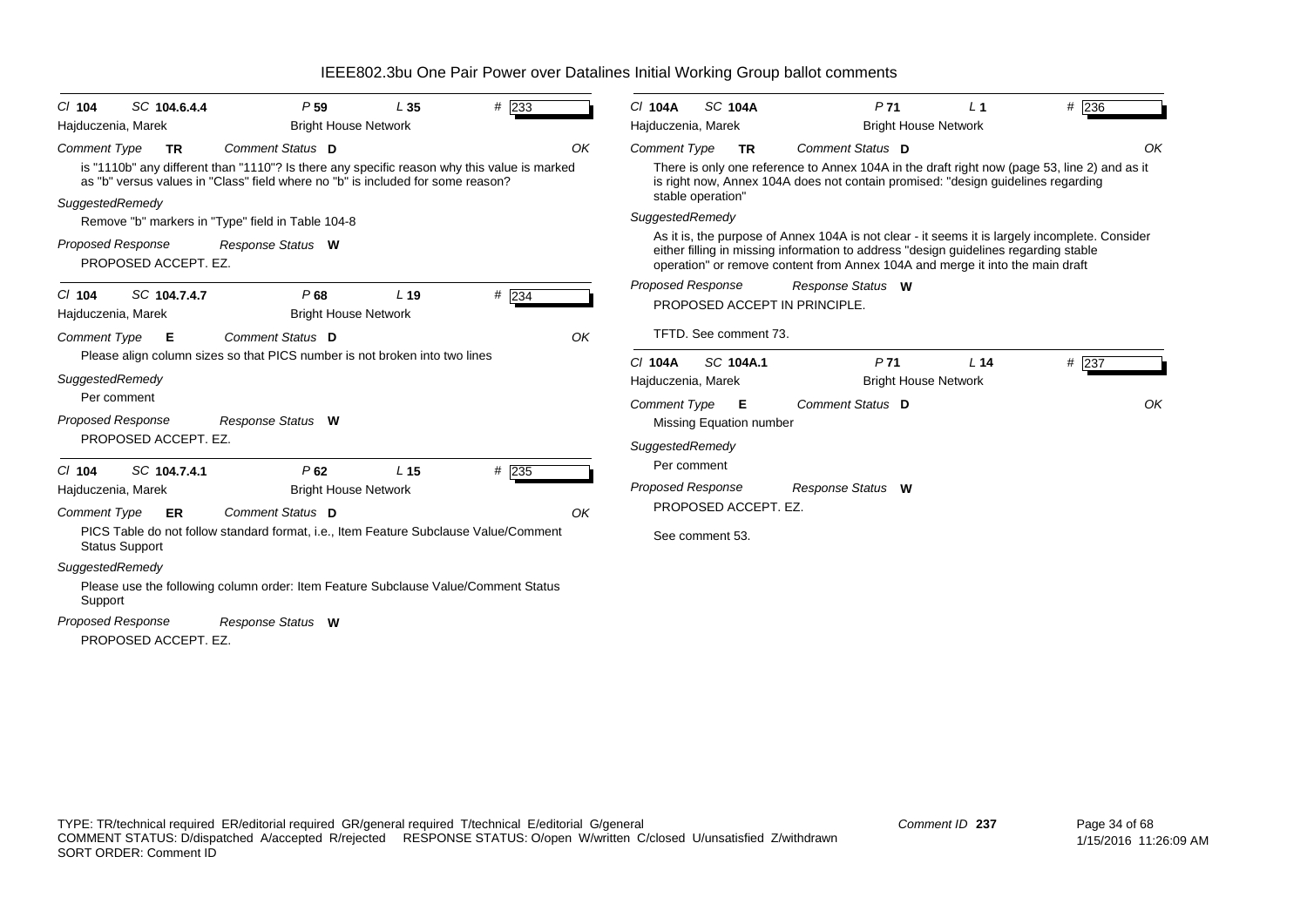# IEEE802.3bu One Pair Power over Datalines Initial Working Group ballot comments

---

*Cl* **104** *SC* **104.6.4.4** *P* **59** *L* **35** # **233**

Hajduczenia, Marek — Bright House Network

*Comment Type* **TR** *Comment Status* **D** *OK*

is "1110b" any different than "1110"? Is there any specific reason why this value is marked as "b" versus values in "Class" field where no "b" is included for some reason?

*SuggestedRemedy*

Remove "b" markers in "Type" field in Table 104-8

*Proposed Response* *Response Status* **W**

PROPOSED ACCEPT. EZ.

---

*Cl* **104** *SC* **104.7.4.7** *P* **68** *L* **19** # **234**

Hajduczenia, Marek — Bright House Network

*Comment Type* **E** *Comment Status* **D** *OK*

Please align column sizes so that PICS number is not broken into two lines

*SuggestedRemedy*

Per comment

*Proposed Response* *Response Status* **W**

PROPOSED ACCEPT. EZ.

---

*Cl* **104** *SC* **104.7.4.1** *P* **62** *L* **15** # **235**

Hajduczenia, Marek — Bright House Network

*Comment Type* **ER** *Comment Status* **D** *OK*

PICS Table do not follow standard format, i.e., Item Feature Subclause Value/Comment Status Support

*SuggestedRemedy*

Please use the following column order: Item Feature Subclause Value/Comment Status Support

*Proposed Response* *Response Status* **W**

PROPOSED ACCEPT. EZ.

---

*Cl* **104A** *SC* **104A** *P* **71** *L* **1** # **236**

Hajduczenia, Marek — Bright House Network

*Comment Type* **TR** *Comment Status* **D** *OK*

There is only one reference to Annex 104A in the draft right now (page 53, line 2) and as it is right now, Annex 104A does not contain promised: "design guidelines regarding stable operation"

*SuggestedRemedy*

As it is, the purpose of Annex 104A is not clear - it seems it is largely incomplete. Consider either filling in missing information to address "design guidelines regarding stable operation" or remove content from Annex 104A and merge it into the main draft

*Proposed Response* *Response Status* **W**

PROPOSED ACCEPT IN PRINCIPLE.

TFTD. See comment 73.

---

*Cl* **104A** *SC* **104A.1** *P* **71** *L* **14** # **237**

Hajduczenia, Marek — Bright House Network

*Comment Type* **E** *Comment Status* **D** *OK*

Missing Equation number

*SuggestedRemedy*

Per comment

*Proposed Response* *Response Status* **W**

PROPOSED ACCEPT. EZ.

See comment 53.

---

TYPE: TR/technical required ER/editorial required GR/general required T/technical E/editorial G/general
COMMENT STATUS: D/dispatched A/accepted R/rejected RESPONSE STATUS: O/open W/written C/closed U/unsatisfied Z/withdrawn
SORT ORDER: Comment ID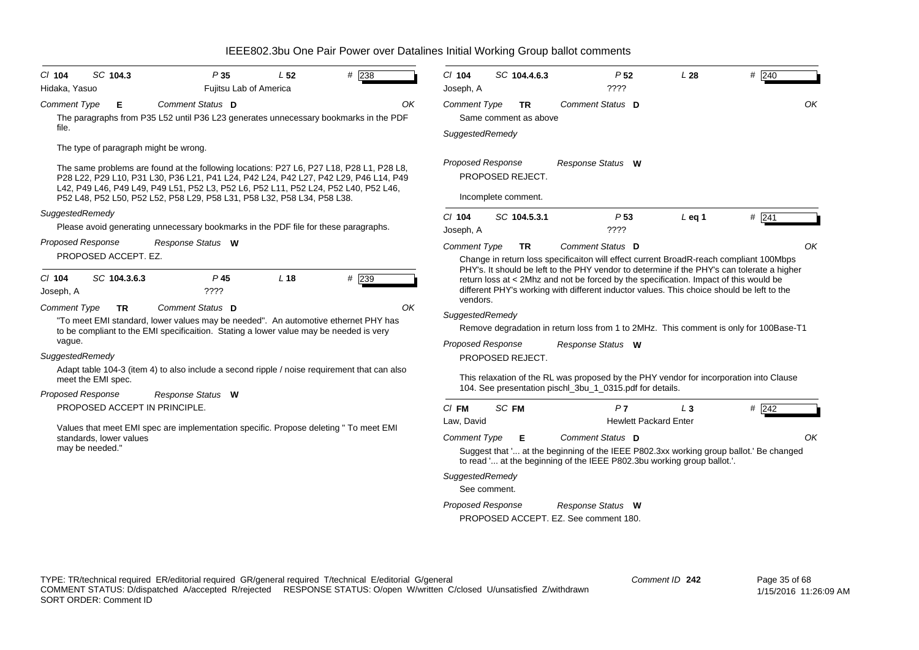# IEEE802.3bu One Pair Power over Datalines Initial Working Group ballot comments

**Cl 104 SC 104.3 P 35 L 52 # 238**
Hidaka, Yasuo — Fujitsu Lab of America

*Comment Type* **E** *Comment Status* **D** OK

The paragraphs from P35 L52 until P36 L23 generates unnecessary bookmarks in the PDF file.

The type of paragraph might be wrong.

The same problems are found at the following locations: P27 L6, P27 L18, P28 L1, P28 L8, P28 L22, P29 L10, P31 L30, P36 L21, P41 L24, P42 L24, P42 L27, P42 L29, P46 L14, P49 L42, P49 L46, P49 L49, P49 L51, P52 L3, P52 L6, P52 L11, P52 L24, P52 L40, P52 L46, P52 L48, P52 L50, P52 L52, P58 L29, P58 L31, P58 L32, P58 L34, P58 L38.

*SuggestedRemedy*

Please avoid generating unnecessary bookmarks in the PDF file for these paragraphs.

*Proposed Response* *Response Status* **W**

PROPOSED ACCEPT. EZ.

---

**Cl 104 SC 104.3.6.3 P 45 L 18 # 239**
Joseph, A — ????

*Comment Type* **TR** *Comment Status* **D** OK

"To meet EMI standard, lower values may be needed". An automotive ethernet PHY has to be compliant to the EMI specificaition. Stating a lower value may be needed is very vague.

*SuggestedRemedy*

Adapt table 104-3 (item 4) to also include a second ripple / noise requirement that can also meet the EMI spec.

*Proposed Response* *Response Status* **W**

PROPOSED ACCEPT IN PRINCIPLE.

Values that meet EMI spec are implementation specific. Propose deleting " To meet EMI standards, lower values may be needed."

---

**Cl 104 SC 104.4.6.3 P 52 L 28 # 240**
Joseph, A — ????

*Comment Type* **TR** *Comment Status* **D** OK

Same comment as above

*SuggestedRemedy*

*Proposed Response* *Response Status* **W**

PROPOSED REJECT.

Incomplete comment.

---

**Cl 104 SC 104.5.3.1 P 53 L eq 1 # 241**
Joseph, A — ????

*Comment Type* **TR** *Comment Status* **D** OK

Change in return loss specificaiton will effect current BroadR-reach compliant 100Mbps PHY's. It should be left to the PHY vendor to determine if the PHY's can tolerate a higher return loss at < 2Mhz and not be forced by the specification. Impact of this would be different PHY's working with different inductor values. This choice should be left to the vendors.

*SuggestedRemedy*

Remove degradation in return loss from 1 to 2MHz. This comment is only for 100Base-T1

*Proposed Response* *Response Status* **W**

PROPOSED REJECT.

This relaxation of the RL was proposed by the PHY vendor for incorporation into Clause 104. See presentation pischl_3bu_1_0315.pdf for details.

---

**Cl FM SC FM P 7 L 3 # 242**
Law, David — Hewlett Packard Enter

*Comment Type* **E** *Comment Status* **D** OK

Suggest that '... at the beginning of the IEEE P802.3xx working group ballot.' Be changed to read '... at the beginning of the IEEE P802.3bu working group ballot.'.

*SuggestedRemedy*

See comment.

*Proposed Response* *Response Status* **W**

PROPOSED ACCEPT. EZ. See comment 180.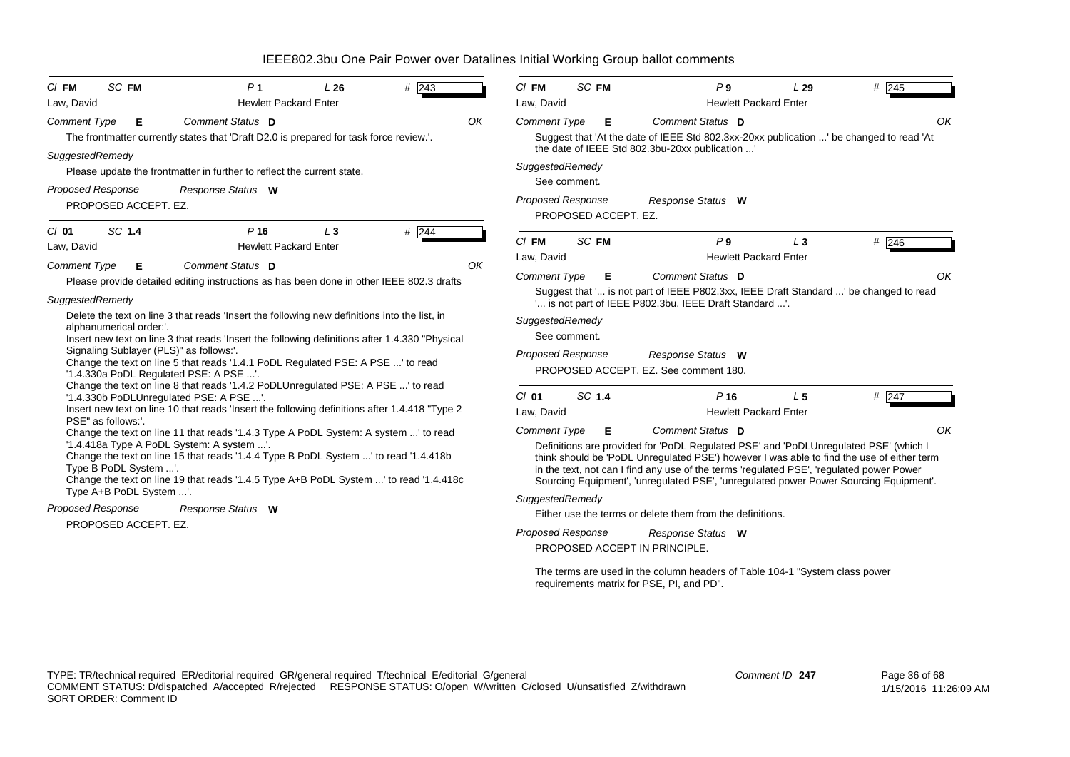# IEEE802.3bu One Pair Power over Datalines Initial Working Group ballot comments

**Cl** FM **SC** FM **P** 1 **L** 26 **#** 243

Law, David — Hewlett Packard Enter

*Comment Type* **E** *Comment Status* **D** OK

The frontmatter currently states that 'Draft D2.0 is prepared for task force review.'.

*SuggestedRemedy*

Please update the frontmatter in further to reflect the current state.

*Proposed Response* *Response Status* **W**

PROPOSED ACCEPT. EZ.

---

**Cl** 01 **SC** 1.4 **P** 16 **L** 3 **#** 244

Law, David — Hewlett Packard Enter

*Comment Type* **E** *Comment Status* **D** OK

Please provide detailed editing instructions as has been done in other IEEE 802.3 drafts

*SuggestedRemedy*

Delete the text on line 3 that reads 'Insert the following new definitions into the list, in alphanumerical order:'.
Insert new text on line 3 that reads 'Insert the following definitions after 1.4.330 "Physical Signaling Sublayer (PLS)" as follows:'.
Change the text on line 5 that reads '1.4.1 PoDL Regulated PSE: A PSE ...' to read '1.4.330a PoDL Regulated PSE: A PSE ...'.
Change the text on line 8 that reads '1.4.2 PoDLUnregulated PSE: A PSE ...' to read '1.4.330b PoDLUnregulated PSE: A PSE ...'.
Insert new text on line 10 that reads 'Insert the following definitions after 1.4.418 "Type 2 PSE" as follows:'.
Change the text on line 11 that reads '1.4.3 Type A PoDL System: A system ...' to read '1.4.418a Type A PoDL System: A system ...'.
Change the text on line 15 that reads '1.4.4 Type B PoDL System ...' to read '1.4.418b Type B PoDL System ...'.
Change the text on line 19 that reads '1.4.5 Type A+B PoDL System ...' to read '1.4.418c Type A+B PoDL System ...'.

*Proposed Response* *Response Status* **W**

PROPOSED ACCEPT. EZ.

---

**Cl** FM **SC** FM **P** 9 **L** 29 **#** 245

Law, David — Hewlett Packard Enter

*Comment Type* **E** *Comment Status* **D** OK

Suggest that 'At the date of IEEE Std 802.3xx-20xx publication ...' be changed to read 'At the date of IEEE Std 802.3bu-20xx publication ...'

*SuggestedRemedy*

See comment.

*Proposed Response* *Response Status* **W**

PROPOSED ACCEPT. EZ.

---

**Cl** FM **SC** FM **P** 9 **L** 3 **#** 246

Law, David — Hewlett Packard Enter

*Comment Type* **E** *Comment Status* **D** OK

Suggest that '... is not part of IEEE P802.3xx, IEEE Draft Standard ...' be changed to read '... is not part of IEEE P802.3bu, IEEE Draft Standard ...'.

*SuggestedRemedy*

See comment.

*Proposed Response* *Response Status* **W**

PROPOSED ACCEPT. EZ. See comment 180.

---

**Cl** 01 **SC** 1.4 **P** 16 **L** 5 **#** 247

Law, David — Hewlett Packard Enter

*Comment Type* **E** *Comment Status* **D** OK

Definitions are provided for 'PoDL Regulated PSE' and 'PoDLUnregulated PSE' (which I think should be 'PoDL Unregulated PSE') however I was able to find the use of either term in the text, not can I find any use of the terms 'regulated PSE', 'regulated power Power Sourcing Equipment', 'unregulated PSE', 'unregulated power Power Sourcing Equipment'.

*SuggestedRemedy*

Either use the terms or delete them from the definitions.

*Proposed Response* *Response Status* **W**

PROPOSED ACCEPT IN PRINCIPLE.

The terms are used in the column headers of Table 104-1 "System class power requirements matrix for PSE, PI, and PD".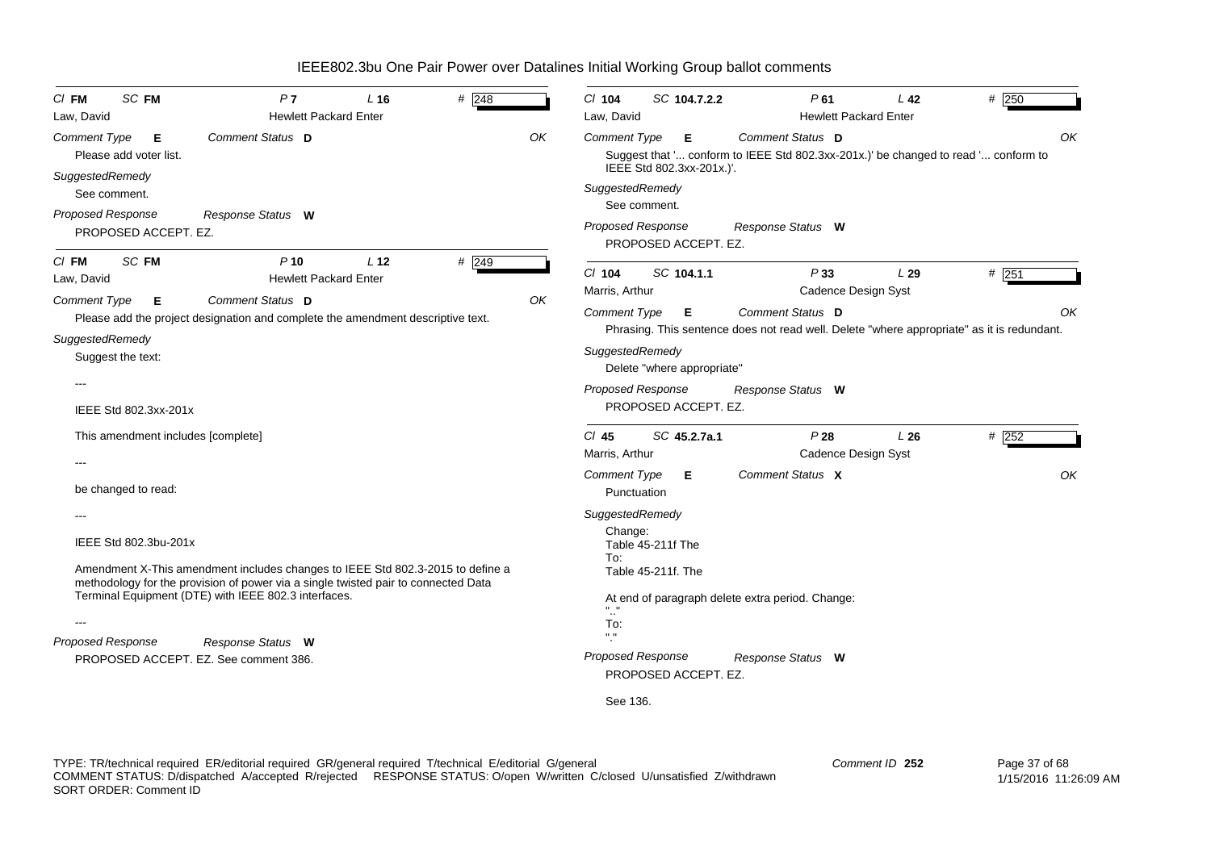# IEEE802.3bu One Pair Power over Datalines Initial Working Group ballot comments

Cl **FM** SC **FM** P **7** L **16** # **248**

Law, David — Hewlett Packard Enter

*Comment Type* **E** *Comment Status* **D** OK

Please add voter list.

*SuggestedRemedy*

See comment.

*Proposed Response* *Response Status* **W**

PROPOSED ACCEPT. EZ.

---

Cl **FM** SC **FM** P **10** L **12** # **249**

Law, David — Hewlett Packard Enter

*Comment Type* **E** *Comment Status* **D** OK

Please add the project designation and complete the amendment descriptive text.

*SuggestedRemedy*

Suggest the text:

---

IEEE Std 802.3xx-201x

This amendment includes [complete]

---

be changed to read:

---

IEEE Std 802.3bu-201x

Amendment X-This amendment includes changes to IEEE Std 802.3-2015 to define a methodology for the provision of power via a single twisted pair to connected Data Terminal Equipment (DTE) with IEEE 802.3 interfaces.

---

*Proposed Response* *Response Status* **W**

PROPOSED ACCEPT. EZ. See comment 386.

---

Cl **104** SC **104.7.2.2** P **61** L **42** # **250**

Law, David — Hewlett Packard Enter

*Comment Type* **E** *Comment Status* **D** OK

Suggest that '... conform to IEEE Std 802.3xx-201x.)' be changed to read '... conform to IEEE Std 802.3xx-201x.)'.

*SuggestedRemedy*

See comment.

*Proposed Response* *Response Status* **W**

PROPOSED ACCEPT. EZ.

---

Cl **104** SC **104.1.1** P **33** L **29** # **251**

Marris, Arthur — Cadence Design Syst

*Comment Type* **E** *Comment Status* **D** OK

Phrasing. This sentence does not read well. Delete "where appropriate" as it is redundant.

*SuggestedRemedy*

Delete "where appropriate"

*Proposed Response* *Response Status* **W**

PROPOSED ACCEPT. EZ.

---

Cl **45** SC **45.2.7a.1** P **28** L **26** # **252**

Marris, Arthur — Cadence Design Syst

*Comment Type* **E** *Comment Status* **X** OK

Punctuation

*SuggestedRemedy*

Change:
Table 45-211f The
To:
Table 45-211f. The

At end of paragraph delete extra period. Change:
".."
To:
"."

*Proposed Response* *Response Status* **W**

PROPOSED ACCEPT. EZ.

See 136.

---

TYPE: TR/technical required ER/editorial required GR/general required T/technical E/editorial G/general
COMMENT STATUS: D/dispatched A/accepted R/rejected RESPONSE STATUS: O/open W/written C/closed U/unsatisfied Z/withdrawn
SORT ORDER: Comment ID

Comment ID 252

1/15/2016 11:26:09 AM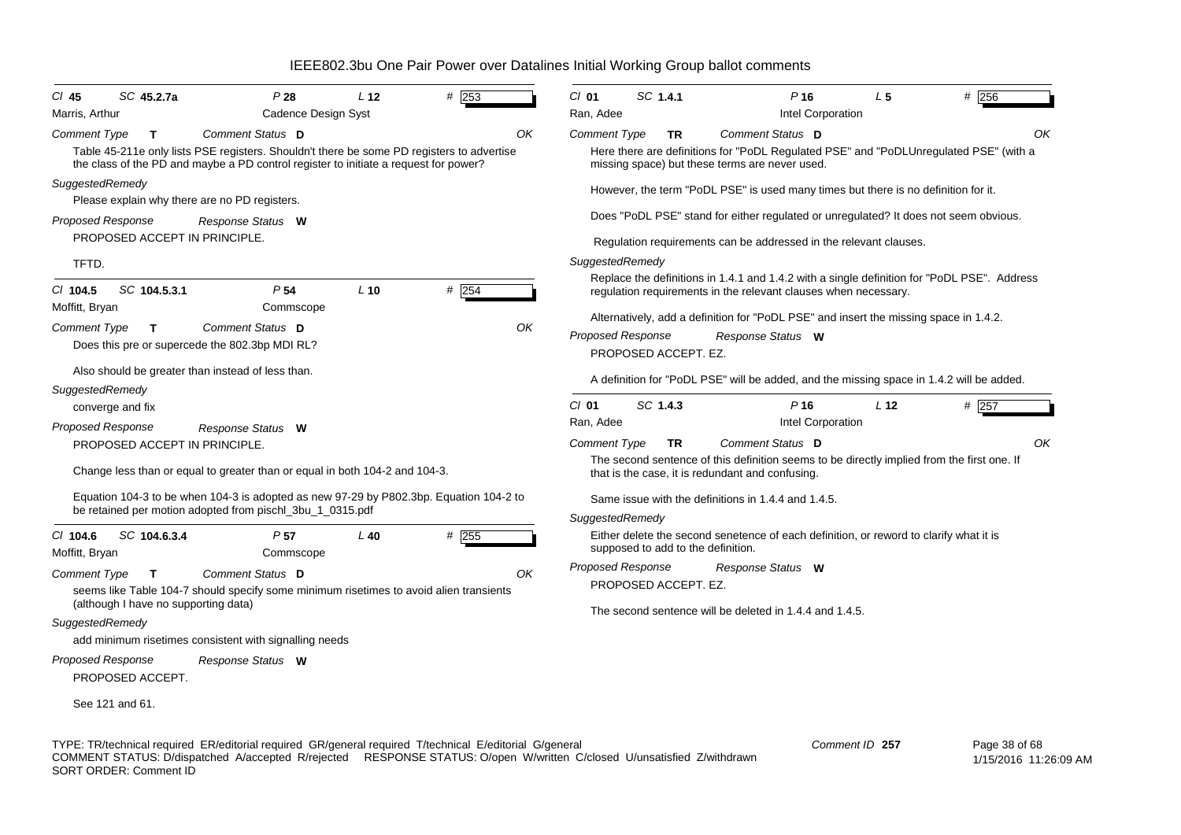# IEEE802.3bu One Pair Power over Datalines Initial Working Group ballot comments

**Cl** 45 **SC** 45.2.7a **P** 28 **L** 12 **#** 253
Marris, Arthur — Cadence Design Syst

*Comment Type* T *Comment Status* D OK

Table 45-211e only lists PSE registers. Shouldn't there be some PD registers to advertise the class of the PD and maybe a PD control register to initiate a request for power?

*SuggestedRemedy*

Please explain why there are no PD registers.

*Proposed Response* *Response Status* W

PROPOSED ACCEPT IN PRINCIPLE.

TFTD.

---

**Cl** 104.5 **SC** 104.5.3.1 **P** 54 **L** 10 **#** 254
Moffitt, Bryan — Commscope

*Comment Type* T *Comment Status* D OK

Does this pre or supercede the 802.3bp MDI RL?

Also should be greater than instead of less than.

*SuggestedRemedy*

converge and fix

*Proposed Response* *Response Status* W

PROPOSED ACCEPT IN PRINCIPLE.

Change less than or equal to greater than or equal in both 104-2 and 104-3.

Equation 104-3 to be when 104-3 is adopted as new 97-29 by P802.3bp. Equation 104-2 to be retained per motion adopted from pischl_3bu_1_0315.pdf

---

**Cl** 104.6 **SC** 104.6.3.4 **P** 57 **L** 40 **#** 255
Moffitt, Bryan — Commscope

*Comment Type* T *Comment Status* D OK

seems like Table 104-7 should specify some minimum risetimes to avoid alien transients (although I have no supporting data)

*SuggestedRemedy*

add minimum risetimes consistent with signalling needs

*Proposed Response* *Response Status* W

PROPOSED ACCEPT.

See 121 and 61.

---

**Cl** 01 **SC** 1.4.1 **P** 16 **L** 5 **#** 256
Ran, Adee — Intel Corporation

*Comment Type* TR *Comment Status* D OK

Here there are definitions for "PoDL Regulated PSE" and "PoDLUnregulated PSE" (with a missing space) but these terms are never used.

However, the term "PoDL PSE" is used many times but there is no definition for it.

Does "PoDL PSE" stand for either regulated or unregulated? It does not seem obvious.

Regulation requirements can be addressed in the relevant clauses.

*SuggestedRemedy*

Replace the definitions in 1.4.1 and 1.4.2 with a single definition for "PoDL PSE". Address regulation requirements in the relevant clauses when necessary.

Alternatively, add a definition for "PoDL PSE" and insert the missing space in 1.4.2.

*Proposed Response* *Response Status* W

PROPOSED ACCEPT. EZ.

A definition for "PoDL PSE" will be added, and the missing space in 1.4.2 will be added.

---

**Cl** 01 **SC** 1.4.3 **P** 16 **L** 12 **#** 257
Ran, Adee — Intel Corporation

*Comment Type* TR *Comment Status* D OK

The second sentence of this definition seems to be directly implied from the first one. If that is the case, it is redundant and confusing.

Same issue with the definitions in 1.4.4 and 1.4.5.

*SuggestedRemedy*

Either delete the second senetence of each definition, or reword to clarify what it is supposed to add to the definition.

*Proposed Response* *Response Status* W

PROPOSED ACCEPT. EZ.

The second sentence will be deleted in 1.4.4 and 1.4.5.

---

TYPE: TR/technical required ER/editorial required GR/general required T/technical E/editorial G/general
COMMENT STATUS: D/dispatched A/accepted R/rejected RESPONSE STATUS: O/open W/written C/closed U/unsatisfied Z/withdrawn
SORT ORDER: Comment ID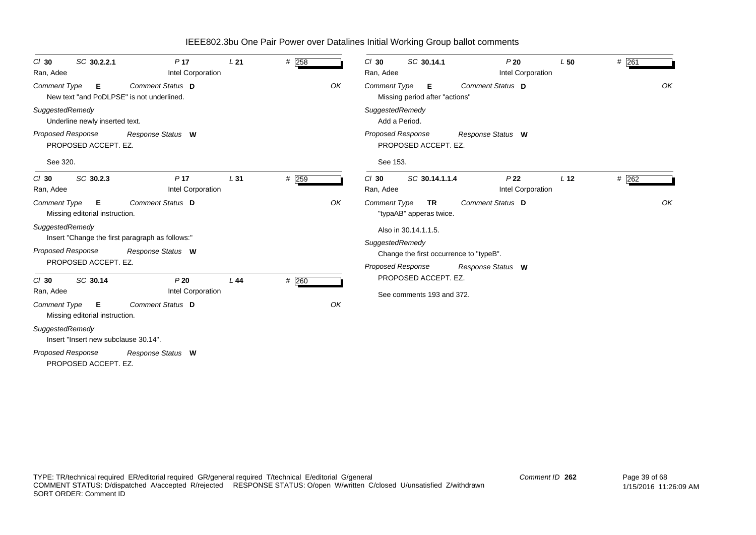# IEEE802.3bu One Pair Power over Datalines Initial Working Group ballot comments

**Cl 30** **SC 30.2.2.1** **P 17** **L 21** **# 258**

Ran, Adee — Intel Corporation

*Comment Type* **E** *Comment Status* **D** *OK*

New text "and PoDLPSE" is not underlined.

*SuggestedRemedy*

Underline newly inserted text.

*Proposed Response* *Response Status* **W**

PROPOSED ACCEPT. EZ.

See 320.

---

**Cl 30** **SC 30.2.3** **P 17** **L 31** **# 259**

Ran, Adee — Intel Corporation

*Comment Type* **E** *Comment Status* **D** *OK*

Missing editorial instruction.

*SuggestedRemedy*

Insert "Change the first paragraph as follows:"

*Proposed Response* *Response Status* **W**

PROPOSED ACCEPT. EZ.

---

**Cl 30** **SC 30.14** **P 20** **L 44** **# 260**

Ran, Adee — Intel Corporation

*Comment Type* **E** *Comment Status* **D** *OK*

Missing editorial instruction.

*SuggestedRemedy*

Insert "Insert new subclause 30.14".

*Proposed Response* *Response Status* **W**

PROPOSED ACCEPT. EZ.

---

**Cl 30** **SC 30.14.1** **P 20** **L 50** **# 261**

Ran, Adee — Intel Corporation

*Comment Type* **E** *Comment Status* **D** *OK*

Missing period after "actions"

*SuggestedRemedy*

Add a Period.

*Proposed Response* *Response Status* **W**

PROPOSED ACCEPT. EZ.

See 153.

---

**Cl 30** **SC 30.14.1.1.4** **P 22** **L 12** **# 262**

Ran, Adee — Intel Corporation

*Comment Type* **TR** *Comment Status* **D** *OK*

"typaAB" apperas twice.

Also in 30.14.1.1.5.

*SuggestedRemedy*

Change the first occurrence to "typeB".

*Proposed Response* *Response Status* **W**

PROPOSED ACCEPT. EZ.

See comments 193 and 372.

---

TYPE: TR/technical required ER/editorial required GR/general required T/technical E/editorial G/general
COMMENT STATUS: D/dispatched A/accepted R/rejected RESPONSE STATUS: O/open W/written C/closed U/unsatisfied Z/withdrawn
SORT ORDER: Comment ID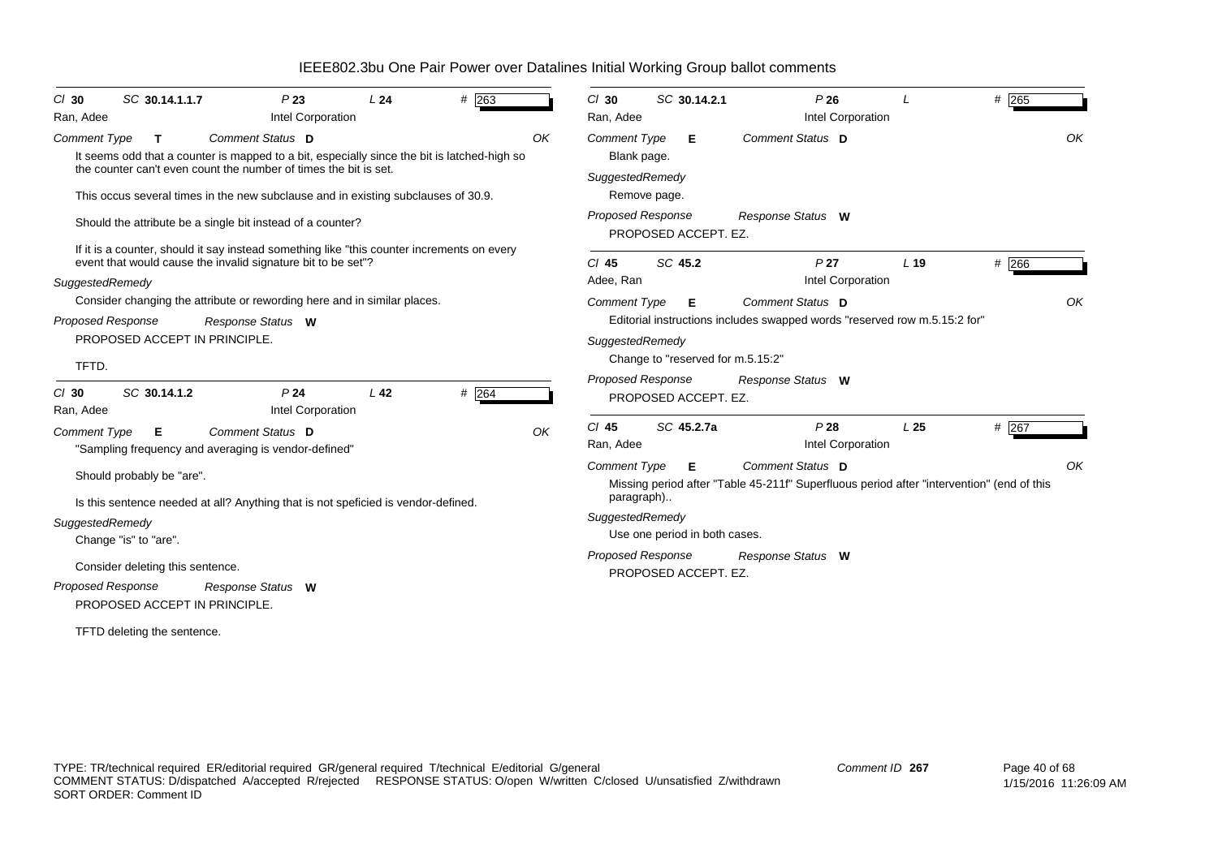# IEEE802.3bu One Pair Power over Datalines Initial Working Group ballot comments

**Cl 30 SC 30.14.1.1.7 P 23 L 24 # 263**
Ran, Adee — Intel Corporation

*Comment Type* **T** *Comment Status* **D** OK

It seems odd that a counter is mapped to a bit, especially since the bit is latched-high so the counter can't even count the number of times the bit is set.

This occus several times in the new subclause and in existing subclauses of 30.9.

Should the attribute be a single bit instead of a counter?

If it is a counter, should it say instead something like "this counter increments on every event that would cause the invalid signature bit to be set"?

*SuggestedRemedy*

Consider changing the attribute or rewording here and in similar places.

*Proposed Response* *Response Status* **W**

PROPOSED ACCEPT IN PRINCIPLE.

TFTD.

---

**Cl 30 SC 30.14.1.2 P 24 L 42 # 264**
Ran, Adee — Intel Corporation

*Comment Type* **E** *Comment Status* **D** OK

"Sampling frequency and averaging is vendor-defined"

Should probably be "are".

Is this sentence needed at all? Anything that is not speficied is vendor-defined.

*SuggestedRemedy*

Change "is" to "are".

Consider deleting this sentence.

*Proposed Response* *Response Status* **W**

PROPOSED ACCEPT IN PRINCIPLE.

TFTD deleting the sentence.

---

**Cl 30 SC 30.14.2.1 P 26 L # 265**
Ran, Adee — Intel Corporation

*Comment Type* **E** *Comment Status* **D** OK

Blank page.

*SuggestedRemedy*

Remove page.

*Proposed Response* *Response Status* **W**

PROPOSED ACCEPT. EZ.

---

**Cl 45 SC 45.2 P 27 L 19 # 266**
Adee, Ran — Intel Corporation

*Comment Type* **E** *Comment Status* **D** OK

Editorial instructions includes swapped words "reserved row m.5.15:2 for"

*SuggestedRemedy*

Change to "reserved for m.5.15:2"

*Proposed Response* *Response Status* **W**

PROPOSED ACCEPT. EZ.

---

**Cl 45 SC 45.2.7a P 28 L 25 # 267**
Ran, Adee — Intel Corporation

*Comment Type* **E** *Comment Status* **D** OK

Missing period after "Table 45-211f" Superfluous period after "intervention" (end of this paragraph)..

*SuggestedRemedy*

Use one period in both cases.

*Proposed Response* *Response Status* **W**

PROPOSED ACCEPT. EZ.

---

TYPE: TR/technical required ER/editorial required GR/general required T/technical E/editorial G/general
COMMENT STATUS: D/dispatched A/accepted R/rejected RESPONSE STATUS: O/open W/written C/closed U/unsatisfied Z/withdrawn
SORT ORDER: Comment ID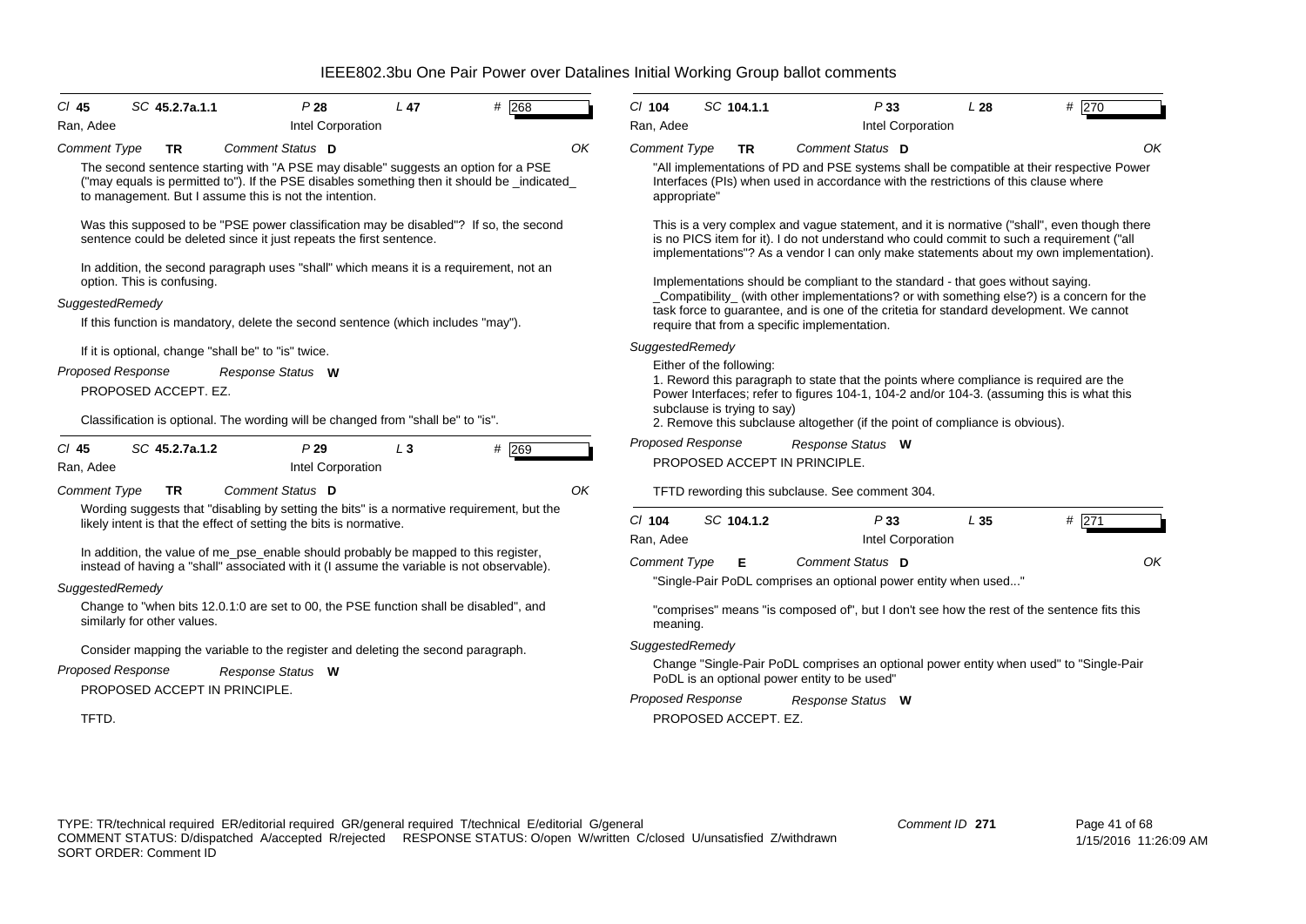# IEEE802.3bu One Pair Power over Datalines Initial Working Group ballot comments

**Cl** 45 **SC** 45.2.7a.1.1 **P** 28 **L** 47 **#** 268

Ran, Adee — Intel Corporation

*Comment Type* **TR** *Comment Status* **D** OK

The second sentence starting with "A PSE may disable" suggests an option for a PSE ("may equals is permitted to"). If the PSE disables something then it should be _indicated_ to management. But I assume this is not the intention.

Was this supposed to be "PSE power classification may be disabled"? If so, the second sentence could be deleted since it just repeats the first sentence.

In addition, the second paragraph uses "shall" which means it is a requirement, not an option. This is confusing.

*SuggestedRemedy*

If this function is mandatory, delete the second sentence (which includes "may").

If it is optional, change "shall be" to "is" twice.

*Proposed Response* *Response Status* **W**

PROPOSED ACCEPT. EZ.

Classification is optional. The wording will be changed from "shall be" to "is".

---

**Cl** 45 **SC** 45.2.7a.1.2 **P** 29 **L** 3 **#** 269

Ran, Adee — Intel Corporation

*Comment Type* **TR** *Comment Status* **D** OK

Wording suggests that "disabling by setting the bits" is a normative requirement, but the likely intent is that the effect of setting the bits is normative.

In addition, the value of me_pse_enable should probably be mapped to this register, instead of having a "shall" associated with it (I assume the variable is not observable).

*SuggestedRemedy*

Change to "when bits 12.0.1:0 are set to 00, the PSE function shall be disabled", and similarly for other values.

Consider mapping the variable to the register and deleting the second paragraph.

*Proposed Response* *Response Status* **W**

PROPOSED ACCEPT IN PRINCIPLE.

TFTD.

---

**Cl** 104 **SC** 104.1.1 **P** 33 **L** 28 **#** 270

Ran, Adee — Intel Corporation

*Comment Type* **TR** *Comment Status* **D** OK

"All implementations of PD and PSE systems shall be compatible at their respective Power Interfaces (PIs) when used in accordance with the restrictions of this clause where appropriate"

This is a very complex and vague statement, and it is normative ("shall", even though there is no PICS item for it). I do not understand who could commit to such a requirement ("all implementations"? As a vendor I can only make statements about my own implementation).

Implementations should be compliant to the standard - that goes without saying. _Compatibility_ (with other implementations? or with something else?) is a concern for the task force to guarantee, and is one of the critetia for standard development. We cannot require that from a specific implementation.

*SuggestedRemedy*

Either of the following:
1. Reword this paragraph to state that the points where compliance is required are the Power Interfaces; refer to figures 104-1, 104-2 and/or 104-3. (assuming this is what this subclause is trying to say)
2. Remove this subclause altogether (if the point of compliance is obvious).

*Proposed Response* *Response Status* **W**

PROPOSED ACCEPT IN PRINCIPLE.

TFTD rewording this subclause. See comment 304.

---

**Cl** 104 **SC** 104.1.2 **P** 33 **L** 35 **#** 271

Ran, Adee — Intel Corporation

*Comment Type* **E** *Comment Status* **D** OK

"Single-Pair PoDL comprises an optional power entity when used..."

"comprises" means "is composed of", but I don't see how the rest of the sentence fits this meaning.

*SuggestedRemedy*

Change "Single-Pair PoDL comprises an optional power entity when used" to "Single-Pair PoDL is an optional power entity to be used"

*Proposed Response* *Response Status* **W**

PROPOSED ACCEPT. EZ.

---

TYPE: TR/technical required ER/editorial required GR/general required T/technical E/editorial G/general
COMMENT STATUS: D/dispatched A/accepted R/rejected RESPONSE STATUS: O/open W/written C/closed U/unsatisfied Z/withdrawn
SORT ORDER: Comment ID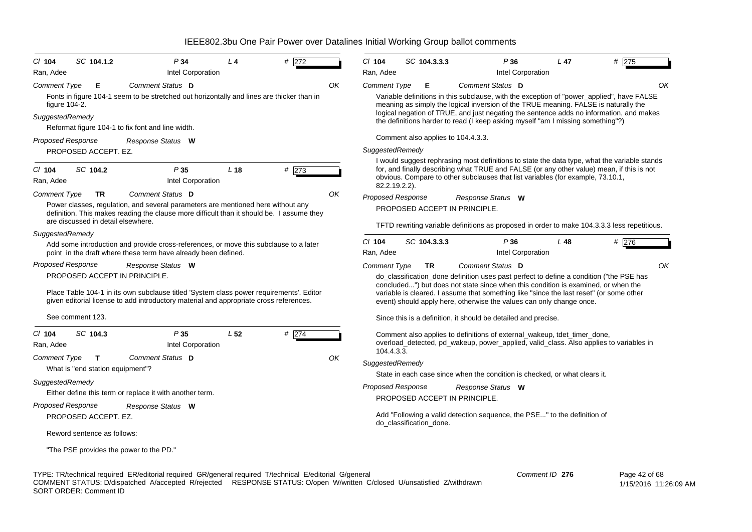# IEEE802.3bu One Pair Power over Datalines Initial Working Group ballot comments

---

**Cl** 104 **SC** 104.1.2 **P** 34 **L** 4 **#** 272

Ran, Adee — Intel Corporation

**Comment Type** E **Comment Status** D OK

Fonts in figure 104-1 seem to be stretched out horizontally and lines are thicker than in figure 104-2.

**SuggestedRemedy**

Reformat figure 104-1 to fix font and line width.

**Proposed Response** **Response Status** W

PROPOSED ACCEPT. EZ.

---

**Cl** 104 **SC** 104.2 **P** 35 **L** 18 **#** 273

Ran, Adee — Intel Corporation

**Comment Type** TR **Comment Status** D OK

Power classes, regulation, and several parameters are mentioned here without any definition. This makes reading the clause more difficult than it should be. I assume they are discussed in detail elsewhere.

**SuggestedRemedy**

Add some introduction and provide cross-references, or move this subclause to a later point in the draft where these term have already been defined.

**Proposed Response** **Response Status** W

PROPOSED ACCEPT IN PRINCIPLE.

Place Table 104-1 in its own subclause titled 'System class power requirements'. Editor given editorial license to add introductory material and appropriate cross references.

See comment 123.

---

**Cl** 104 **SC** 104.3 **P** 35 **L** 52 **#** 274

Ran, Adee — Intel Corporation

**Comment Type** T **Comment Status** D OK

What is "end station equipment"?

**SuggestedRemedy**

Either define this term or replace it with another term.

**Proposed Response** **Response Status** W

PROPOSED ACCEPT. EZ.

Reword sentence as follows:

"The PSE provides the power to the PD."

---

**Cl** 104 **SC** 104.3.3.3 **P** 36 **L** 47 **#** 275

Ran, Adee — Intel Corporation

**Comment Type** E **Comment Status** D OK

Variable definitions in this subclause, with the exception of "power_applied", have FALSE meaning as simply the logical inversion of the TRUE meaning. FALSE is naturally the logical negation of TRUE, and just negating the sentence adds no information, and makes the definitions harder to read (I keep asking myself "am I missing something"?)

Comment also applies to 104.4.3.3.

**SuggestedRemedy**

I would suggest rephrasing most definitions to state the data type, what the variable stands for, and finally describing what TRUE and FALSE (or any other value) mean, if this is not obvious. Compare to other subclauses that list variables (for example, 73.10.1, 82.2.19.2.2).

**Proposed Response** **Response Status** W

PROPOSED ACCEPT IN PRINCIPLE.

TFTD rewriting variable definitions as proposed in order to make 104.3.3.3 less repetitious.

---

**Cl** 104 **SC** 104.3.3.3 **P** 36 **L** 48 **#** 276

Ran, Adee — Intel Corporation

**Comment Type** TR **Comment Status** D OK

do_classification_done definition uses past perfect to define a condition ("the PSE has concluded...") but does not state since when this condition is examined, or when the variable is cleared. I assume that something like "since the last reset" (or some other event) should apply here, otherwise the values can only change once.

Since this is a definition, it should be detailed and precise.

Comment also applies to definitions of external_wakeup, tdet_timer_done, overload_detected, pd_wakeup, power_applied, valid_class. Also applies to variables in 104.4.3.3.

**SuggestedRemedy**

State in each case since when the condition is checked, or what clears it.

**Proposed Response** **Response Status** W

PROPOSED ACCEPT IN PRINCIPLE.

Add "Following a valid detection sequence, the PSE..." to the definition of do_classification_done.

---

TYPE: TR/technical required ER/editorial required GR/general required T/technical E/editorial G/general
COMMENT STATUS: D/dispatched A/accepted R/rejected RESPONSE STATUS: O/open W/written C/closed U/unsatisfied Z/withdrawn
SORT ORDER: Comment ID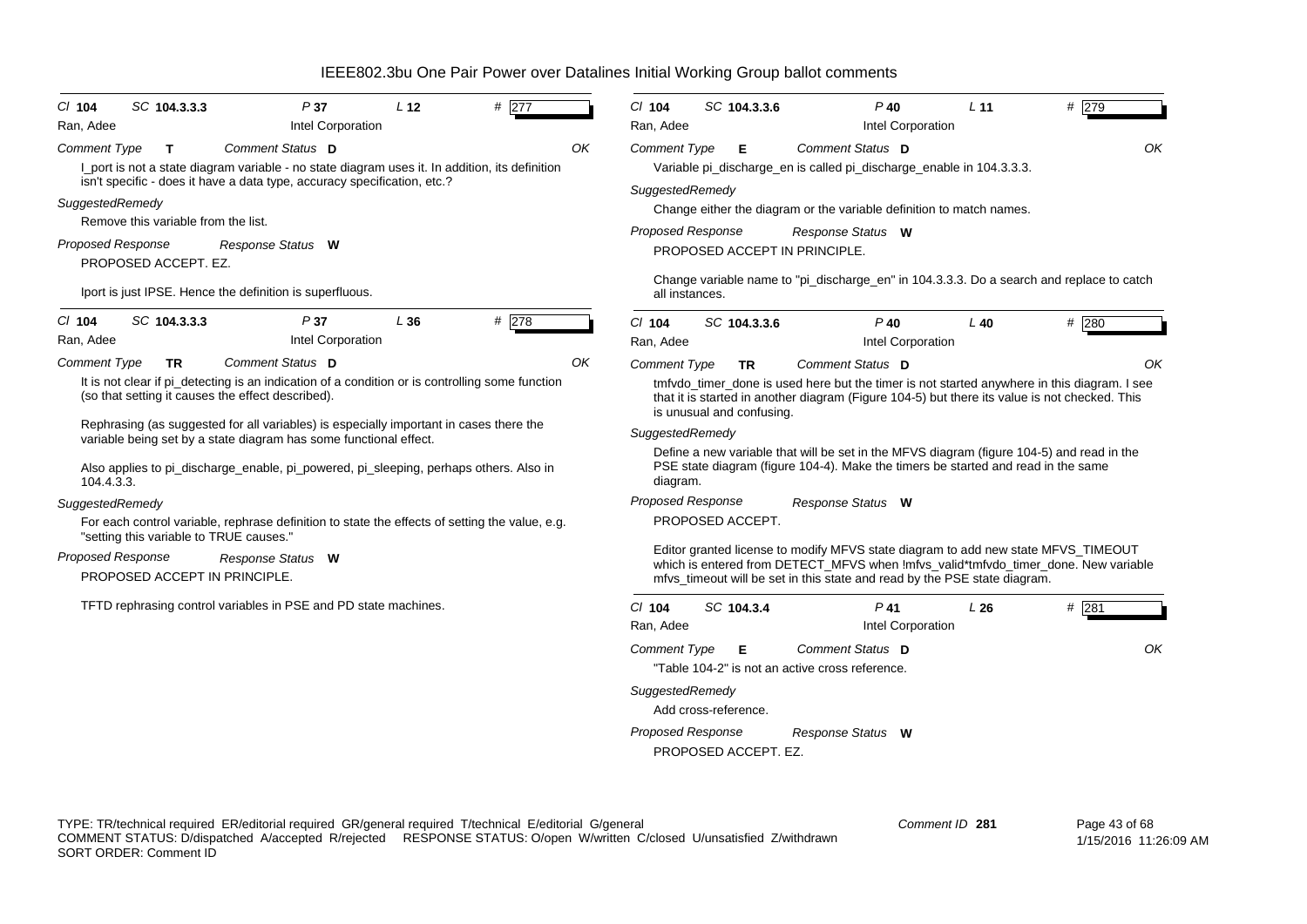# IEEE802.3bu One Pair Power over Datalines Initial Working Group ballot comments

Cl **104** SC **104.3.3.3** P **37** L **12** # **277**
Ran, Adee — Intel Corporation

*Comment Type* **T** *Comment Status* **D** *OK*

I_port is not a state diagram variable - no state diagram uses it. In addition, its definition isn't specific - does it have a data type, accuracy specification, etc.?

*SuggestedRemedy*

Remove this variable from the list.

*Proposed Response* *Response Status* **W**

PROPOSED ACCEPT. EZ.

Iport is just IPSE. Hence the definition is superfluous.

---

Cl **104** SC **104.3.3.3** P **37** L **36** # **278**
Ran, Adee — Intel Corporation

*Comment Type* **TR** *Comment Status* **D** *OK*

It is not clear if pi_detecting is an indication of a condition or is controlling some function (so that setting it causes the effect described).

Rephrasing (as suggested for all variables) is especially important in cases there the variable being set by a state diagram has some functional effect.

Also applies to pi_discharge_enable, pi_powered, pi_sleeping, perhaps others. Also in 104.4.3.3.

*SuggestedRemedy*

For each control variable, rephrase definition to state the effects of setting the value, e.g. "setting this variable to TRUE causes."

*Proposed Response* *Response Status* **W**

PROPOSED ACCEPT IN PRINCIPLE.

TFTD rephrasing control variables in PSE and PD state machines.

---

Cl **104** SC **104.3.3.6** P **40** L **11** # **279**
Ran, Adee — Intel Corporation

*Comment Type* **E** *Comment Status* **D** *OK*

Variable pi_discharge_en is called pi_discharge_enable in 104.3.3.3.

*SuggestedRemedy*

Change either the diagram or the variable definition to match names.

*Proposed Response* *Response Status* **W**

PROPOSED ACCEPT IN PRINCIPLE.

Change variable name to "pi_discharge_en" in 104.3.3.3. Do a search and replace to catch all instances.

---

Cl **104** SC **104.3.3.6** P **40** L **40** # **280**
Ran, Adee — Intel Corporation

*Comment Type* **TR** *Comment Status* **D** *OK*

tmfvdo_timer_done is used here but the timer is not started anywhere in this diagram. I see that it is started in another diagram (Figure 104-5) but there its value is not checked. This is unusual and confusing.

*SuggestedRemedy*

Define a new variable that will be set in the MFVS diagram (figure 104-5) and read in the PSE state diagram (figure 104-4). Make the timers be started and read in the same diagram.

*Proposed Response* *Response Status* **W**

PROPOSED ACCEPT.

Editor granted license to modify MFVS state diagram to add new state MFVS_TIMEOUT which is entered from DETECT_MFVS when !mfvs_valid*tmfvdo_timer_done. New variable mfvs_timeout will be set in this state and read by the PSE state diagram.

---

Cl **104** SC **104.3.4** P **41** L **26** # **281**
Ran, Adee — Intel Corporation

*Comment Type* **E** *Comment Status* **D** *OK*

"Table 104-2" is not an active cross reference.

*SuggestedRemedy*

Add cross-reference.

*Proposed Response* *Response Status* **W**

PROPOSED ACCEPT. EZ.

---

TYPE: TR/technical required ER/editorial required GR/general required T/technical E/editorial G/general
COMMENT STATUS: D/dispatched A/accepted R/rejected RESPONSE STATUS: O/open W/written C/closed U/unsatisfied Z/withdrawn
SORT ORDER: Comment ID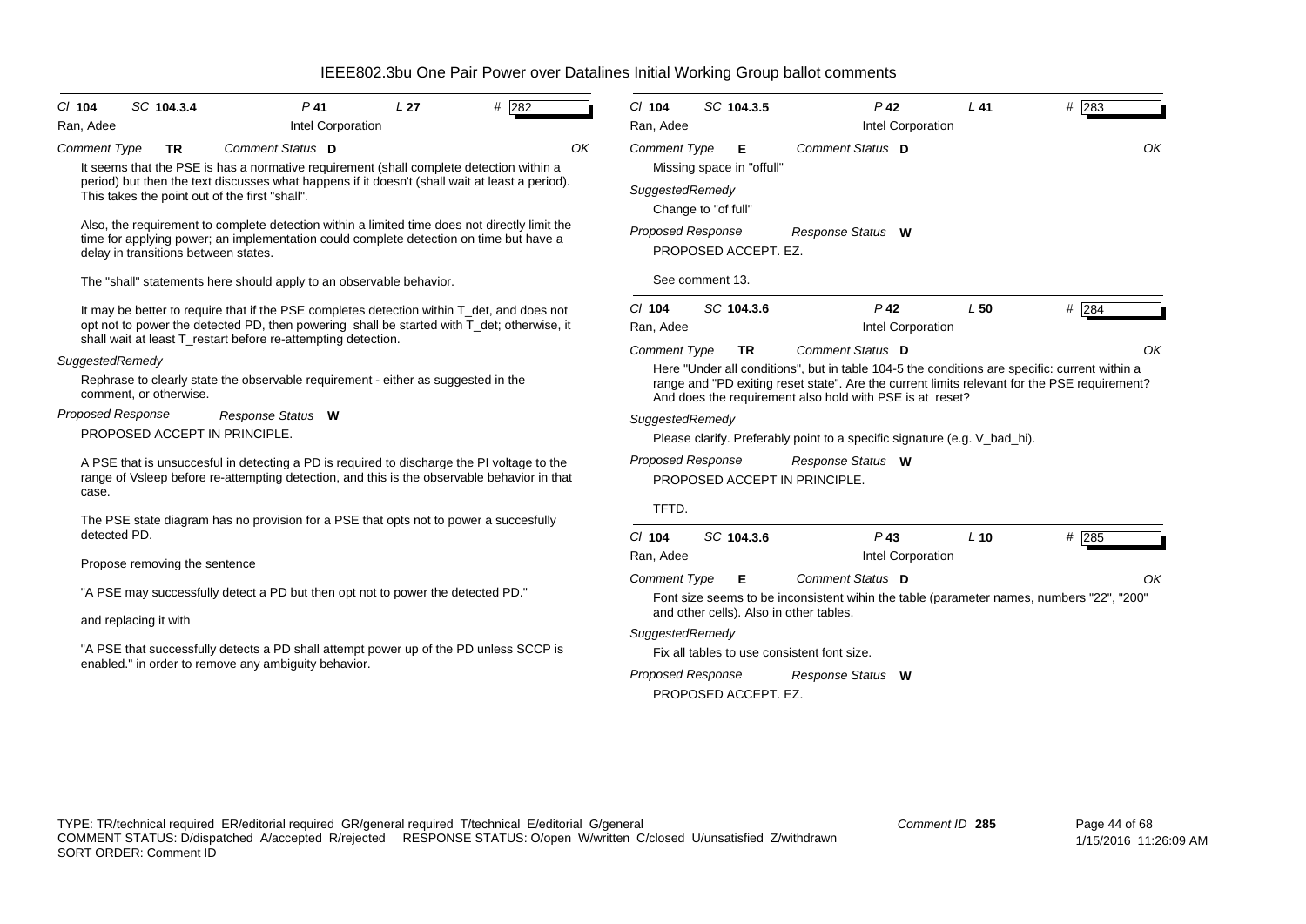IEEE802.3bu One Pair Power over Datalines Initial Working Group ballot comments

**Cl** 104 **SC** 104.3.4 **P** 41 **L** 27 **#** 282

Ran, Adee — Intel Corporation

*Comment Type* **TR** *Comment Status* **D** OK

It seems that the PSE is has a normative requirement (shall complete detection within a period) but then the text discusses what happens if it doesn't (shall wait at least a period). This takes the point out of the first "shall".

Also, the requirement to complete detection within a limited time does not directly limit the time for applying power; an implementation could complete detection on time but have a delay in transitions between states.

The "shall" statements here should apply to an observable behavior.

It may be better to require that if the PSE completes detection within T_det, and does not opt not to power the detected PD, then powering shall be started with T_det; otherwise, it shall wait at least T_restart before re-attempting detection.

*SuggestedRemedy*

Rephrase to clearly state the observable requirement - either as suggested in the comment, or otherwise.

*Proposed Response* *Response Status* **W**

PROPOSED ACCEPT IN PRINCIPLE.

A PSE that is unsuccesful in detecting a PD is required to discharge the PI voltage to the range of Vsleep before re-attempting detection, and this is the observable behavior in that case.

The PSE state diagram has no provision for a PSE that opts not to power a succesfully detected PD.

Propose removing the sentence

"A PSE may successfully detect a PD but then opt not to power the detected PD."

and replacing it with

"A PSE that successfully detects a PD shall attempt power up of the PD unless SCCP is enabled." in order to remove any ambiguity behavior.

---

**Cl** 104 **SC** 104.3.5 **P** 42 **L** 41 **#** 283

Ran, Adee — Intel Corporation

*Comment Type* **E** *Comment Status* **D** OK

Missing space in "offull"

*SuggestedRemedy*

Change to "of full"

*Proposed Response* *Response Status* **W**

PROPOSED ACCEPT. EZ.

See comment 13.

---

**Cl** 104 **SC** 104.3.6 **P** 42 **L** 50 **#** 284

Ran, Adee — Intel Corporation

*Comment Type* **TR** *Comment Status* **D** OK

Here "Under all conditions", but in table 104-5 the conditions are specific: current within a range and "PD exiting reset state". Are the current limits relevant for the PSE requirement? And does the requirement also hold with PSE is at reset?

*SuggestedRemedy*

Please clarify. Preferably point to a specific signature (e.g. V_bad_hi).

*Proposed Response* *Response Status* **W**

PROPOSED ACCEPT IN PRINCIPLE.

TFTD.

---

**Cl** 104 **SC** 104.3.6 **P** 43 **L** 10 **#** 285

Ran, Adee — Intel Corporation

*Comment Type* **E** *Comment Status* **D** OK

Font size seems to be inconsistent wihin the table (parameter names, numbers "22", "200" and other cells). Also in other tables.

*SuggestedRemedy*

Fix all tables to use consistent font size.

*Proposed Response* *Response Status* **W**

PROPOSED ACCEPT. EZ.

---

TYPE: TR/technical required ER/editorial required GR/general required T/technical E/editorial G/general
COMMENT STATUS: D/dispatched A/accepted R/rejected RESPONSE STATUS: O/open W/written C/closed U/unsatisfied Z/withdrawn
SORT ORDER: Comment ID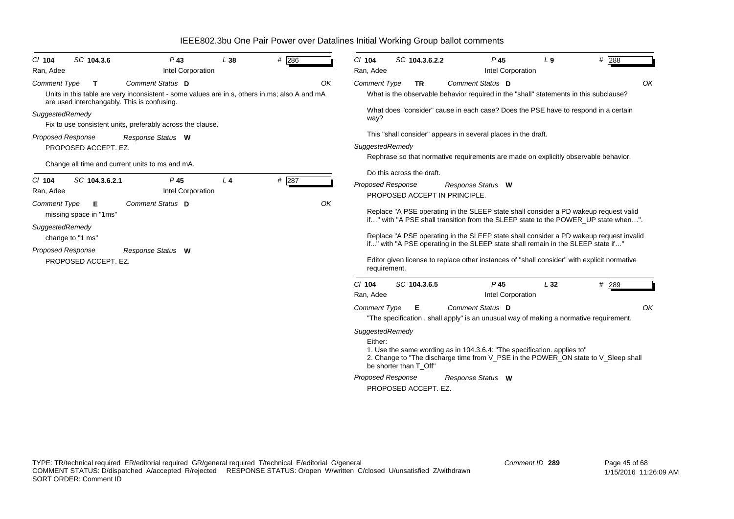# IEEE802.3bu One Pair Power over Datalines Initial Working Group ballot comments

**Cl** 104 **SC** 104.3.6 **P** 43 **L** 38 **#** 286
Ran, Adee — Intel Corporation

*Comment Type* **T** *Comment Status* **D** OK

Units in this table are very inconsistent - some values are in s, others in ms; also A and mA are used interchangably. This is confusing.

*SuggestedRemedy*

Fix to use consistent units, preferably across the clause.

*Proposed Response* *Response Status* **W**

PROPOSED ACCEPT. EZ.

Change all time and current units to ms and mA.

---

**Cl** 104 **SC** 104.3.6.2.1 **P** 45 **L** 4 **#** 287
Ran, Adee — Intel Corporation

*Comment Type* **E** *Comment Status* **D** OK

missing space in "1ms"

*SuggestedRemedy*

change to "1 ms"

*Proposed Response* *Response Status* **W**

PROPOSED ACCEPT. EZ.

---

**Cl** 104 **SC** 104.3.6.2.2 **P** 45 **L** 9 **#** 288
Ran, Adee — Intel Corporation

*Comment Type* **TR** *Comment Status* **D** OK

What is the observable behavior required in the "shall" statements in this subclause?

What does "consider" cause in each case? Does the PSE have to respond in a certain way?

This "shall consider" appears in several places in the draft.

*SuggestedRemedy*

Rephrase so that normative requirements are made on explicitly observable behavior.

Do this across the draft.

*Proposed Response* *Response Status* **W**

PROPOSED ACCEPT IN PRINCIPLE.

Replace "A PSE operating in the SLEEP state shall consider a PD wakeup request valid if…" with "A PSE shall transition from the SLEEP state to the POWER_UP state when…".

Replace "A PSE operating in the SLEEP state shall consider a PD wakeup request invalid if..." with "A PSE operating in the SLEEP state shall remain in the SLEEP state if…"

Editor given license to replace other instances of "shall consider" with explicit normative requirement.

---

**Cl** 104 **SC** 104.3.6.5 **P** 45 **L** 32 **#** 289
Ran, Adee — Intel Corporation

*Comment Type* **E** *Comment Status* **D** OK

"The specification . shall apply" is an unusual way of making a normative requirement.

*SuggestedRemedy*

Either:

1. Use the same wording as in 104.3.6.4: "The specification. applies to"
2. Change to "The discharge time from V_PSE in the POWER_ON state to V_Sleep shall be shorter than T_Off"

*Proposed Response* *Response Status* **W**

PROPOSED ACCEPT. EZ.

---

TYPE: TR/technical required ER/editorial required GR/general required T/technical E/editorial G/general
COMMENT STATUS: D/dispatched A/accepted R/rejected RESPONSE STATUS: O/open W/written C/closed U/unsatisfied Z/withdrawn
SORT ORDER: Comment ID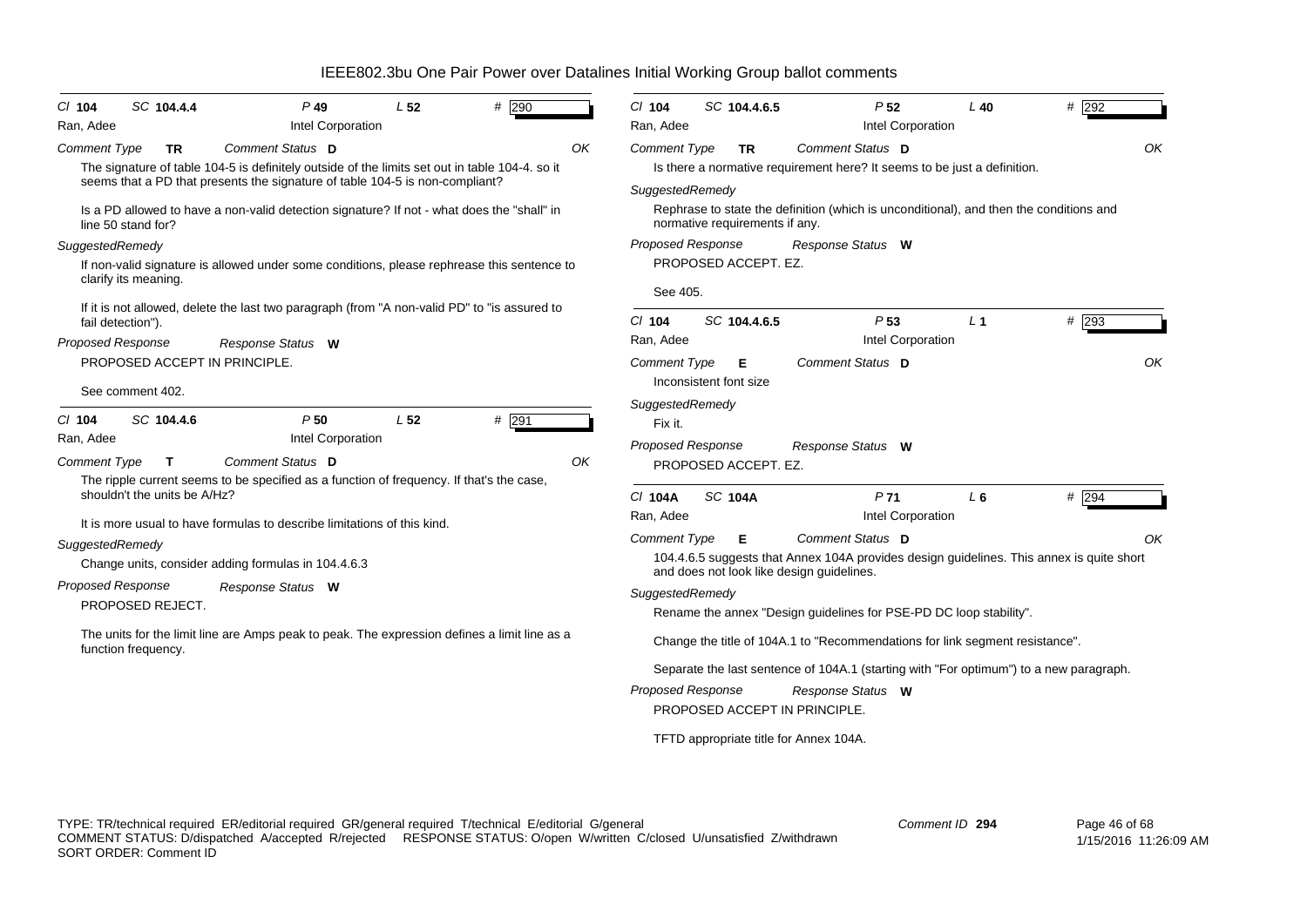# IEEE802.3bu One Pair Power over Datalines Initial Working Group ballot comments

**Cl** 104 **SC** 104.4.4 **P** 49 **L** 52 **#** 290
Ran, Adee — Intel Corporation

*Comment Type* **TR** *Comment Status* **D** OK

The signature of table 104-5 is definitely outside of the limits set out in table 104-4. so it seems that a PD that presents the signature of table 104-5 is non-compliant?

Is a PD allowed to have a non-valid detection signature? If not - what does the "shall" in line 50 stand for?

*SuggestedRemedy*

If non-valid signature is allowed under some conditions, please rephrease this sentence to clarify its meaning.

If it is not allowed, delete the last two paragraph (from "A non-valid PD" to "is assured to fail detection").

*Proposed Response* *Response Status* **W**

PROPOSED ACCEPT IN PRINCIPLE.

See comment 402.

---

**Cl** 104 **SC** 104.4.6 **P** 50 **L** 52 **#** 291
Ran, Adee — Intel Corporation

*Comment Type* **T** *Comment Status* **D** OK

The ripple current seems to be specified as a function of frequency. If that's the case, shouldn't the units be A/Hz?

It is more usual to have formulas to describe limitations of this kind.

*SuggestedRemedy*

Change units, consider adding formulas in 104.4.6.3

*Proposed Response* *Response Status* **W**

PROPOSED REJECT.

The units for the limit line are Amps peak to peak. The expression defines a limit line as a function frequency.

---

**Cl** 104 **SC** 104.4.6.5 **P** 52 **L** 40 **#** 292
Ran, Adee — Intel Corporation

*Comment Type* **TR** *Comment Status* **D** OK

Is there a normative requirement here? It seems to be just a definition.

*SuggestedRemedy*

Rephrase to state the definition (which is unconditional), and then the conditions and normative requirements if any.

*Proposed Response* *Response Status* **W**

PROPOSED ACCEPT. EZ.

See 405.

---

**Cl** 104 **SC** 104.4.6.5 **P** 53 **L** 1 **#** 293
Ran, Adee — Intel Corporation

*Comment Type* **E** *Comment Status* **D** OK

Inconsistent font size

*SuggestedRemedy*

Fix it.

*Proposed Response* *Response Status* **W**

PROPOSED ACCEPT. EZ.

---

**Cl** 104A **SC** 104A **P** 71 **L** 6 **#** 294
Ran, Adee — Intel Corporation

*Comment Type* **E** *Comment Status* **D** OK

104.4.6.5 suggests that Annex 104A provides design guidelines. This annex is quite short and does not look like design guidelines.

*SuggestedRemedy*

Rename the annex "Design guidelines for PSE-PD DC loop stability".

Change the title of 104A.1 to "Recommendations for link segment resistance".

Separate the last sentence of 104A.1 (starting with "For optimum") to a new paragraph.

*Proposed Response* *Response Status* **W**

PROPOSED ACCEPT IN PRINCIPLE.

TFTD appropriate title for Annex 104A.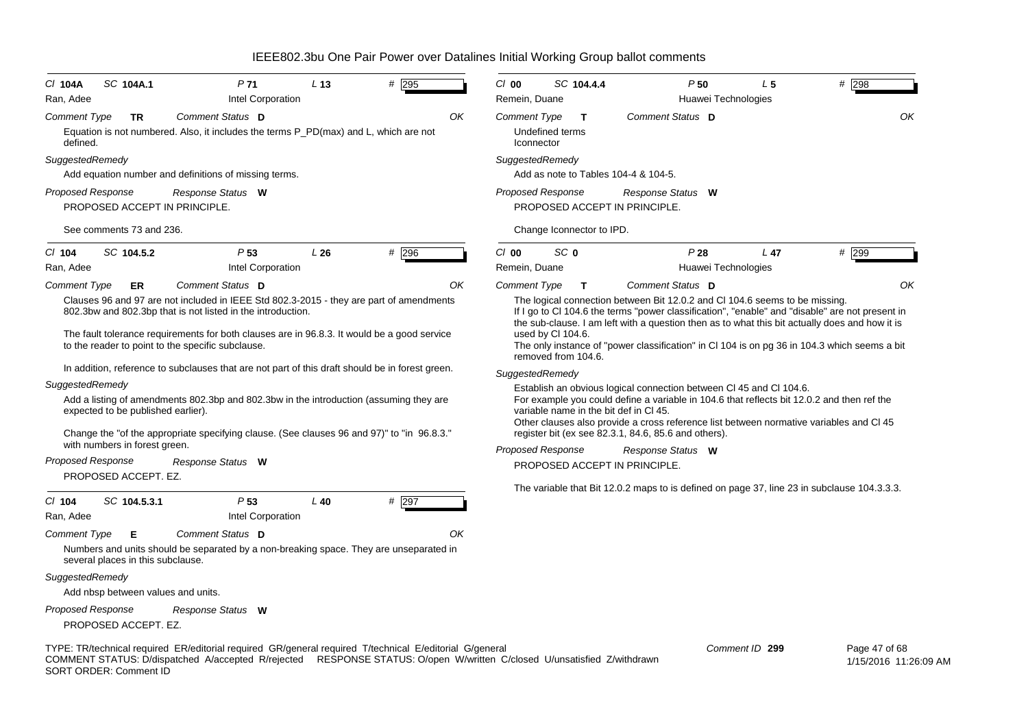# IEEE802.3bu One Pair Power over Datalines Initial Working Group ballot comments

**Cl** 104A **SC** 104A.1 **P** 71 **L** 13 **#** 295

Ran, Adee — Intel Corporation

*Comment Type* **TR** *Comment Status* **D** OK

Equation is not numbered. Also, it includes the terms P_PD(max) and L, which are not defined.

*SuggestedRemedy*

Add equation number and definitions of missing terms.

*Proposed Response* *Response Status* **W**

PROPOSED ACCEPT IN PRINCIPLE.

See comments 73 and 236.

---

**Cl** 104 **SC** 104.5.2 **P** 53 **L** 26 **#** 296

Ran, Adee — Intel Corporation

*Comment Type* **ER** *Comment Status* **D** OK

Clauses 96 and 97 are not included in IEEE Std 802.3-2015 - they are part of amendments 802.3bw and 802.3bp that is not listed in the introduction.

The fault tolerance requirements for both clauses are in 96.8.3. It would be a good service to the reader to point to the specific subclause.

In addition, reference to subclauses that are not part of this draft should be in forest green.

*SuggestedRemedy*

Add a listing of amendments 802.3bp and 802.3bw in the introduction (assuming they are expected to be published earlier).

Change the "of the appropriate specifying clause. (See clauses 96 and 97)" to "in 96.8.3." with numbers in forest green.

*Proposed Response* *Response Status* **W**

PROPOSED ACCEPT. EZ.

---

**Cl** 104 **SC** 104.5.3.1 **P** 53 **L** 40 **#** 297

Ran, Adee — Intel Corporation

*Comment Type* **E** *Comment Status* **D** OK

Numbers and units should be separated by a non-breaking space. They are unseparated in several places in this subclause.

*SuggestedRemedy*

Add nbsp between values and units.

*Proposed Response* *Response Status* **W**

PROPOSED ACCEPT. EZ.

---

**Cl** 00 **SC** 104.4.4 **P** 50 **L** 5 **#** 298

Remein, Duane — Huawei Technologies

*Comment Type* **T** *Comment Status* **D** OK

Undefined terms
Iconnector

*SuggestedRemedy*

Add as note to Tables 104-4 & 104-5.

*Proposed Response* *Response Status* **W**

PROPOSED ACCEPT IN PRINCIPLE.

Change Iconnector to IPD.

---

**Cl** 00 **SC** 0 **P** 28 **L** 47 **#** 299

Remein, Duane — Huawei Technologies

*Comment Type* **T** *Comment Status* **D** OK

The logical connection between Bit 12.0.2 and Cl 104.6 seems to be missing.
If I go to Cl 104.6 the terms "power classification", "enable" and "disable" are not present in the sub-clause. I am left with a question then as to what this bit actually does and how it is used by Cl 104.6.
The only instance of "power classification" in Cl 104 is on pg 36 in 104.3 which seems a bit removed from 104.6.

*SuggestedRemedy*

Establish an obvious logical connection between Cl 45 and Cl 104.6.
For example you could define a variable in 104.6 that reflects bit 12.0.2 and then ref the variable name in the bit def in Cl 45.
Other clauses also provide a cross reference list between normative variables and Cl 45 register bit (ex see 82.3.1, 84.6, 85.6 and others).

*Proposed Response* *Response Status* **W**

PROPOSED ACCEPT IN PRINCIPLE.

The variable that Bit 12.0.2 maps to is defined on page 37, line 23 in subclause 104.3.3.3.

---

TYPE: TR/technical required ER/editorial required GR/general required T/technical E/editorial G/general
COMMENT STATUS: D/dispatched A/accepted R/rejected RESPONSE STATUS: O/open W/written C/closed U/unsatisfied Z/withdrawn
SORT ORDER: Comment ID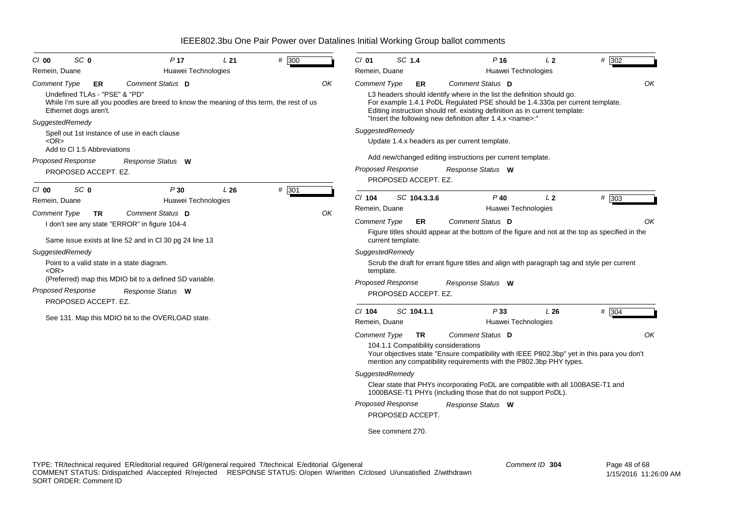# IEEE802.3bu One Pair Power over Datalines Initial Working Group ballot comments

**Cl** 00 **SC** 0 **P** 17 **L** 21 **#** 300
Remein, Duane — Huawei Technologies

*Comment Type* **ER** *Comment Status* **D** OK

Undefined TLAs - "PSE" & "PD"
While I'm sure all you poodles are breed to know the meaning of this term, the rest of us Ethernet dogs aren't.

*SuggestedRemedy*

Spell out 1st instance of use in each clause
<OR>
Add to Cl 1.5 Abbreviations

*Proposed Response* *Response Status* **W**

PROPOSED ACCEPT. EZ.

---

**Cl** 00 **SC** 0 **P** 30 **L** 26 **#** 301
Remein, Duane — Huawei Technologies

*Comment Type* **TR** *Comment Status* **D** OK

I don't see any state "ERROR" in figure 104-4

Same issue exists at line 52 and in Cl 30 pg 24 line 13

*SuggestedRemedy*

Point to a valid state in a state diagram.
<OR>
(Preferred) map this MDIO bit to a defined SD variable.

*Proposed Response* *Response Status* **W**

PROPOSED ACCEPT. EZ.

See 131. Map this MDIO bit to the OVERLOAD state.

---

**Cl** 01 **SC** 1.4 **P** 16 **L** 2 **#** 302
Remein, Duane — Huawei Technologies

*Comment Type* **ER** *Comment Status* **D** OK

L3 headers should identify where in the list the definition should go.
For example 1.4.1 PoDL Regulated PSE should be 1.4.330a per current template.
Editing instruction should ref. existing definition as in current template:
"Insert the following new definition after 1.4.x <name>:"

*SuggestedRemedy*

Update 1.4.x headers as per current template.

Add new/changed editing instructions per current template.

*Proposed Response* *Response Status* **W**

PROPOSED ACCEPT. EZ.

---

**Cl** 104 **SC** 104.3.3.6 **P** 40 **L** 2 **#** 303
Remein, Duane — Huawei Technologies

*Comment Type* **ER** *Comment Status* **D** OK

Figure titles should appear at the bottom of the figure and not at the top as specified in the current template.

*SuggestedRemedy*

Scrub the draft for errant figure titles and align with paragraph tag and style per current template.

*Proposed Response* *Response Status* **W**

PROPOSED ACCEPT. EZ.

---

**Cl** 104 **SC** 104.1.1 **P** 33 **L** 26 **#** 304
Remein, Duane — Huawei Technologies

*Comment Type* **TR** *Comment Status* **D** OK

104.1.1 Compatibility considerations
Your objectives state "Ensure compatibility with IEEE P802.3bp" yet in this para you don't mention any compatibility requirements with the P802.3bp PHY types.

*SuggestedRemedy*

Clear state that PHYs incorporating PoDL are compatible with all 100BASE-T1 and 1000BASE-T1 PHYs (including those that do not support PoDL).

*Proposed Response* *Response Status* **W**

PROPOSED ACCEPT.

See comment 270.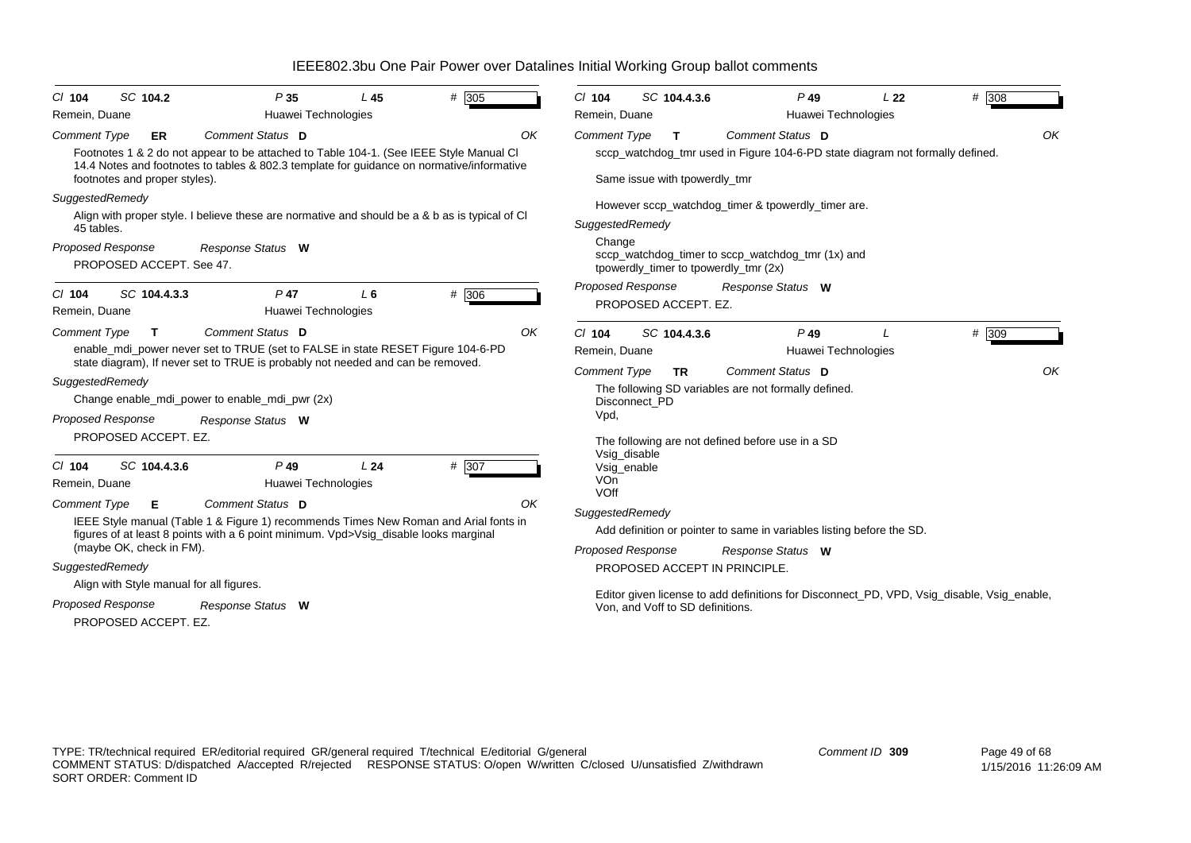# IEEE802.3bu One Pair Power over Datalines Initial Working Group ballot comments

**Cl 104 SC 104.2 P 35 L 45 # 305**
Remein, Duane — Huawei Technologies

*Comment Type* **ER** *Comment Status* **D** OK

Footnotes 1 & 2 do not appear to be attached to Table 104-1. (See IEEE Style Manual Cl 14.4 Notes and footnotes to tables & 802.3 template for guidance on normative/informative footnotes and proper styles).

*SuggestedRemedy*

Align with proper style. I believe these are normative and should be a & b as is typical of Cl 45 tables.

*Proposed Response* *Response Status* **W**

PROPOSED ACCEPT. See 47.

---

**Cl 104 SC 104.4.3.3 P 47 L 6 # 306**
Remein, Duane — Huawei Technologies

*Comment Type* **T** *Comment Status* **D** OK

enable_mdi_power never set to TRUE (set to FALSE in state RESET Figure 104-6-PD state diagram), If never set to TRUE is probably not needed and can be removed.

*SuggestedRemedy*

Change enable_mdi_power to enable_mdi_pwr (2x)

*Proposed Response* *Response Status* **W**

PROPOSED ACCEPT. EZ.

---

**Cl 104 SC 104.4.3.6 P 49 L 24 # 307**
Remein, Duane — Huawei Technologies

*Comment Type* **E** *Comment Status* **D** OK

IEEE Style manual (Table 1 & Figure 1) recommends Times New Roman and Arial fonts in figures of at least 8 points with a 6 point minimum. Vpd>Vsig_disable looks marginal (maybe OK, check in FM).

*SuggestedRemedy*

Align with Style manual for all figures.

*Proposed Response* *Response Status* **W**

PROPOSED ACCEPT. EZ.

---

**Cl 104 SC 104.4.3.6 P 49 L 22 # 308**
Remein, Duane — Huawei Technologies

*Comment Type* **T** *Comment Status* **D** OK

sccp_watchdog_tmr used in Figure 104-6-PD state diagram not formally defined.

Same issue with tpowerdly_tmr

However sccp_watchdog_timer & tpowerdly_timer are.

*SuggestedRemedy*

Change
sccp_watchdog_timer to sccp_watchdog_tmr (1x) and
tpowerdly_timer to tpowerdly_tmr (2x)

*Proposed Response* *Response Status* **W**

PROPOSED ACCEPT. EZ.

---

**Cl 104 SC 104.4.3.6 P 49 L # 309**
Remein, Duane — Huawei Technologies

*Comment Type* **TR** *Comment Status* **D** OK

The following SD variables are not formally defined.
Disconnect_PD
Vpd,

The following are not defined before use in a SD
Vsig_disable
Vsig_enable
VOn
VOff

*SuggestedRemedy*

Add definition or pointer to same in variables listing before the SD.

*Proposed Response* *Response Status* **W**

PROPOSED ACCEPT IN PRINCIPLE.

Editor given license to add definitions for Disconnect_PD, VPD, Vsig_disable, Vsig_enable, Von, and Voff to SD definitions.

---

TYPE: TR/technical required ER/editorial required GR/general required T/technical E/editorial G/general
COMMENT STATUS: D/dispatched A/accepted R/rejected RESPONSE STATUS: O/open W/written C/closed U/unsatisfied Z/withdrawn
SORT ORDER: Comment ID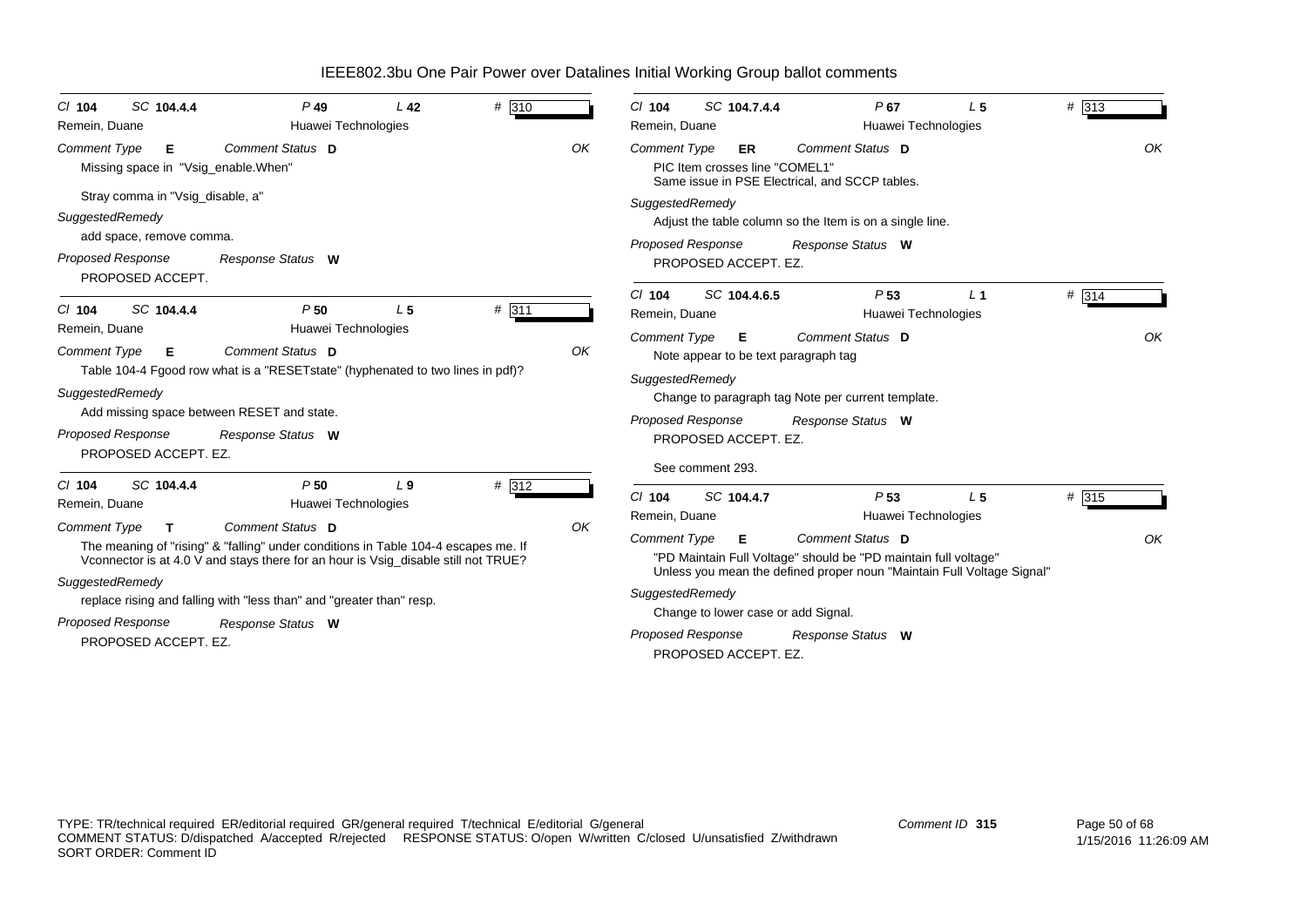# IEEE802.3bu One Pair Power over Datalines Initial Working Group ballot comments

**Cl** 104 **SC** 104.4.4 **P** 49 **L** 42 **#** 310

Remein, Duane — Huawei Technologies

*Comment Type* **E** *Comment Status* **D** OK

Missing space in "Vsig_enable.When"

Stray comma in "Vsig_disable, a"

*SuggestedRemedy*

add space, remove comma.

*Proposed Response* *Response Status* **W**

PROPOSED ACCEPT.

---

**Cl** 104 **SC** 104.4.4 **P** 50 **L** 5 **#** 311

Remein, Duane — Huawei Technologies

*Comment Type* **E** *Comment Status* **D** OK

Table 104-4 Fgood row what is a "RESETstate" (hyphenated to two lines in pdf)?

*SuggestedRemedy*

Add missing space between RESET and state.

*Proposed Response* *Response Status* **W**

PROPOSED ACCEPT. EZ.

---

**Cl** 104 **SC** 104.4.4 **P** 50 **L** 9 **#** 312

Remein, Duane — Huawei Technologies

*Comment Type* **T** *Comment Status* **D** OK

The meaning of "rising" & "falling" under conditions in Table 104-4 escapes me. If Vconnector is at 4.0 V and stays there for an hour is Vsig_disable still not TRUE?

*SuggestedRemedy*

replace rising and falling with "less than" and "greater than" resp.

*Proposed Response* *Response Status* **W**

PROPOSED ACCEPT. EZ.

---

**Cl** 104 **SC** 104.7.4.4 **P** 67 **L** 5 **#** 313

Remein, Duane — Huawei Technologies

*Comment Type* **ER** *Comment Status* **D** OK

PIC Item crosses line "COMEL1"
Same issue in PSE Electrical, and SCCP tables.

*SuggestedRemedy*

Adjust the table column so the Item is on a single line.

*Proposed Response* *Response Status* **W**

PROPOSED ACCEPT. EZ.

---

**Cl** 104 **SC** 104.4.6.5 **P** 53 **L** 1 **#** 314

Remein, Duane — Huawei Technologies

*Comment Type* **E** *Comment Status* **D** OK

Note appear to be text paragraph tag

*SuggestedRemedy*

Change to paragraph tag Note per current template.

*Proposed Response* *Response Status* **W**

PROPOSED ACCEPT. EZ.

See comment 293.

---

**Cl** 104 **SC** 104.4.7 **P** 53 **L** 5 **#** 315

Remein, Duane — Huawei Technologies

*Comment Type* **E** *Comment Status* **D** OK

"PD Maintain Full Voltage" should be "PD maintain full voltage"
Unless you mean the defined proper noun "Maintain Full Voltage Signal"

*SuggestedRemedy*

Change to lower case or add Signal.

*Proposed Response* *Response Status* **W**

PROPOSED ACCEPT. EZ.

---

TYPE: TR/technical required ER/editorial required GR/general required T/technical E/editorial G/general
COMMENT STATUS: D/dispatched A/accepted R/rejected RESPONSE STATUS: O/open W/written C/closed U/unsatisfied Z/withdrawn
SORT ORDER: Comment ID

Comment ID **315**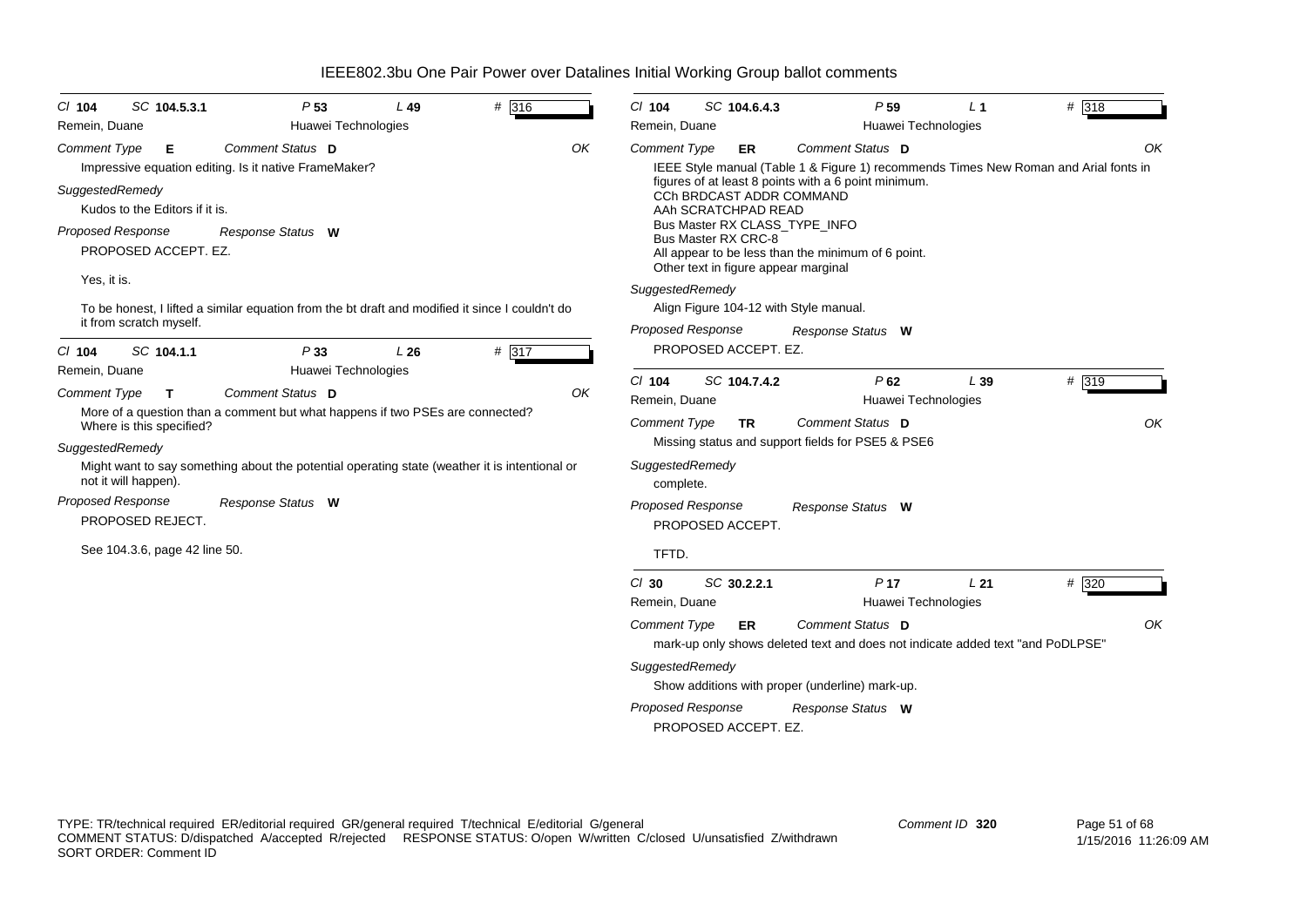# IEEE802.3bu One Pair Power over Datalines Initial Working Group ballot comments

**Cl 104 SC 104.5.3.1 P 53 L 49 # 316**
Remein, Duane — Huawei Technologies

*Comment Type* **E** *Comment Status* **D** OK

Impressive equation editing. Is it native FrameMaker?

*SuggestedRemedy*

Kudos to the Editors if it is.

*Proposed Response* *Response Status* **W**

PROPOSED ACCEPT. EZ.

Yes, it is.

To be honest, I lifted a similar equation from the bt draft and modified it since I couldn't do it from scratch myself.

---

**Cl 104 SC 104.1.1 P 33 L 26 # 317**
Remein, Duane — Huawei Technologies

*Comment Type* **T** *Comment Status* **D** OK

More of a question than a comment but what happens if two PSEs are connected? Where is this specified?

*SuggestedRemedy*

Might want to say something about the potential operating state (weather it is intentional or not it will happen).

*Proposed Response* *Response Status* **W**

PROPOSED REJECT.

See 104.3.6, page 42 line 50.

---

**Cl 104 SC 104.6.4.3 P 59 L 1 # 318**
Remein, Duane — Huawei Technologies

*Comment Type* **ER** *Comment Status* **D** OK

IEEE Style manual (Table 1 & Figure 1) recommends Times New Roman and Arial fonts in figures of at least 8 points with a 6 point minimum.
CCh BRDCAST ADDR COMMAND
AAh SCRATCHPAD READ
Bus Master RX CLASS_TYPE_INFO
Bus Master RX CRC-8
All appear to be less than the minimum of 6 point.
Other text in figure appear marginal

*SuggestedRemedy*

Align Figure 104-12 with Style manual.

*Proposed Response* *Response Status* **W**

PROPOSED ACCEPT. EZ.

---

**Cl 104 SC 104.7.4.2 P 62 L 39 # 319**
Remein, Duane — Huawei Technologies

*Comment Type* **TR** *Comment Status* **D** OK

Missing status and support fields for PSE5 & PSE6

*SuggestedRemedy*

complete.

*Proposed Response* *Response Status* **W**

PROPOSED ACCEPT.

TFTD.

---

**Cl 30 SC 30.2.2.1 P 17 L 21 # 320**
Remein, Duane — Huawei Technologies

*Comment Type* **ER** *Comment Status* **D** OK

mark-up only shows deleted text and does not indicate added text "and PoDLPSE"

*SuggestedRemedy*

Show additions with proper (underline) mark-up.

*Proposed Response* *Response Status* **W**

PROPOSED ACCEPT. EZ.

---

TYPE: TR/technical required ER/editorial required GR/general required T/technical E/editorial G/general
COMMENT STATUS: D/dispatched A/accepted R/rejected RESPONSE STATUS: O/open W/written C/closed U/unsatisfied Z/withdrawn
SORT ORDER: Comment ID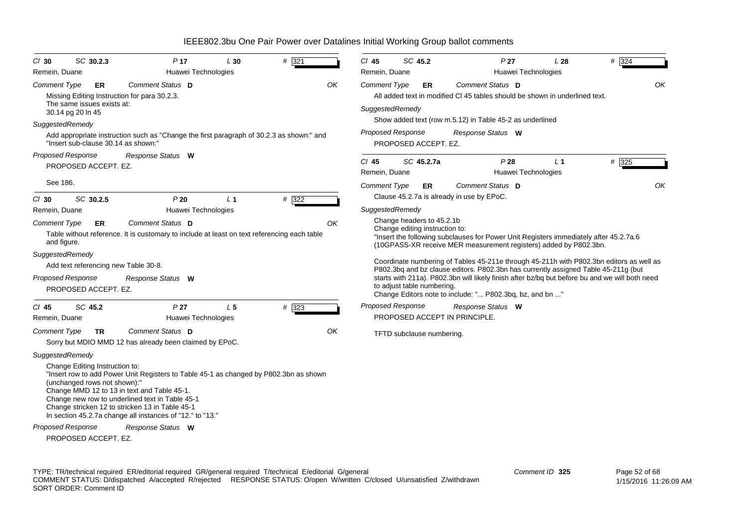# IEEE802.3bu One Pair Power over Datalines Initial Working Group ballot comments

**Cl 30 SC 30.2.3 P 17 L 30 # 321**
Remein, Duane — Huawei Technologies

*Comment Type* **ER** *Comment Status* **D** — OK

Missing Editing Instruction for para 30.2.3.
The same issues exists at:
30.14 pg 20 ln 45

*SuggestedRemedy*

Add appropriate instruction such as "Change the first paragraph of 30.2.3 as shown:" and "Insert sub-clause 30.14 as shown:"

*Proposed Response* — *Response Status* **W**

PROPOSED ACCEPT. EZ.

See 186.

---

**Cl 30 SC 30.2.5 P 20 L 1 # 322**
Remein, Duane — Huawei Technologies

*Comment Type* **ER** *Comment Status* **D** — OK

Table without reference. It is customary to include at least on text referencing each table and figure.

*SuggestedRemedy*

Add text referencing new Table 30-8.

*Proposed Response* — *Response Status* **W**

PROPOSED ACCEPT. EZ.

---

**Cl 45 SC 45.2 P 27 L 5 # 323**
Remein, Duane — Huawei Technologies

*Comment Type* **TR** *Comment Status* **D** — OK

Sorry but MDIO MMD 12 has already been claimed by EPoC.

*SuggestedRemedy*

Change Editing Instruction to:
"Insert row to add Power Unit Registers to Table 45-1 as changed by P802.3bn as shown (unchanged rows not shown):"
Change MMD 12 to 13 in text and Table 45-1.
Change new row to underlined text in Table 45-1
Change stricken 12 to stricken 13 in Table 45-1
In section 45.2.7a change all instances of "12." to "13."

*Proposed Response* — *Response Status* **W**

PROPOSED ACCEPT. EZ.

---

**Cl 45 SC 45.2 P 27 L 28 # 324**
Remein, Duane — Huawei Technologies

*Comment Type* **ER** *Comment Status* **D** — OK

All added text in modified Cl 45 tables should be shown in underlined text.

*SuggestedRemedy*

Show added text (row m.5.12) in Table 45-2 as underlined

*Proposed Response* — *Response Status* **W**

PROPOSED ACCEPT. EZ.

---

**Cl 45 SC 45.2.7a P 28 L 1 # 325**
Remein, Duane — Huawei Technologies

*Comment Type* **ER** *Comment Status* **D** — OK

Clause 45.2.7a is already in use by EPoC.

*SuggestedRemedy*

Change headers to 45.2.1b
Change editing instruction to:
"Insert the following subclauses for Power Unit Registers immediately after 45.2.7a.6 (10GPASS-XR receive MER measurement registers) added by P802.3bn.

Coordinate numbering of Tables 45-211e through 45-211h with P802.3bn editors as well as P802.3bq and bz clause editors. P802.3bn has currently assigned Table 45-211g (but starts with 211a). P802.3bn will likely finish after bz/bq but before bu and we will both need to adjust table numbering.
Change Editors note to include: "... P802.3bq, bz, and bn ..."

*Proposed Response* — *Response Status* **W**

PROPOSED ACCEPT IN PRINCIPLE.

TFTD subclause numbering.

---

TYPE: TR/technical required ER/editorial required GR/general required T/technical E/editorial G/general
COMMENT STATUS: D/dispatched A/accepted R/rejected RESPONSE STATUS: O/open W/written C/closed U/unsatisfied Z/withdrawn
SORT ORDER: Comment ID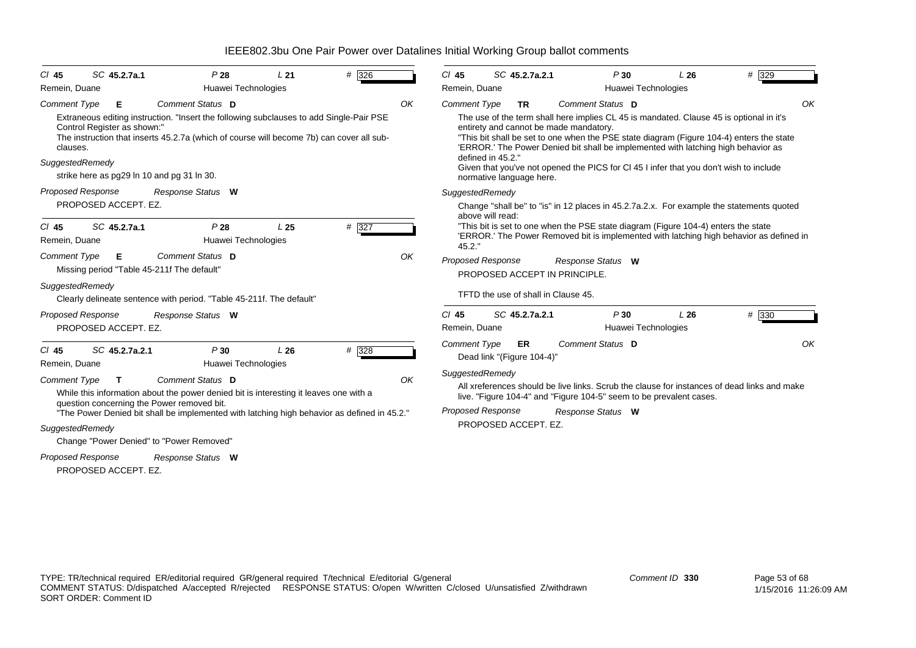# IEEE802.3bu One Pair Power over Datalines Initial Working Group ballot comments

**Cl** 45 **SC** 45.2.7a.1 **P** 28 **L** 21 **#** 326
Remein, Duane — Huawei Technologies

*Comment Type* **E** *Comment Status* **D** OK

Extraneous editing instruction. "Insert the following subclauses to add Single-Pair PSE Control Register as shown:"
The instruction that inserts 45.2.7a (which of course will become 7b) can cover all sub-clauses.

*SuggestedRemedy*

strike here as pg29 ln 10 and pg 31 ln 30.

*Proposed Response* *Response Status* **W**

PROPOSED ACCEPT. EZ.

---

**Cl** 45 **SC** 45.2.7a.1 **P** 28 **L** 25 **#** 327
Remein, Duane — Huawei Technologies

*Comment Type* **E** *Comment Status* **D** OK

Missing period "Table 45-211f The default"

*SuggestedRemedy*

Clearly delineate sentence with period. "Table 45-211f. The default"

*Proposed Response* *Response Status* **W**

PROPOSED ACCEPT. EZ.

---

**Cl** 45 **SC** 45.2.7a.2.1 **P** 30 **L** 26 **#** 328
Remein, Duane — Huawei Technologies

*Comment Type* **T** *Comment Status* **D** OK

While this information about the power denied bit is interesting it leaves one with a question concerning the Power removed bit.
"The Power Denied bit shall be implemented with latching high behavior as defined in 45.2."

*SuggestedRemedy*

Change "Power Denied" to "Power Removed"

*Proposed Response* *Response Status* **W**

PROPOSED ACCEPT. EZ.

---

**Cl** 45 **SC** 45.2.7a.2.1 **P** 30 **L** 26 **#** 329
Remein, Duane — Huawei Technologies

*Comment Type* **TR** *Comment Status* **D** OK

The use of the term shall here implies CL 45 is mandated. Clause 45 is optional in it's entirety and cannot be made mandatory.
"This bit shall be set to one when the PSE state diagram (Figure 104-4) enters the state 'ERROR.' The Power Denied bit shall be implemented with latching high behavior as defined in 45.2."
Given that you've not opened the PICS for Cl 45 I infer that you don't wish to include normative language here.

*SuggestedRemedy*

Change "shall be" to "is" in 12 places in 45.2.7a.2.x. For example the statements quoted above will read:
"This bit is set to one when the PSE state diagram (Figure 104-4) enters the state 'ERROR.' The Power Removed bit is implemented with latching high behavior as defined in 45.2."

*Proposed Response* *Response Status* **W**

PROPOSED ACCEPT IN PRINCIPLE.

TFTD the use of shall in Clause 45.

---

**Cl** 45 **SC** 45.2.7a.2.1 **P** 30 **L** 26 **#** 330
Remein, Duane — Huawei Technologies

*Comment Type* **ER** *Comment Status* **D** OK

Dead link "(Figure 104-4)"

*SuggestedRemedy*

All xreferences should be live links. Scrub the clause for instances of dead links and make live. "Figure 104-4" and "Figure 104-5" seem to be prevalent cases.

*Proposed Response* *Response Status* **W**

PROPOSED ACCEPT. EZ.

---

TYPE: TR/technical required ER/editorial required GR/general required T/technical E/editorial G/general
COMMENT STATUS: D/dispatched A/accepted R/rejected RESPONSE STATUS: O/open W/written C/closed U/unsatisfied Z/withdrawn
SORT ORDER: Comment ID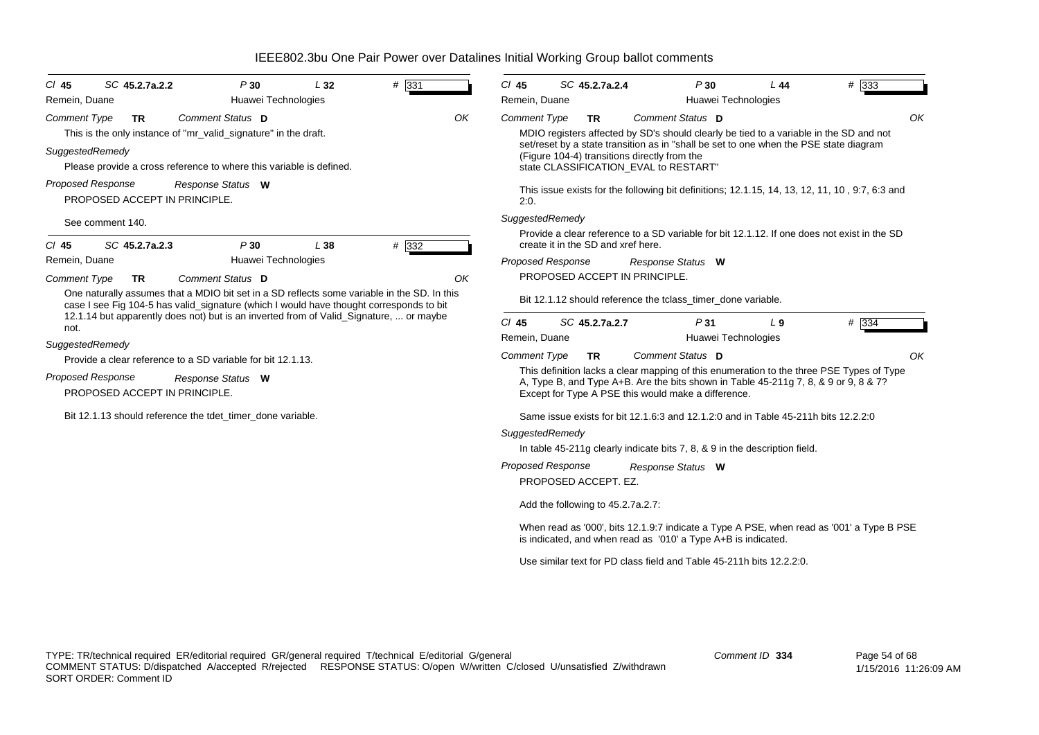# IEEE802.3bu One Pair Power over Datalines Initial Working Group ballot comments

**Cl 45 SC 45.2.7a.2.2 P 30 L 32 # 331**
Remein, Duane — Huawei Technologies

*Comment Type* **TR** *Comment Status* **D** — OK

This is the only instance of "mr_valid_signature" in the draft.

*SuggestedRemedy*

Please provide a cross reference to where this variable is defined.

*Proposed Response* *Response Status* **W**

PROPOSED ACCEPT IN PRINCIPLE.

See comment 140.

---

**Cl 45 SC 45.2.7a.2.3 P 30 L 38 # 332**
Remein, Duane — Huawei Technologies

*Comment Type* **TR** *Comment Status* **D** — OK

One naturally assumes that a MDIO bit set in a SD reflects some variable in the SD. In this case I see Fig 104-5 has valid_signature (which I would have thought corresponds to bit 12.1.14 but apparently does not) but is an inverted from of Valid_Signature, ... or maybe not.

*SuggestedRemedy*

Provide a clear reference to a SD variable for bit 12.1.13.

*Proposed Response* *Response Status* **W**

PROPOSED ACCEPT IN PRINCIPLE.

Bit 12.1.13 should reference the tdet_timer_done variable.

---

**Cl 45 SC 45.2.7a.2.4 P 30 L 44 # 333**
Remein, Duane — Huawei Technologies

*Comment Type* **TR** *Comment Status* **D** — OK

MDIO registers affected by SD's should clearly be tied to a variable in the SD and not set/reset by a state transition as in "shall be set to one when the PSE state diagram (Figure 104-4) transitions directly from the state CLASSIFICATION_EVAL to RESTART"

This issue exists for the following bit definitions; 12.1.15, 14, 13, 12, 11, 10 , 9:7, 6:3 and 2:0.

*SuggestedRemedy*

Provide a clear reference to a SD variable for bit 12.1.12. If one does not exist in the SD create it in the SD and xref here.

*Proposed Response* *Response Status* **W**

PROPOSED ACCEPT IN PRINCIPLE.

Bit 12.1.12 should reference the tclass_timer_done variable.

---

**Cl 45 SC 45.2.7a.2.7 P 31 L 9 # 334**
Remein, Duane — Huawei Technologies

*Comment Type* **TR** *Comment Status* **D** — OK

This definition lacks a clear mapping of this enumeration to the three PSE Types of Type A, Type B, and Type A+B. Are the bits shown in Table 45-211g 7, 8, & 9 or 9, 8 & 7? Except for Type A PSE this would make a difference.

Same issue exists for bit 12.1.6:3 and 12.1.2:0 and in Table 45-211h bits 12.2.2:0

*SuggestedRemedy*

In table 45-211g clearly indicate bits 7, 8, & 9 in the description field.

*Proposed Response* *Response Status* **W**

PROPOSED ACCEPT. EZ.

Add the following to 45.2.7a.2.7:

When read as '000', bits 12.1.9:7 indicate a Type A PSE, when read as '001' a Type B PSE is indicated, and when read as '010' a Type A+B is indicated.

Use similar text for PD class field and Table 45-211h bits 12.2.2:0.

---

TYPE: TR/technical required ER/editorial required GR/general required T/technical E/editorial G/general
COMMENT STATUS: D/dispatched A/accepted R/rejected RESPONSE STATUS: O/open W/written C/closed U/unsatisfied Z/withdrawn
SORT ORDER: Comment ID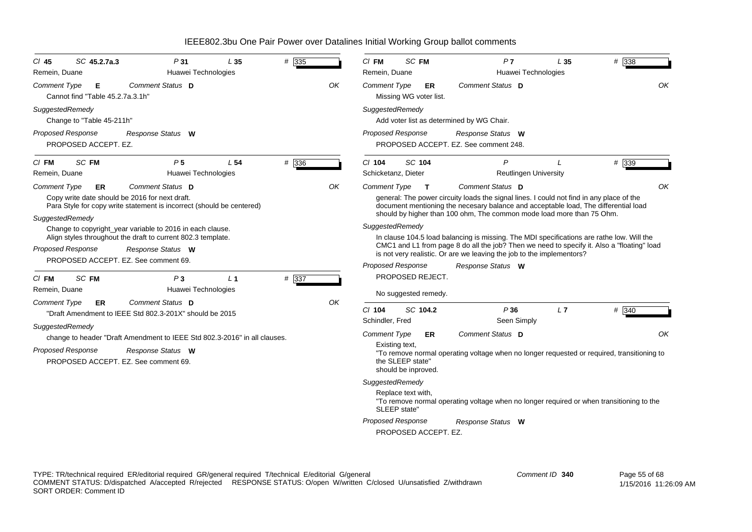# IEEE802.3bu One Pair Power over Datalines Initial Working Group ballot comments

**Cl** 45 **SC** 45.2.7a.3 **P** 31 **L** 35 **#** 335
Remein, Duane — Huawei Technologies

*Comment Type* **E** *Comment Status* **D** OK

Cannot find "Table 45.2.7a.3.1h"

*SuggestedRemedy*

Change to "Table 45-211h"

*Proposed Response* *Response Status* **W**

PROPOSED ACCEPT. EZ.

---

**Cl** FM **SC** FM **P** 5 **L** 54 **#** 336
Remein, Duane — Huawei Technologies

*Comment Type* **ER** *Comment Status* **D** OK

Copy write date should be 2016 for next draft.
Para Style for copy write statement is incorrect (should be centered)

*SuggestedRemedy*

Change to copyright_year variable to 2016 in each clause.
Align styles throughout the draft to current 802.3 template.

*Proposed Response* *Response Status* **W**

PROPOSED ACCEPT. EZ. See comment 69.

---

**Cl** FM **SC** FM **P** 3 **L** 1 **#** 337
Remein, Duane — Huawei Technologies

*Comment Type* **ER** *Comment Status* **D** OK

"Draft Amendment to IEEE Std 802.3-201X" should be 2015

*SuggestedRemedy*

change to header "Draft Amendment to IEEE Std 802.3-2016" in all clauses.

*Proposed Response* *Response Status* **W**

PROPOSED ACCEPT. EZ. See comment 69.

---

**Cl** FM **SC** FM **P** 7 **L** 35 **#** 338
Remein, Duane — Huawei Technologies

*Comment Type* **ER** *Comment Status* **D** OK

Missing WG voter list.

*SuggestedRemedy*

Add voter list as determined by WG Chair.

*Proposed Response* *Response Status* **W**

PROPOSED ACCEPT. EZ. See comment 248.

---

**Cl** 104 **SC** 104 **P** **L** **#** 339
Schicketanz, Dieter — Reutlingen University

*Comment Type* **T** *Comment Status* **D** OK

general: The power circuity loads the signal lines. I could not find in any place of the document mentioning the necesary balance and acceptable load, The differential load should by higher than 100 ohm, The common mode load more than 75 Ohm.

*SuggestedRemedy*

In clause 104.5 load balancing is missing. The MDI specifications are rathe low. Will the CMC1 and L1 from page 8 do all the job? Then we need to specify it. Also a "floating" load is not very realistic. Or are we leaving the job to the implementors?

*Proposed Response* *Response Status* **W**

PROPOSED REJECT.

No suggested remedy.

---

**Cl** 104 **SC** 104.2 **P** 36 **L** 7 **#** 340
Schindler, Fred — Seen Simply

*Comment Type* **ER** *Comment Status* **D** OK

Existing text,
"To remove normal operating voltage when no longer requested or required, transitioning to the SLEEP state"
should be inproved.

*SuggestedRemedy*

Replace text with,
"To remove normal operating voltage when no longer required or when transitioning to the SLEEP state"

*Proposed Response* *Response Status* **W**

PROPOSED ACCEPT. EZ.

---

TYPE: TR/technical required ER/editorial required GR/general required T/technical E/editorial G/general
COMMENT STATUS: D/dispatched A/accepted R/rejected RESPONSE STATUS: O/open W/written C/closed U/unsatisfied Z/withdrawn
SORT ORDER: Comment ID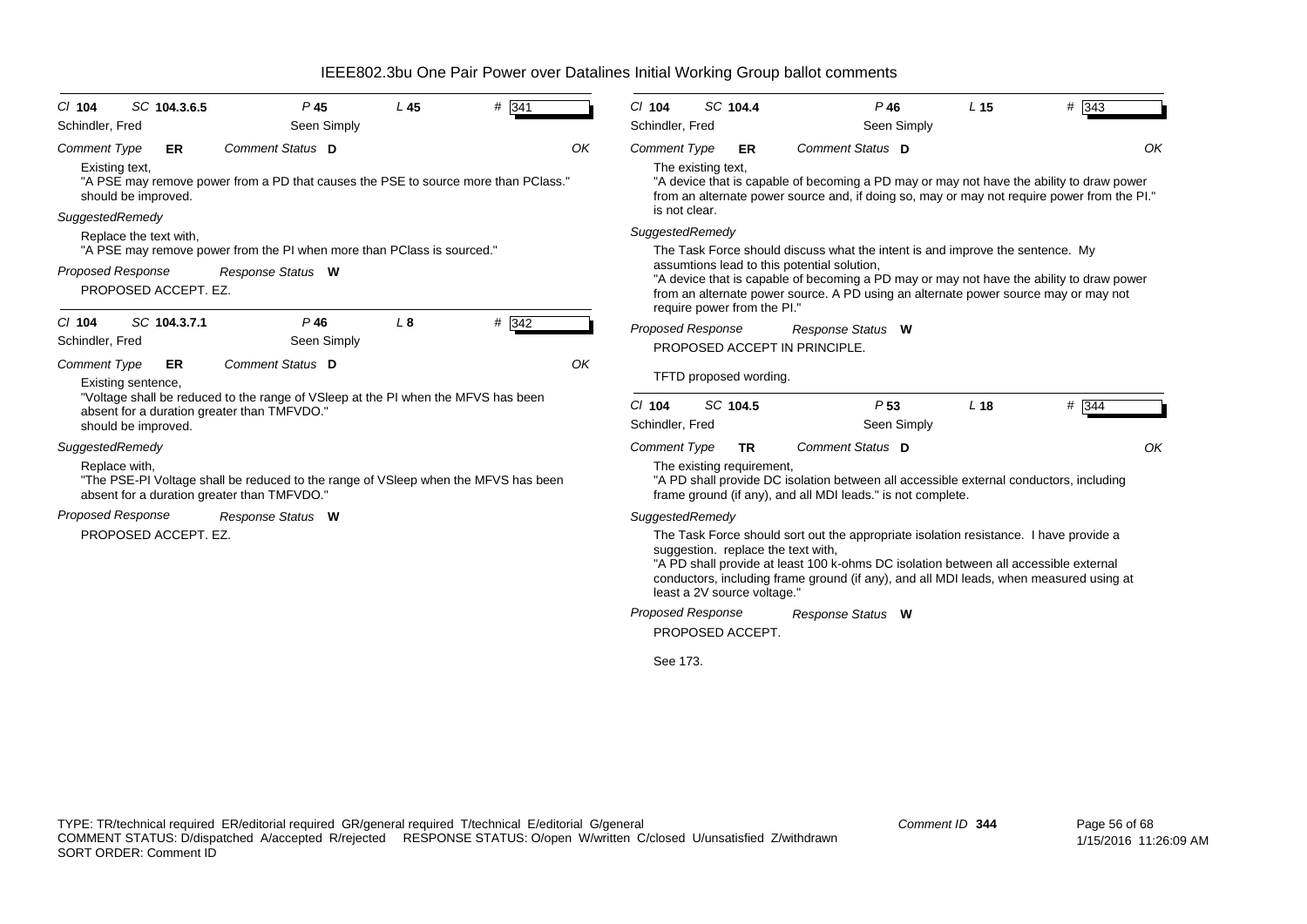# IEEE802.3bu One Pair Power over Datalines Initial Working Group ballot comments

---

**Cl** 104 **SC** 104.3.6.5 **P** 45 **L** 45 **#** 341

Schindler, Fred — Seen Simply

**Comment Type** ER **Comment Status** D — OK

Existing text,
"A PSE may remove power from a PD that causes the PSE to source more than PClass."
should be improved.

*SuggestedRemedy*

Replace the text with,
"A PSE may remove power from the PI when more than PClass is sourced."

**Proposed Response** — **Response Status** W

PROPOSED ACCEPT. EZ.

---

**Cl** 104 **SC** 104.3.7.1 **P** 46 **L** 8 **#** 342

Schindler, Fred — Seen Simply

**Comment Type** ER **Comment Status** D — OK

Existing sentence,
"Voltage shall be reduced to the range of VSleep at the PI when the MFVS has been absent for a duration greater than TMFVDO."
should be improved.

*SuggestedRemedy*

Replace with,
"The PSE-PI Voltage shall be reduced to the range of VSleep when the MFVS has been absent for a duration greater than TMFVDO."

**Proposed Response** — **Response Status** W

PROPOSED ACCEPT. EZ.

---

**Cl** 104 **SC** 104.4 **P** 46 **L** 15 **#** 343

Schindler, Fred — Seen Simply

**Comment Type** ER **Comment Status** D — OK

The existing text,
"A device that is capable of becoming a PD may or may not have the ability to draw power from an alternate power source and, if doing so, may or may not require power from the PI."
is not clear.

*SuggestedRemedy*

The Task Force should discuss what the intent is and improve the sentence. My assumtions lead to this potential solution,
"A device that is capable of becoming a PD may or may not have the ability to draw power from an alternate power source. A PD using an alternate power source may or may not require power from the PI."

**Proposed Response** — **Response Status** W

PROPOSED ACCEPT IN PRINCIPLE.

TFTD proposed wording.

---

**Cl** 104 **SC** 104.5 **P** 53 **L** 18 **#** 344

Schindler, Fred — Seen Simply

**Comment Type** TR **Comment Status** D — OK

The existing requirement,
"A PD shall provide DC isolation between all accessible external conductors, including frame ground (if any), and all MDI leads." is not complete.

*SuggestedRemedy*

The Task Force should sort out the appropriate isolation resistance. I have provide a suggestion. replace the text with,
"A PD shall provide at least 100 k-ohms DC isolation between all accessible external conductors, including frame ground (if any), and all MDI leads, when measured using at least a 2V source voltage."

**Proposed Response** — **Response Status** W

PROPOSED ACCEPT.

See 173.

---

TYPE: TR/technical required ER/editorial required GR/general required T/technical E/editorial G/general
COMMENT STATUS: D/dispatched A/accepted R/rejected RESPONSE STATUS: O/open W/written C/closed U/unsatisfied Z/withdrawn
SORT ORDER: Comment ID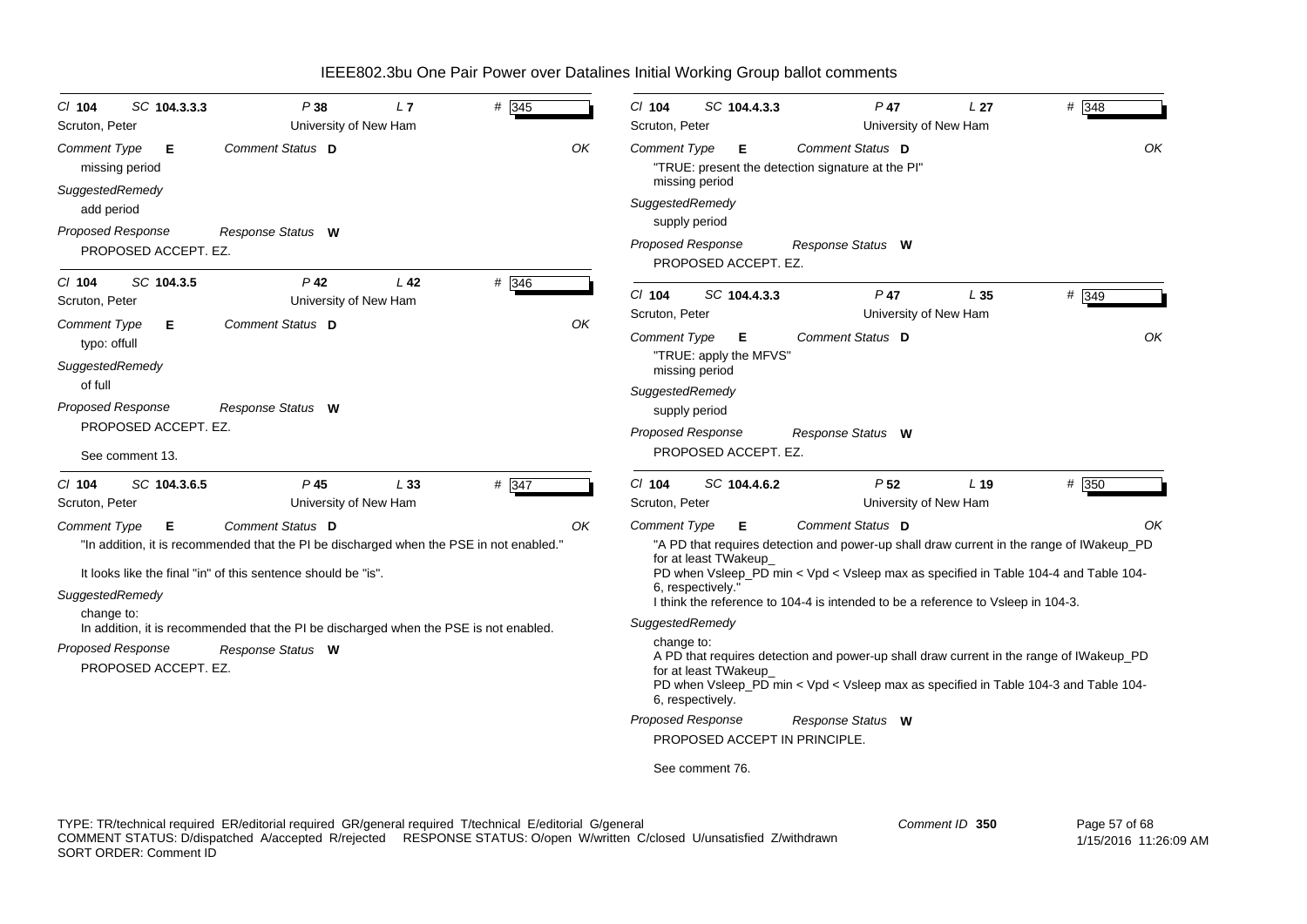# IEEE802.3bu One Pair Power over Datalines Initial Working Group ballot comments

---

**Cl** 104 **SC** 104.3.3.3 **P** 38 **L** 7 **#** 345

Scruton, Peter — University of New Ham

*Comment Type* **E** *Comment Status* **D** OK

missing period

*SuggestedRemedy*

add period

*Proposed Response* *Response Status* **W**

PROPOSED ACCEPT. EZ.

---

**Cl** 104 **SC** 104.3.5 **P** 42 **L** 42 **#** 346

Scruton, Peter — University of New Ham

*Comment Type* **E** *Comment Status* **D** OK

typo: offull

*SuggestedRemedy*

of full

*Proposed Response* *Response Status* **W**

PROPOSED ACCEPT. EZ.

See comment 13.

---

**Cl** 104 **SC** 104.3.6.5 **P** 45 **L** 33 **#** 347

Scruton, Peter — University of New Ham

*Comment Type* **E** *Comment Status* **D** OK

"In addition, it is recommended that the PI be discharged when the PSE in not enabled."

It looks like the final "in" of this sentence should be "is".

*SuggestedRemedy*

change to:
In addition, it is recommended that the PI be discharged when the PSE is not enabled.

*Proposed Response* *Response Status* **W**

PROPOSED ACCEPT. EZ.

---

**Cl** 104 **SC** 104.4.3.3 **P** 47 **L** 27 **#** 348

Scruton, Peter — University of New Ham

*Comment Type* **E** *Comment Status* **D** OK

"TRUE: present the detection signature at the PI"
missing period

*SuggestedRemedy*

supply period

*Proposed Response* *Response Status* **W**

PROPOSED ACCEPT. EZ.

---

**Cl** 104 **SC** 104.4.3.3 **P** 47 **L** 35 **#** 349

Scruton, Peter — University of New Ham

*Comment Type* **E** *Comment Status* **D** OK

"TRUE: apply the MFVS"
missing period

*SuggestedRemedy*

supply period

*Proposed Response* *Response Status* **W**

PROPOSED ACCEPT. EZ.

---

**Cl** 104 **SC** 104.4.6.2 **P** 52 **L** 19 **#** 350

Scruton, Peter — University of New Ham

*Comment Type* **E** *Comment Status* **D** OK

"A PD that requires detection and power-up shall draw current in the range of IWakeup_PD for at least TWakeup_
PD when Vsleep_PD min < Vpd < Vsleep max as specified in Table 104-4 and Table 104-6, respectively."
I think the reference to 104-4 is intended to be a reference to Vsleep in 104-3.

*SuggestedRemedy*

change to:
A PD that requires detection and power-up shall draw current in the range of IWakeup_PD for at least TWakeup_
PD when Vsleep_PD min < Vpd < Vsleep max as specified in Table 104-3 and Table 104-6, respectively.

*Proposed Response* *Response Status* **W**

PROPOSED ACCEPT IN PRINCIPLE.

See comment 76.

---

TYPE: TR/technical required ER/editorial required GR/general required T/technical E/editorial G/general
COMMENT STATUS: D/dispatched A/accepted R/rejected RESPONSE STATUS: O/open W/written C/closed U/unsatisfied Z/withdrawn
SORT ORDER: Comment ID

Comment ID 350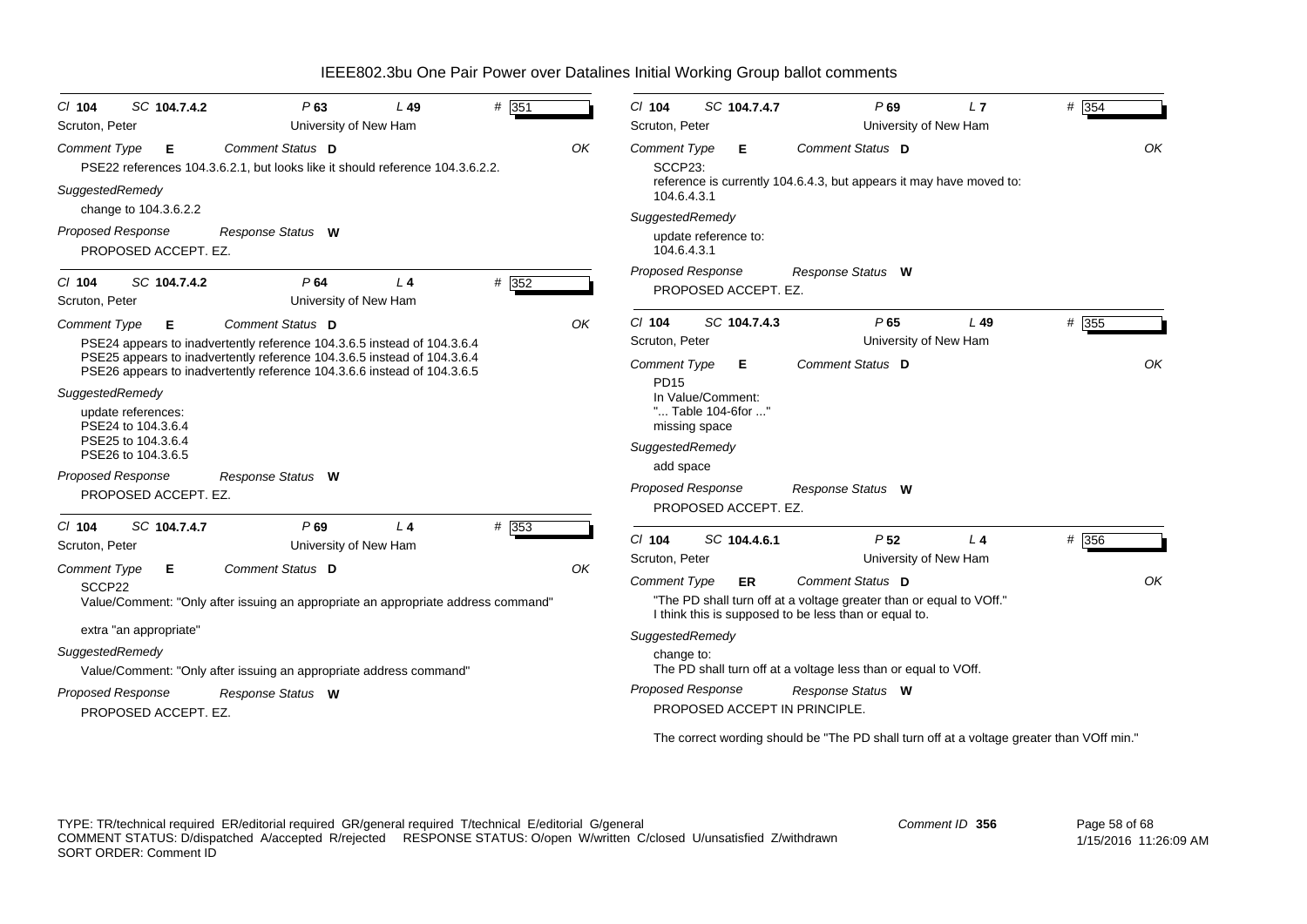# IEEE802.3bu One Pair Power over Datalines Initial Working Group ballot comments

**Cl** 104 **SC** 104.7.4.2 **P** 63 **L** 49 **#** 351
Scruton, Peter — University of New Ham

*Comment Type* **E** *Comment Status* **D** OK

PSE22 references 104.3.6.2.1, but looks like it should reference 104.3.6.2.2.

*SuggestedRemedy*

change to 104.3.6.2.2

*Proposed Response* *Response Status* **W**

PROPOSED ACCEPT. EZ.

---

**Cl** 104 **SC** 104.7.4.2 **P** 64 **L** 4 **#** 352
Scruton, Peter — University of New Ham

*Comment Type* **E** *Comment Status* **D** OK

PSE24 appears to inadvertently reference 104.3.6.5 instead of 104.3.6.4
PSE25 appears to inadvertently reference 104.3.6.5 instead of 104.3.6.4
PSE26 appears to inadvertently reference 104.3.6.6 instead of 104.3.6.5

*SuggestedRemedy*

update references:
PSE24 to 104.3.6.4
PSE25 to 104.3.6.4
PSE26 to 104.3.6.5

*Proposed Response* *Response Status* **W**

PROPOSED ACCEPT. EZ.

---

**Cl** 104 **SC** 104.7.4.7 **P** 69 **L** 4 **#** 353
Scruton, Peter — University of New Ham

*Comment Type* **E** *Comment Status* **D** OK

SCCP22
Value/Comment: "Only after issuing an appropriate an appropriate address command"

extra "an appropriate"

*SuggestedRemedy*

Value/Comment: "Only after issuing an appropriate address command"

*Proposed Response* *Response Status* **W**

PROPOSED ACCEPT. EZ.

---

**Cl** 104 **SC** 104.7.4.7 **P** 69 **L** 7 **#** 354
Scruton, Peter — University of New Ham

*Comment Type* **E** *Comment Status* **D** OK

SCCP23:
reference is currently 104.6.4.3, but appears it may have moved to:
104.6.4.3.1

*SuggestedRemedy*

update reference to:
104.6.4.3.1

*Proposed Response* *Response Status* **W**

PROPOSED ACCEPT. EZ.

---

**Cl** 104 **SC** 104.7.4.3 **P** 65 **L** 49 **#** 355
Scruton, Peter — University of New Ham

*Comment Type* **E** *Comment Status* **D** OK

PD15
In Value/Comment:
"... Table 104-6for ..."
missing space

*SuggestedRemedy*

add space

*Proposed Response* *Response Status* **W**

PROPOSED ACCEPT. EZ.

---

**Cl** 104 **SC** 104.4.6.1 **P** 52 **L** 4 **#** 356
Scruton, Peter — University of New Ham

*Comment Type* **ER** *Comment Status* **D** OK

"The PD shall turn off at a voltage greater than or equal to VOff."
I think this is supposed to be less than or equal to.

*SuggestedRemedy*

change to:
The PD shall turn off at a voltage less than or equal to VOff.

*Proposed Response* *Response Status* **W**

PROPOSED ACCEPT IN PRINCIPLE.

The correct wording should be "The PD shall turn off at a voltage greater than VOff min."

---

TYPE: TR/technical required ER/editorial required GR/general required T/technical E/editorial G/general
COMMENT STATUS: D/dispatched A/accepted R/rejected RESPONSE STATUS: O/open W/written C/closed U/unsatisfied Z/withdrawn
SORT ORDER: Comment ID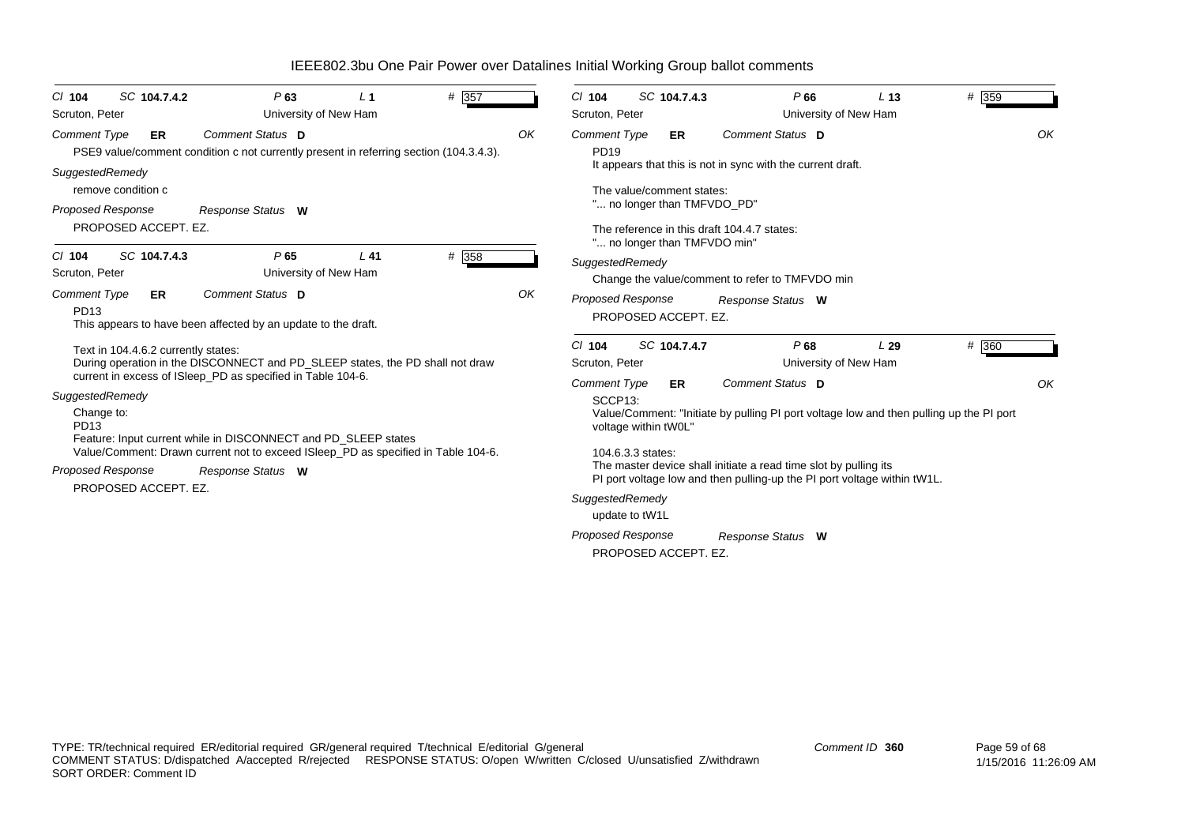# IEEE802.3bu One Pair Power over Datalines Initial Working Group ballot comments

**Cl** 104 **SC** 104.7.4.2 **P** 63 **L** 1 **#** 357

Scruton, Peter — University of New Ham

*Comment Type* **ER** *Comment Status* **D** OK

PSE9 value/comment condition c not currently present in referring section (104.3.4.3).

*SuggestedRemedy*

remove condition c

*Proposed Response* *Response Status* **W**

PROPOSED ACCEPT. EZ.

---

**Cl** 104 **SC** 104.7.4.3 **P** 65 **L** 41 **#** 358

Scruton, Peter — University of New Ham

*Comment Type* **ER** *Comment Status* **D** OK

PD13
This appears to have been affected by an update to the draft.

Text in 104.4.6.2 currently states:
During operation in the DISCONNECT and PD_SLEEP states, the PD shall not draw current in excess of ISleep_PD as specified in Table 104-6.

*SuggestedRemedy*

Change to:
PD13
Feature: Input current while in DISCONNECT and PD_SLEEP states
Value/Comment: Drawn current not to exceed ISleep_PD as specified in Table 104-6.

*Proposed Response* *Response Status* **W**

PROPOSED ACCEPT. EZ.

---

**Cl** 104 **SC** 104.7.4.3 **P** 66 **L** 13 **#** 359

Scruton, Peter — University of New Ham

*Comment Type* **ER** *Comment Status* **D** OK

PD19
It appears that this is not in sync with the current draft.

The value/comment states:
"... no longer than TMFVDO_PD"

The reference in this draft 104.4.7 states:
"... no longer than TMFVDO min"

*SuggestedRemedy*

Change the value/comment to refer to TMFVDO min

*Proposed Response* *Response Status* **W**

PROPOSED ACCEPT. EZ.

---

**Cl** 104 **SC** 104.7.4.7 **P** 68 **L** 29 **#** 360

Scruton, Peter — University of New Ham

*Comment Type* **ER** *Comment Status* **D** OK

SCCP13:
Value/Comment: "Initiate by pulling PI port voltage low and then pulling up the PI port voltage within tW0L"

104.6.3.3 states:
The master device shall initiate a read time slot by pulling its PI port voltage low and then pulling-up the PI port voltage within tW1L.

*SuggestedRemedy*

update to tW1L

*Proposed Response* *Response Status* **W**

PROPOSED ACCEPT. EZ.

---

TYPE: TR/technical required ER/editorial required GR/general required T/technical E/editorial G/general
COMMENT STATUS: D/dispatched A/accepted R/rejected RESPONSE STATUS: O/open W/written C/closed U/unsatisfied Z/withdrawn
SORT ORDER: Comment ID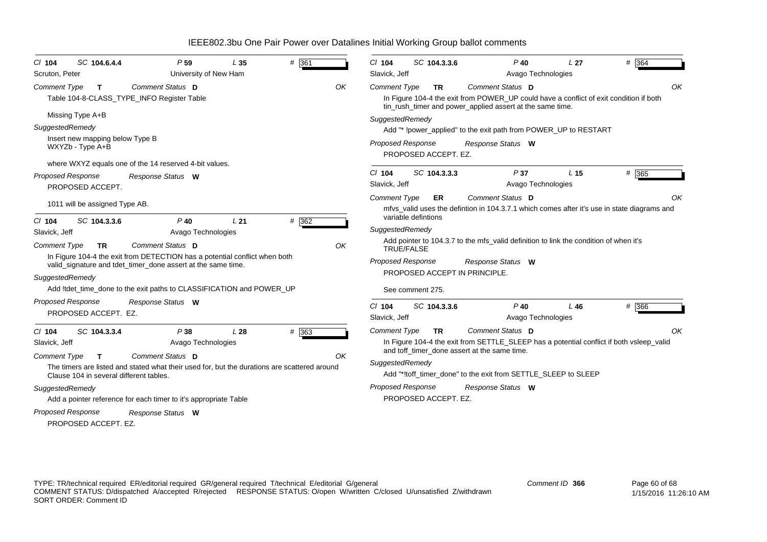# IEEE802.3bu One Pair Power over Datalines Initial Working Group ballot comments

**Cl** 104 **SC** 104.6.4.4 **P** 59 **L** 35 **#** 361
Scruton, Peter — University of New Ham

*Comment Type* **T** *Comment Status* **D** OK

Table 104-8-CLASS_TYPE_INFO Register Table

Missing Type A+B

*SuggestedRemedy*

Insert new mapping below Type B
WXYZb - Type A+B

where WXYZ equals one of the 14 reserved 4-bit values.

*Proposed Response* *Response Status* **W**

PROPOSED ACCEPT.

1011 will be assigned Type AB.

---

**Cl** 104 **SC** 104.3.3.6 **P** 40 **L** 21 **#** 362
Slavick, Jeff — Avago Technologies

*Comment Type* **TR** *Comment Status* **D** OK

In Figure 104-4 the exit from DETECTION has a potential conflict when both valid_signature and tdet_timer_done assert at the same time.

*SuggestedRemedy*

Add !tdet_time_done to the exit paths to CLASSIFICATION and POWER_UP

*Proposed Response* *Response Status* **W**

PROPOSED ACCEPT. EZ.

---

**Cl** 104 **SC** 104.3.3.4 **P** 38 **L** 28 **#** 363
Slavick, Jeff — Avago Technologies

*Comment Type* **T** *Comment Status* **D** OK

The timers are listed and stated what their used for, but the durations are scattered around Clause 104 in several different tables.

*SuggestedRemedy*

Add a pointer reference for each timer to it's appropriate Table

*Proposed Response* *Response Status* **W**

PROPOSED ACCEPT. EZ.

---

**Cl** 104 **SC** 104.3.3.6 **P** 40 **L** 27 **#** 364
Slavick, Jeff — Avago Technologies

*Comment Type* **TR** *Comment Status* **D** OK

In Figure 104-4 the exit from POWER_UP could have a conflict of exit condition if both tin_rush_timer and power_applied assert at the same time.

*SuggestedRemedy*

Add "* !power_applied" to the exit path from POWER_UP to RESTART

*Proposed Response* *Response Status* **W**

PROPOSED ACCEPT. EZ.

---

**Cl** 104 **SC** 104.3.3.3 **P** 37 **L** 15 **#** 365
Slavick, Jeff — Avago Technologies

*Comment Type* **ER** *Comment Status* **D** OK

mfvs_valid uses the defintion in 104.3.7.1 which comes after it's use in state diagrams and variable defintions

*SuggestedRemedy*

Add pointer to 104.3.7 to the mfs_valid definition to link the condition of when it's TRUE/FALSE

*Proposed Response* *Response Status* **W**

PROPOSED ACCEPT IN PRINCIPLE.

See comment 275.

---

**Cl** 104 **SC** 104.3.3.6 **P** 40 **L** 46 **#** 366
Slavick, Jeff — Avago Technologies

*Comment Type* **TR** *Comment Status* **D** OK

In Figure 104-4 the exit from SETTLE_SLEEP has a potential conflict if both vsleep_valid and toff_timer_done assert at the same time.

*SuggestedRemedy*

Add "*!toff_timer_done" to the exit from SETTLE_SLEEP to SLEEP

*Proposed Response* *Response Status* **W**

PROPOSED ACCEPT. EZ.

---

TYPE: TR/technical required ER/editorial required GR/general required T/technical E/editorial G/general
COMMENT STATUS: D/dispatched A/accepted R/rejected RESPONSE STATUS: O/open W/written C/closed U/unsatisfied Z/withdrawn
SORT ORDER: Comment ID

Comment ID 366 — 1/15/2016 11:26:10 AM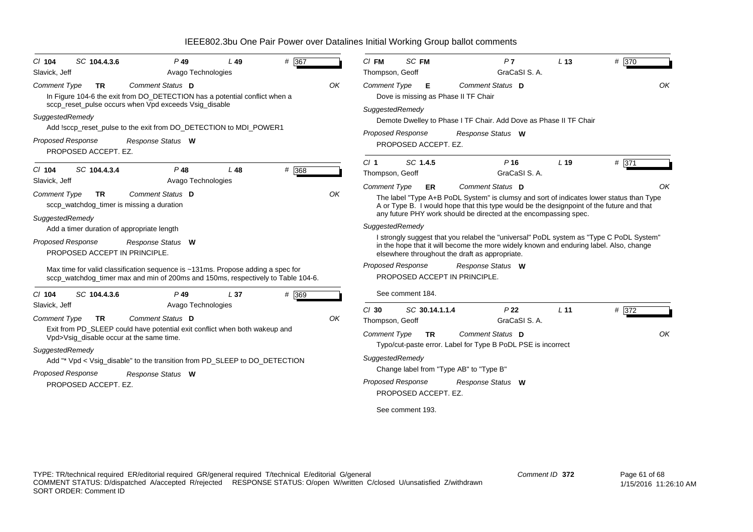# IEEE802.3bu One Pair Power over Datalines Initial Working Group ballot comments

**Cl** 104 **SC** 104.4.3.6 **P** 49 **L** 49 **#** 367
Slavick, Jeff — Avago Technologies

*Comment Type* **TR** *Comment Status* **D** OK

In Figure 104-6 the exit from DO_DETECTION has a potential conflict when a sccp_reset_pulse occurs when Vpd exceeds Vsig_disable

*SuggestedRemedy*

Add !sccp_reset_pulse to the exit from DO_DETECTION to MDI_POWER1

*Proposed Response* *Response Status* **W**

PROPOSED ACCEPT. EZ.

---

**Cl** 104 **SC** 104.4.3.4 **P** 48 **L** 48 **#** 368
Slavick, Jeff — Avago Technologies

*Comment Type* **TR** *Comment Status* **D** OK

sccp_watchdog_timer is missing a duration

*SuggestedRemedy*

Add a timer duration of appropriate length

*Proposed Response* *Response Status* **W**

PROPOSED ACCEPT IN PRINCIPLE.

Max time for valid classification sequence is ~131ms. Propose adding a spec for sccp_watchdog_timer max and min of 200ms and 150ms, respectively to Table 104-6.

---

**Cl** 104 **SC** 104.4.3.6 **P** 49 **L** 37 **#** 369
Slavick, Jeff — Avago Technologies

*Comment Type* **TR** *Comment Status* **D** OK

Exit from PD_SLEEP could have potential exit conflict when both wakeup and Vpd>Vsig_disable occur at the same time.

*SuggestedRemedy*

Add "* Vpd < Vsig_disable" to the transition from PD_SLEEP to DO_DETECTION

*Proposed Response* *Response Status* **W**

PROPOSED ACCEPT. EZ.

---

**Cl** FM **SC** FM **P** 7 **L** 13 **#** 370
Thompson, Geoff — GraCaSI S. A.

*Comment Type* **E** *Comment Status* **D** OK

Dove is missing as Phase II TF Chair

*SuggestedRemedy*

Demote Dwelley to Phase I TF Chair. Add Dove as Phase II TF Chair

*Proposed Response* *Response Status* **W**

PROPOSED ACCEPT. EZ.

---

**Cl** 1 **SC** 1.4.5 **P** 16 **L** 19 **#** 371
Thompson, Geoff — GraCaSI S. A.

*Comment Type* **ER** *Comment Status* **D** OK

The label "Type A+B PoDL System" is clumsy and sort of indicates lower status than Type A or Type B. I would hope that this type would be the designpoint of the future and that any future PHY work should be directed at the encompassing spec.

*SuggestedRemedy*

I strongly suggest that you relabel the "universal" PoDL system as "Type C PoDL System" in the hope that it will become the more widely known and enduring label. Also, change elsewhere throughout the draft as appropriate.

*Proposed Response* *Response Status* **W**

PROPOSED ACCEPT IN PRINCIPLE.

See comment 184.

---

**Cl** 30 **SC** 30.14.1.1.4 **P** 22 **L** 11 **#** 372
Thompson, Geoff — GraCaSI S. A.

*Comment Type* **TR** *Comment Status* **D** OK

Typo/cut-paste error. Label for Type B PoDL PSE is incorrect

*SuggestedRemedy*

Change label from "Type AB" to "Type B"

*Proposed Response* *Response Status* **W**

PROPOSED ACCEPT. EZ.

See comment 193.

---

TYPE: TR/technical required ER/editorial required GR/general required T/technical E/editorial G/general
COMMENT STATUS: D/dispatched A/accepted R/rejected RESPONSE STATUS: O/open W/written C/closed U/unsatisfied Z/withdrawn
SORT ORDER: Comment ID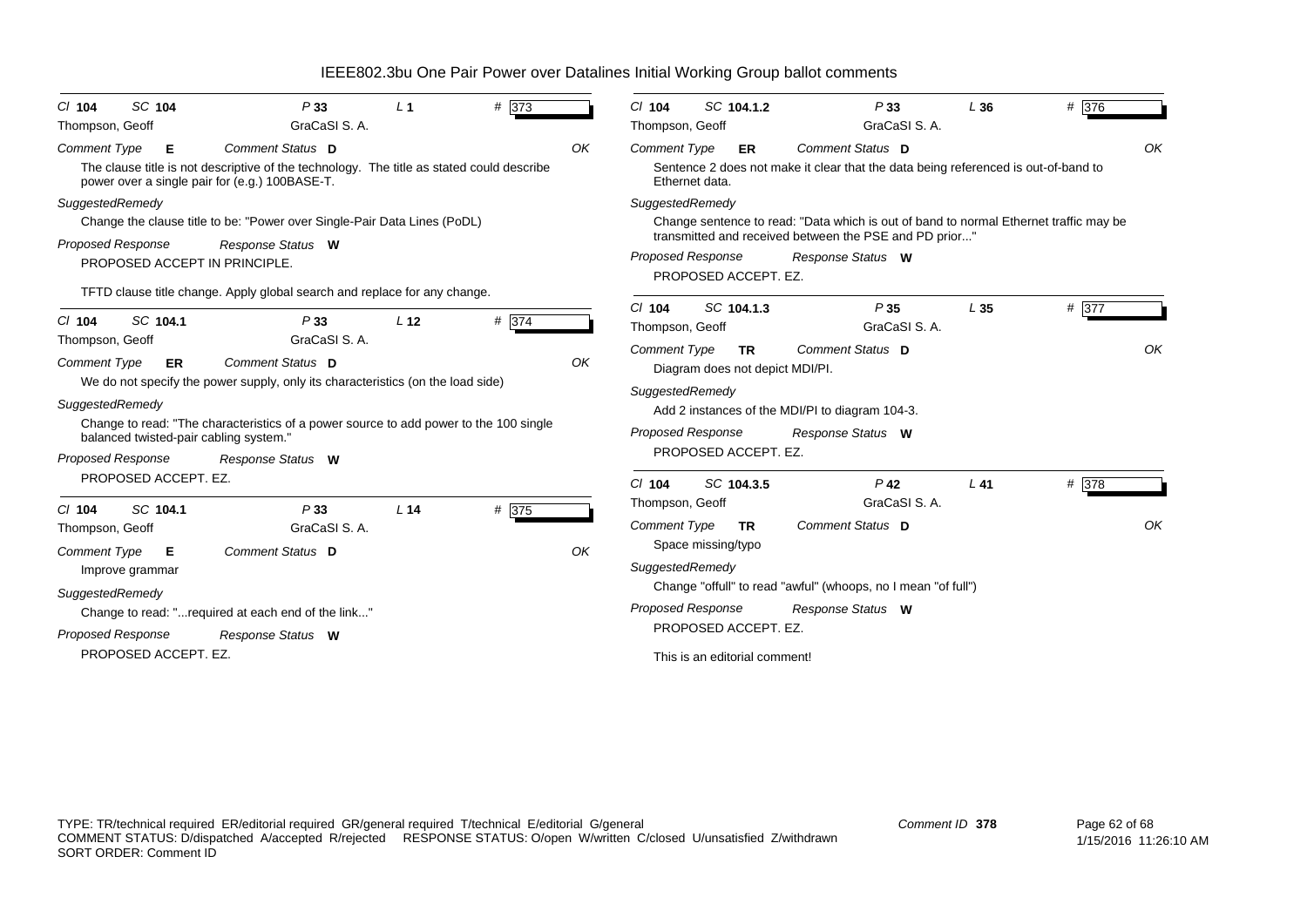# IEEE802.3bu One Pair Power over Datalines Initial Working Group ballot comments

**Cl** 104 **SC** 104 **P** 33 **L** 1 **#** 373
Thompson, Geoff — GraCaSI S. A.

*Comment Type* **E** *Comment Status* **D** OK

The clause title is not descriptive of the technology. The title as stated could describe power over a single pair for (e.g.) 100BASE-T.

*SuggestedRemedy*

Change the clause title to be: "Power over Single-Pair Data Lines (PoDL)

*Proposed Response* *Response Status* **W**

PROPOSED ACCEPT IN PRINCIPLE.

TFTD clause title change. Apply global search and replace for any change.

---

**Cl** 104 **SC** 104.1 **P** 33 **L** 12 **#** 374
Thompson, Geoff — GraCaSI S. A.

*Comment Type* **ER** *Comment Status* **D** OK

We do not specify the power supply, only its characteristics (on the load side)

*SuggestedRemedy*

Change to read: "The characteristics of a power source to add power to the 100 single balanced twisted-pair cabling system."

*Proposed Response* *Response Status* **W**

PROPOSED ACCEPT. EZ.

---

**Cl** 104 **SC** 104.1 **P** 33 **L** 14 **#** 375
Thompson, Geoff — GraCaSI S. A.

*Comment Type* **E** *Comment Status* **D** OK

Improve grammar

*SuggestedRemedy*

Change to read: "...required at each end of the link..."

*Proposed Response* *Response Status* **W**

PROPOSED ACCEPT. EZ.

---

**Cl** 104 **SC** 104.1.2 **P** 33 **L** 36 **#** 376
Thompson, Geoff — GraCaSI S. A.

*Comment Type* **ER** *Comment Status* **D** OK

Sentence 2 does not make it clear that the data being referenced is out-of-band to Ethernet data.

*SuggestedRemedy*

Change sentence to read: "Data which is out of band to normal Ethernet traffic may be transmitted and received between the PSE and PD prior..."

*Proposed Response* *Response Status* **W**

PROPOSED ACCEPT. EZ.

---

**Cl** 104 **SC** 104.1.3 **P** 35 **L** 35 **#** 377
Thompson, Geoff — GraCaSI S. A.

*Comment Type* **TR** *Comment Status* **D** OK

Diagram does not depict MDI/PI.

*SuggestedRemedy*

Add 2 instances of the MDI/PI to diagram 104-3.

*Proposed Response* *Response Status* **W**

PROPOSED ACCEPT. EZ.

---

**Cl** 104 **SC** 104.3.5 **P** 42 **L** 41 **#** 378
Thompson, Geoff — GraCaSI S. A.

*Comment Type* **TR** *Comment Status* **D** OK

Space missing/typo

*SuggestedRemedy*

Change "offull" to read "awful" (whoops, no I mean "of full")

*Proposed Response* *Response Status* **W**

PROPOSED ACCEPT. EZ.

This is an editorial comment!

---

TYPE: TR/technical required ER/editorial required GR/general required T/technical E/editorial G/general
COMMENT STATUS: D/dispatched A/accepted R/rejected RESPONSE STATUS: O/open W/written C/closed U/unsatisfied Z/withdrawn
SORT ORDER: Comment ID

Comment ID **378**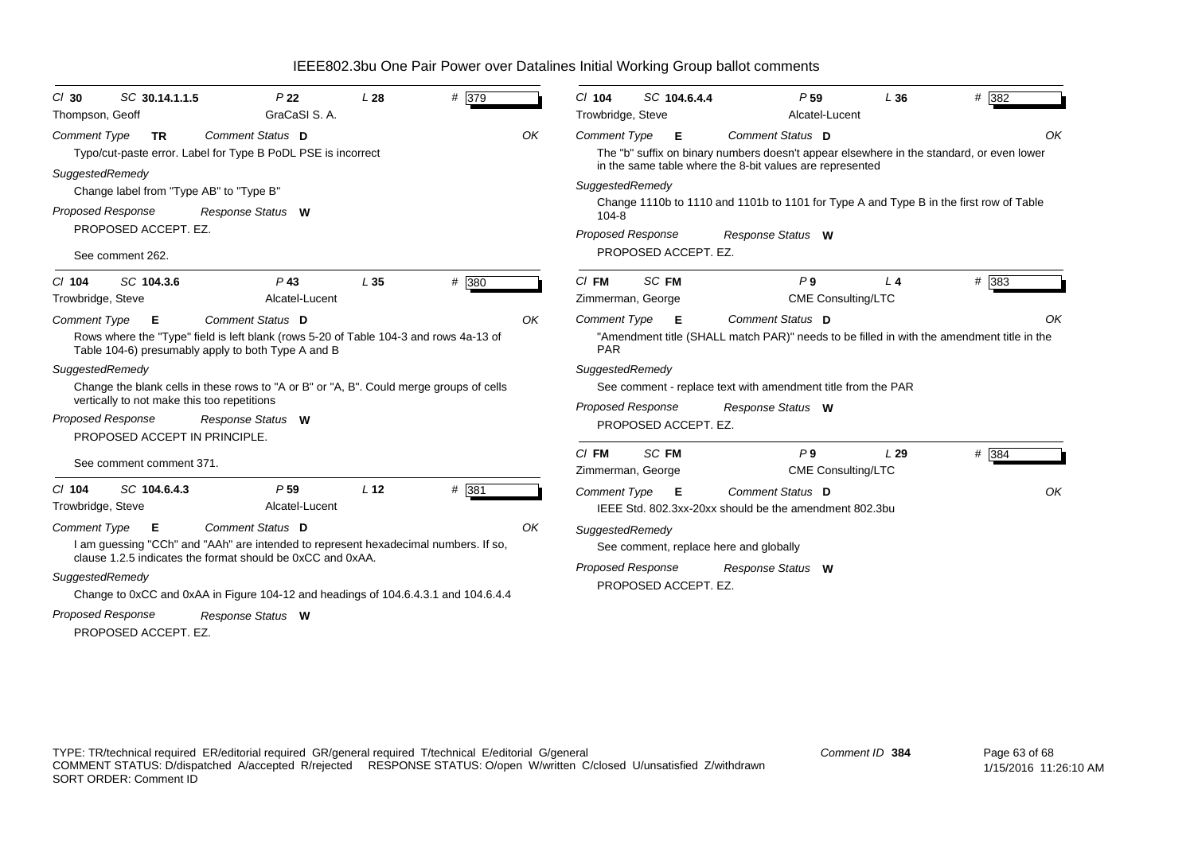# IEEE802.3bu One Pair Power over Datalines Initial Working Group ballot comments

**Cl** 30 **SC** 30.14.1.1.5 **P** 22 **L** 28 **#** 379
Thompson, Geoff — GraCaSI S. A.

*Comment Type* **TR** *Comment Status* **D** — OK

Typo/cut-paste error. Label for Type B PoDL PSE is incorrect

*SuggestedRemedy*

Change label from "Type AB" to "Type B"

*Proposed Response* *Response Status* **W**

PROPOSED ACCEPT. EZ.

See comment 262.

---

**Cl** 104 **SC** 104.3.6 **P** 43 **L** 35 **#** 380
Trowbridge, Steve — Alcatel-Lucent

*Comment Type* **E** *Comment Status* **D** — OK

Rows where the "Type" field is left blank (rows 5-20 of Table 104-3 and rows 4a-13 of Table 104-6) presumably apply to both Type A and B

*SuggestedRemedy*

Change the blank cells in these rows to "A or B" or "A, B". Could merge groups of cells vertically to not make this too repetitions

*Proposed Response* *Response Status* **W**

PROPOSED ACCEPT IN PRINCIPLE.

See comment comment 371.

---

**Cl** 104 **SC** 104.6.4.3 **P** 59 **L** 12 **#** 381
Trowbridge, Steve — Alcatel-Lucent

*Comment Type* **E** *Comment Status* **D** — OK

I am guessing "CCh" and "AAh" are intended to represent hexadecimal numbers. If so, clause 1.2.5 indicates the format should be 0xCC and 0xAA.

*SuggestedRemedy*

Change to 0xCC and 0xAA in Figure 104-12 and headings of 104.6.4.3.1 and 104.6.4.4

*Proposed Response* *Response Status* **W**

PROPOSED ACCEPT. EZ.

---

**Cl** 104 **SC** 104.6.4.4 **P** 59 **L** 36 **#** 382
Trowbridge, Steve — Alcatel-Lucent

*Comment Type* **E** *Comment Status* **D** — OK

The "b" suffix on binary numbers doesn't appear elsewhere in the standard, or even lower in the same table where the 8-bit values are represented

*SuggestedRemedy*

Change 1110b to 1110 and 1101b to 1101 for Type A and Type B in the first row of Table 104-8

*Proposed Response* *Response Status* **W**

PROPOSED ACCEPT. EZ.

---

**Cl** FM **SC** FM **P** 9 **L** 4 **#** 383
Zimmerman, George — CME Consulting/LTC

*Comment Type* **E** *Comment Status* **D** — OK

"Amendment title (SHALL match PAR)" needs to be filled in with the amendment title in the PAR

*SuggestedRemedy*

See comment - replace text with amendment title from the PAR

*Proposed Response* *Response Status* **W**

PROPOSED ACCEPT. EZ.

---

**Cl** FM **SC** FM **P** 9 **L** 29 **#** 384
Zimmerman, George — CME Consulting/LTC

*Comment Type* **E** *Comment Status* **D** — OK

IEEE Std. 802.3xx-20xx should be the amendment 802.3bu

*SuggestedRemedy*

See comment, replace here and globally

*Proposed Response* *Response Status* **W**

PROPOSED ACCEPT. EZ.

---

TYPE: TR/technical required ER/editorial required GR/general required T/technical E/editorial G/general
COMMENT STATUS: D/dispatched A/accepted R/rejected RESPONSE STATUS: O/open W/written C/closed U/unsatisfied Z/withdrawn
SORT ORDER: Comment ID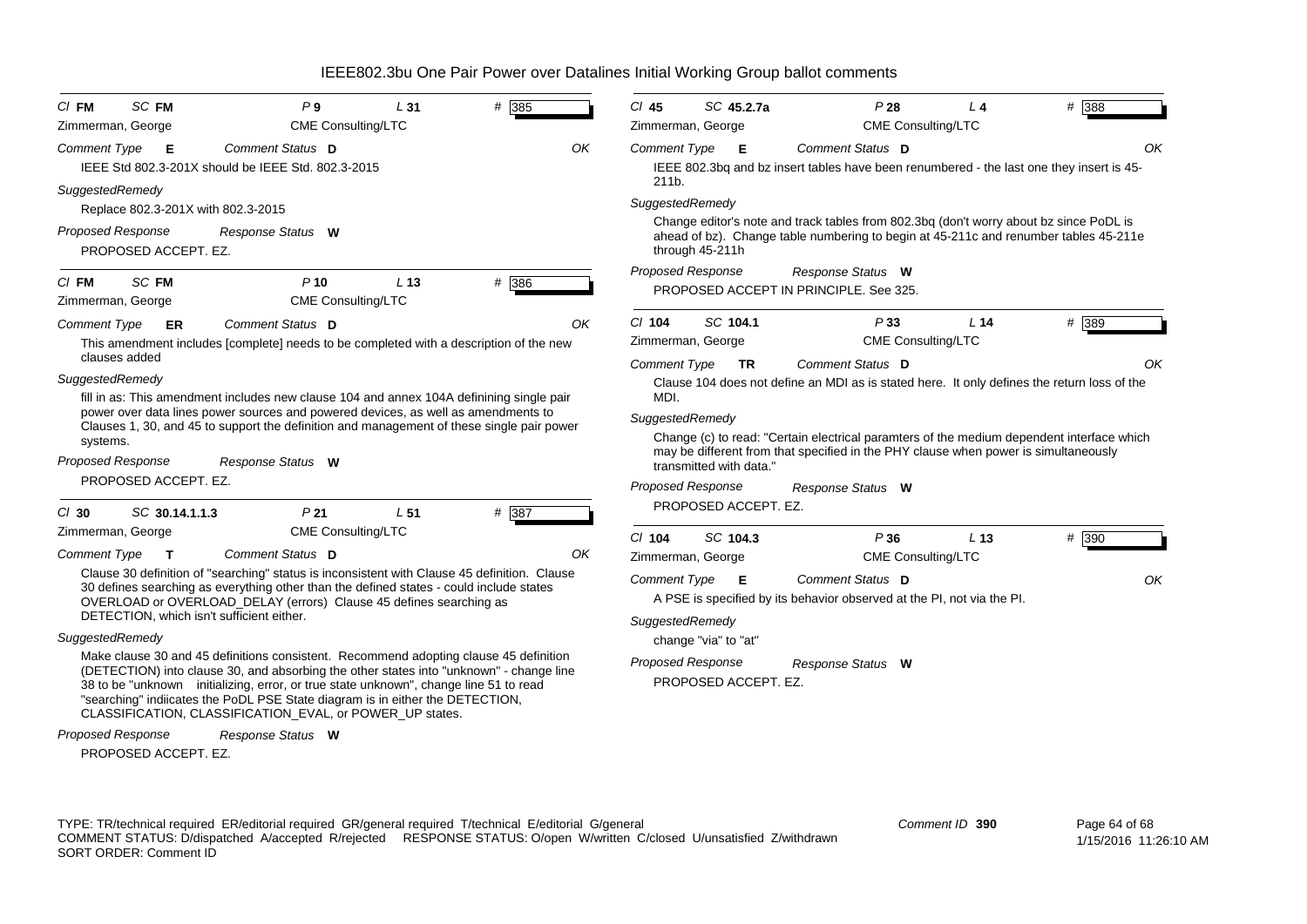# IEEE802.3bu One Pair Power over Datalines Initial Working Group ballot comments

**Cl** FM **SC** FM **P** 9 **L** 31 **#** 385

Zimmerman, George — CME Consulting/LTC

**Comment Type** E **Comment Status** D — OK

IEEE Std 802.3-201X should be IEEE Std. 802.3-2015

*SuggestedRemedy*

Replace 802.3-201X with 802.3-2015

*Proposed Response* — *Response Status* W

PROPOSED ACCEPT. EZ.

---

**Cl** FM **SC** FM **P** 10 **L** 13 **#** 386

Zimmerman, George — CME Consulting/LTC

**Comment Type** ER **Comment Status** D — OK

This amendment includes [complete] needs to be completed with a description of the new clauses added

*SuggestedRemedy*

fill in as: This amendment includes new clause 104 and annex 104A definining single pair power over data lines power sources and powered devices, as well as amendments to Clauses 1, 30, and 45 to support the definition and management of these single pair power systems.

*Proposed Response* — *Response Status* W

PROPOSED ACCEPT. EZ.

---

**Cl** 30 **SC** 30.14.1.1.3 **P** 21 **L** 51 **#** 387

Zimmerman, George — CME Consulting/LTC

**Comment Type** T **Comment Status** D — OK

Clause 30 definition of "searching" status is inconsistent with Clause 45 definition. Clause 30 defines searching as everything other than the defined states - could include states OVERLOAD or OVERLOAD_DELAY (errors) Clause 45 defines searching as DETECTION, which isn't sufficient either.

*SuggestedRemedy*

Make clause 30 and 45 definitions consistent. Recommend adopting clause 45 definition (DETECTION) into clause 30, and absorbing the other states into "unknown" - change line 38 to be "unknown initializing, error, or true state unknown", change line 51 to read "searching" indiicates the PoDL PSE State diagram is in either the DETECTION, CLASSIFICATION, CLASSIFICATION_EVAL, or POWER_UP states.

*Proposed Response* — *Response Status* W

PROPOSED ACCEPT. EZ.

---

**Cl** 45 **SC** 45.2.7a **P** 28 **L** 4 **#** 388

Zimmerman, George — CME Consulting/LTC

**Comment Type** E **Comment Status** D — OK

IEEE 802.3bq and bz insert tables have been renumbered - the last one they insert is 45-211b.

*SuggestedRemedy*

Change editor's note and track tables from 802.3bq (don't worry about bz since PoDL is ahead of bz). Change table numbering to begin at 45-211c and renumber tables 45-211e through 45-211h

*Proposed Response* — *Response Status* W

PROPOSED ACCEPT IN PRINCIPLE. See 325.

---

**Cl** 104 **SC** 104.1 **P** 33 **L** 14 **#** 389

Zimmerman, George — CME Consulting/LTC

**Comment Type** TR **Comment Status** D — OK

Clause 104 does not define an MDI as is stated here. It only defines the return loss of the MDI.

*SuggestedRemedy*

Change (c) to read: "Certain electrical paramters of the medium dependent interface which may be different from that specified in the PHY clause when power is simultaneously transmitted with data."

*Proposed Response* — *Response Status* W

PROPOSED ACCEPT. EZ.

---

**Cl** 104 **SC** 104.3 **P** 36 **L** 13 **#** 390

Zimmerman, George — CME Consulting/LTC

**Comment Type** E **Comment Status** D — OK

A PSE is specified by its behavior observed at the PI, not via the PI.

*SuggestedRemedy*

change "via" to "at"

*Proposed Response* — *Response Status* W

PROPOSED ACCEPT. EZ.

---

TYPE: TR/technical required ER/editorial required GR/general required T/technical E/editorial G/general
COMMENT STATUS: D/dispatched A/accepted R/rejected RESPONSE STATUS: O/open W/written C/closed U/unsatisfied Z/withdrawn
SORT ORDER: Comment ID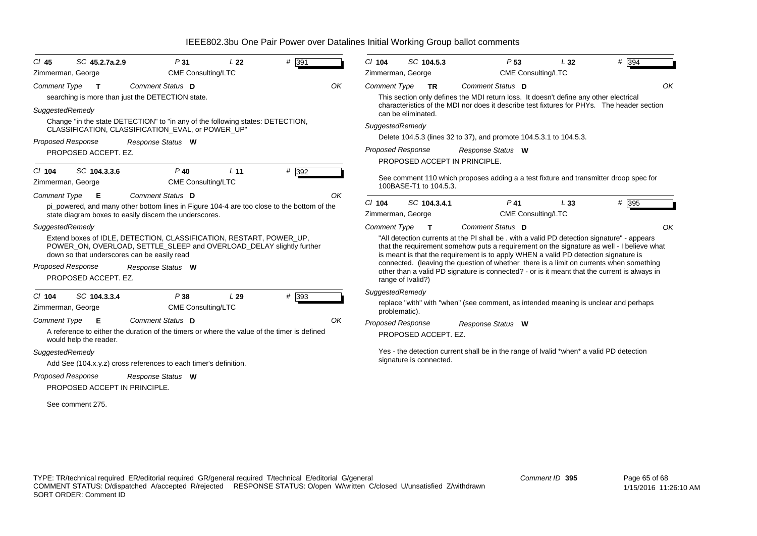# IEEE802.3bu One Pair Power over Datalines Initial Working Group ballot comments

**Cl** 45 **SC** 45.2.7a.2.9 **P** 31 **L** 22 **#** 391
Zimmerman, George — CME Consulting/LTC

*Comment Type* **T** *Comment Status* **D** OK

searching is more than just the DETECTION state.

*SuggestedRemedy*

Change "in the state DETECTION" to "in any of the following states: DETECTION, CLASSIFICATION, CLASSIFICATION_EVAL, or POWER_UP"

*Proposed Response* *Response Status* **W**

PROPOSED ACCEPT. EZ.

---

**Cl** 104 **SC** 104.3.3.6 **P** 40 **L** 11 **#** 392
Zimmerman, George — CME Consulting/LTC

*Comment Type* **E** *Comment Status* **D** OK

pi_powered, and many other bottom lines in Figure 104-4 are too close to the bottom of the state diagram boxes to easily discern the underscores.

*SuggestedRemedy*

Extend boxes of IDLE, DETECTION, CLASSIFICATION, RESTART, POWER_UP, POWER_ON, OVERLOAD, SETTLE_SLEEP and OVERLOAD_DELAY slightly further down so that underscores can be easily read

*Proposed Response* *Response Status* **W**

PROPOSED ACCEPT. EZ.

---

**Cl** 104 **SC** 104.3.3.4 **P** 38 **L** 29 **#** 393
Zimmerman, George — CME Consulting/LTC

*Comment Type* **E** *Comment Status* **D** OK

A reference to either the duration of the timers or where the value of the timer is defined would help the reader.

*SuggestedRemedy*

Add See (104.x.y.z) cross references to each timer's definition.

*Proposed Response* *Response Status* **W**

PROPOSED ACCEPT IN PRINCIPLE.

See comment 275.

---

**Cl** 104 **SC** 104.5.3 **P** 53 **L** 32 **#** 394
Zimmerman, George — CME Consulting/LTC

*Comment Type* **TR** *Comment Status* **D** OK

This section only defines the MDI return loss. It doesn't define any other electrical characteristics of the MDI nor does it describe test fixtures for PHYs. The header section can be eliminated.

*SuggestedRemedy*

Delete 104.5.3 (lines 32 to 37), and promote 104.5.3.1 to 104.5.3.

*Proposed Response* *Response Status* **W**

PROPOSED ACCEPT IN PRINCIPLE.

See comment 110 which proposes adding a a test fixture and transmitter droop spec for 100BASE-T1 to 104.5.3.

---

**Cl** 104 **SC** 104.3.4.1 **P** 41 **L** 33 **#** 395
Zimmerman, George — CME Consulting/LTC

*Comment Type* **T** *Comment Status* **D** OK

"All detection currents at the PI shall be . with a valid PD detection signature" - appears that the requirement somehow puts a requirement on the signature as well - I believe what is meant is that the requirement is to apply WHEN a valid PD detection signature is connected. (leaving the question of whether there is a limit on currents when something other than a valid PD signature is connected? - or is it meant that the current is always in range of Ivalid?)

*SuggestedRemedy*

replace "with" with "when" (see comment, as intended meaning is unclear and perhaps problematic).

*Proposed Response* *Response Status* **W**

PROPOSED ACCEPT. EZ.

Yes - the detection current shall be in the range of Ivalid *when* a valid PD detection signature is connected.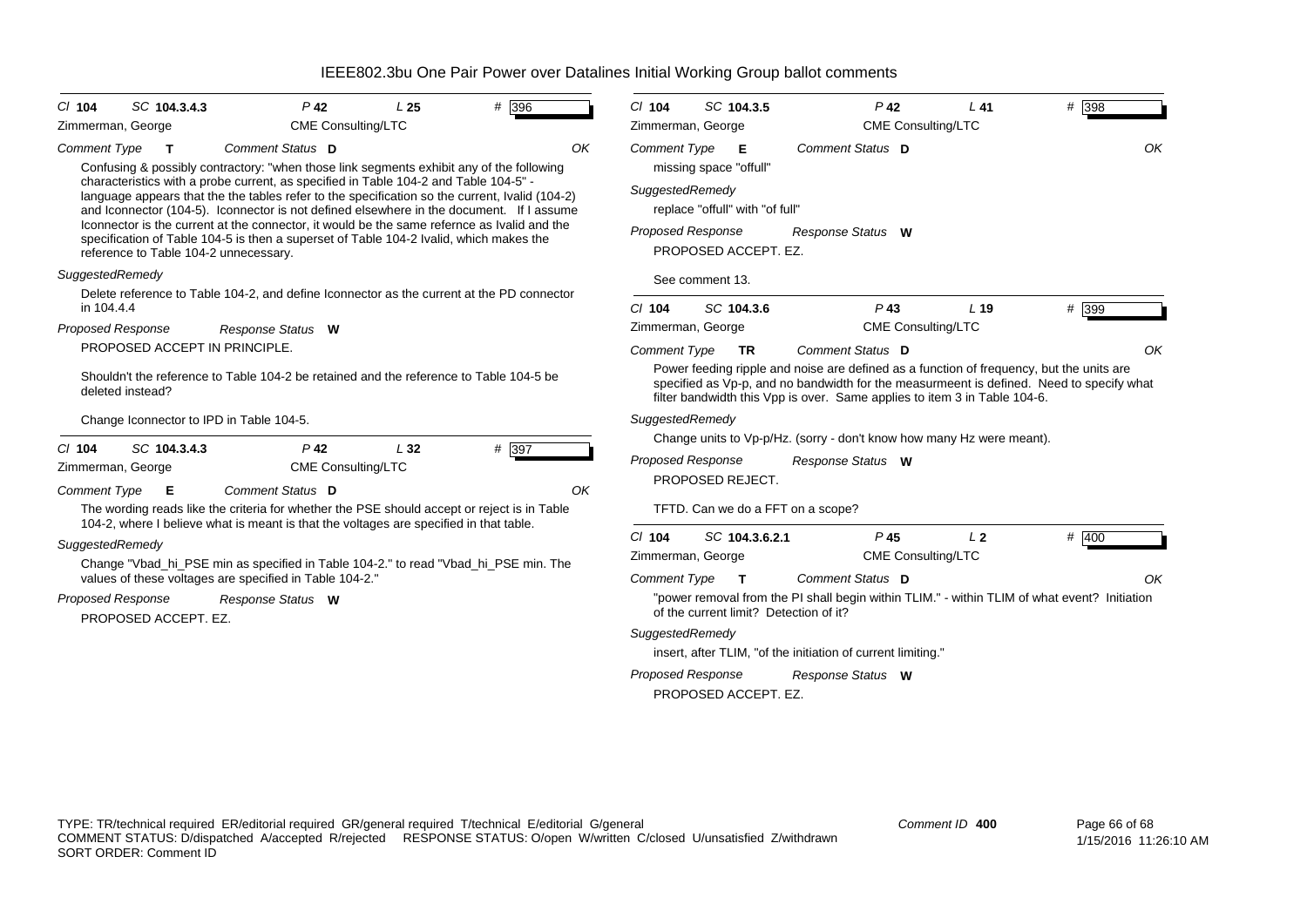# IEEE802.3bu One Pair Power over Datalines Initial Working Group ballot comments

**Cl** 104 **SC** 104.3.4.3 **P** 42 **L** 25 **#** 396

Zimmerman, George — CME Consulting/LTC

*Comment Type* **T** *Comment Status* **D** OK

Confusing & possibly contractory: "when those link segments exhibit any of the following characteristics with a probe current, as specified in Table 104-2 and Table 104-5" - language appears that the the tables refer to the specification so the current, Ivalid (104-2) and Iconnector (104-5). Iconnector is not defined elsewhere in the document. If I assume Iconnector is the current at the connector, it would be the same refernce as Ivalid and the specification of Table 104-5 is then a superset of Table 104-2 Ivalid, which makes the reference to Table 104-2 unnecessary.

*SuggestedRemedy*

Delete reference to Table 104-2, and define Iconnector as the current at the PD connector in 104.4.4

*Proposed Response* *Response Status* **W**

PROPOSED ACCEPT IN PRINCIPLE.

Shouldn't the reference to Table 104-2 be retained and the reference to Table 104-5 be deleted instead?

Change Iconnector to IPD in Table 104-5.

---

**Cl** 104 **SC** 104.3.4.3 **P** 42 **L** 32 **#** 397

Zimmerman, George — CME Consulting/LTC

*Comment Type* **E** *Comment Status* **D** OK

The wording reads like the criteria for whether the PSE should accept or reject is in Table 104-2, where I believe what is meant is that the voltages are specified in that table.

*SuggestedRemedy*

Change "Vbad_hi_PSE min as specified in Table 104-2." to read "Vbad_hi_PSE min. The values of these voltages are specified in Table 104-2."

*Proposed Response* *Response Status* **W**

PROPOSED ACCEPT. EZ.

---

**Cl** 104 **SC** 104.3.5 **P** 42 **L** 41 **#** 398

Zimmerman, George — CME Consulting/LTC

*Comment Type* **E** *Comment Status* **D** OK

missing space "offull"

*SuggestedRemedy*

replace "offull" with "of full"

*Proposed Response* *Response Status* **W**

PROPOSED ACCEPT. EZ.

See comment 13.

---

**Cl** 104 **SC** 104.3.6 **P** 43 **L** 19 **#** 399

Zimmerman, George — CME Consulting/LTC

*Comment Type* **TR** *Comment Status* **D** OK

Power feeding ripple and noise are defined as a function of frequency, but the units are specified as Vp-p, and no bandwidth for the measurmeent is defined. Need to specify what filter bandwidth this Vpp is over. Same applies to item 3 in Table 104-6.

*SuggestedRemedy*

Change units to Vp-p/Hz. (sorry - don't know how many Hz were meant).

*Proposed Response* *Response Status* **W**

PROPOSED REJECT.

TFTD. Can we do a FFT on a scope?

---

**Cl** 104 **SC** 104.3.6.2.1 **P** 45 **L** 2 **#** 400

Zimmerman, George — CME Consulting/LTC

*Comment Type* **T** *Comment Status* **D** OK

"power removal from the PI shall begin within TLIM." - within TLIM of what event? Initiation of the current limit? Detection of it?

*SuggestedRemedy*

insert, after TLIM, "of the initiation of current limiting."

*Proposed Response* *Response Status* **W**

PROPOSED ACCEPT. EZ.

---

TYPE: TR/technical required ER/editorial required GR/general required T/technical E/editorial G/general
COMMENT STATUS: D/dispatched A/accepted R/rejected RESPONSE STATUS: O/open W/written C/closed U/unsatisfied Z/withdrawn
SORT ORDER: Comment ID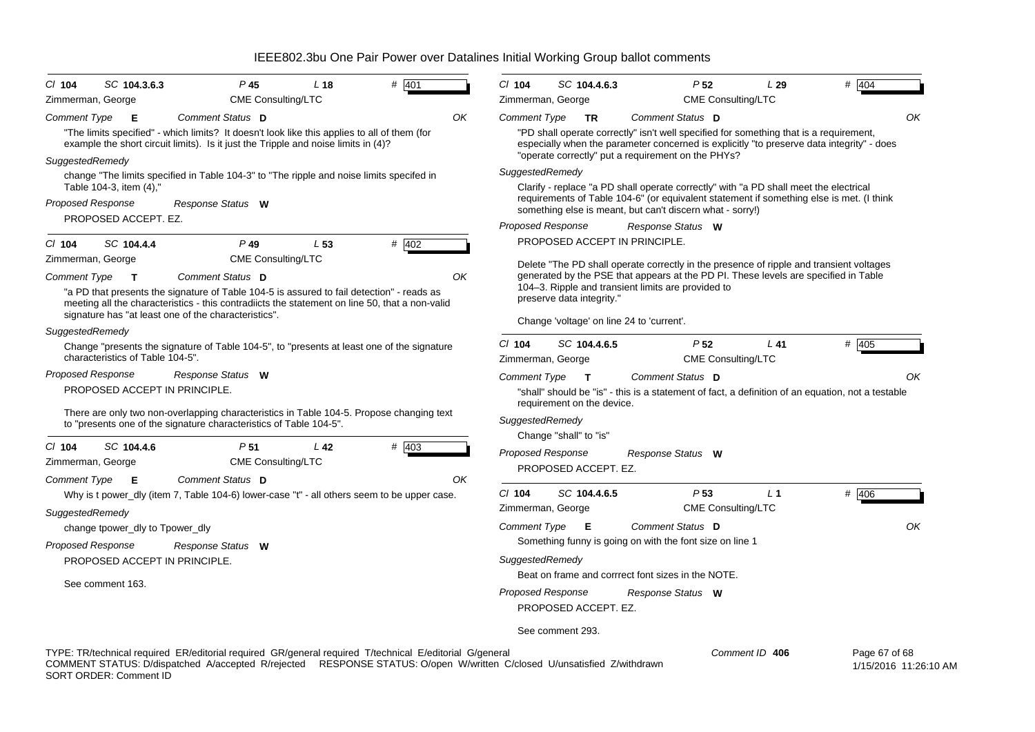# IEEE802.3bu One Pair Power over Datalines Initial Working Group ballot comments

Cl **104** SC **104.3.6.3** P **45** L **18** # **401**

Zimmerman, George — CME Consulting/LTC

*Comment Type* **E** *Comment Status* **D** OK

"The limits specified" - which limits? It doesn't look like this applies to all of them (for example the short circuit limits). Is it just the Tripple and noise limits in (4)?

*SuggestedRemedy*

change "The limits specified in Table 104-3" to "The ripple and noise limits specifed in Table 104-3, item (4),"

*Proposed Response* *Response Status* **W**

PROPOSED ACCEPT. EZ.

---

Cl **104** SC **104.4.4** P **49** L **53** # **402**

Zimmerman, George — CME Consulting/LTC

*Comment Type* **T** *Comment Status* **D** OK

"a PD that presents the signature of Table 104-5 is assured to fail detection" - reads as meeting all the characteristics - this contradiicts the statement on line 50, that a non-valid signature has "at least one of the characteristics".

*SuggestedRemedy*

Change "presents the signature of Table 104-5", to "presents at least one of the signature characteristics of Table 104-5".

*Proposed Response* *Response Status* **W**

PROPOSED ACCEPT IN PRINCIPLE.

There are only two non-overlapping characteristics in Table 104-5. Propose changing text to "presents one of the signature characteristics of Table 104-5".

---

Cl **104** SC **104.4.6** P **51** L **42** # **403**

Zimmerman, George — CME Consulting/LTC

*Comment Type* **E** *Comment Status* **D** OK

Why is t power_dly (item 7, Table 104-6) lower-case "t" - all others seem to be upper case.

*SuggestedRemedy*

change tpower_dly to Tpower_dly

*Proposed Response* *Response Status* **W**

PROPOSED ACCEPT IN PRINCIPLE.

See comment 163.

---

Cl **104** SC **104.4.6.3** P **52** L **29** # **404**

Zimmerman, George — CME Consulting/LTC

*Comment Type* **TR** *Comment Status* **D** OK

"PD shall operate correctly" isn't well specified for something that is a requirement, especially when the parameter concerned is explicitly "to preserve data integrity" - does "operate correctly" put a requirement on the PHYs?

*SuggestedRemedy*

Clarify - replace "a PD shall operate correctly" with "a PD shall meet the electrical requirements of Table 104-6" (or equivalent statement if something else is met. (I think something else is meant, but can't discern what - sorry!)

*Proposed Response* *Response Status* **W**

PROPOSED ACCEPT IN PRINCIPLE.

Delete "The PD shall operate correctly in the presence of ripple and transient voltages generated by the PSE that appears at the PD PI. These levels are specified in Table 104–3. Ripple and transient limits are provided to preserve data integrity."

Change 'voltage' on line 24 to 'current'.

---

Cl **104** SC **104.4.6.5** P **52** L **41** # **405**

Zimmerman, George — CME Consulting/LTC

*Comment Type* **T** *Comment Status* **D** OK

"shall" should be "is" - this is a statement of fact, a definition of an equation, not a testable requirement on the device.

*SuggestedRemedy*

Change "shall" to "is"

*Proposed Response* *Response Status* **W**

PROPOSED ACCEPT. EZ.

---

Cl **104** SC **104.4.6.5** P **53** L **1** # **406**

Zimmerman, George — CME Consulting/LTC

*Comment Type* **E** *Comment Status* **D** OK

Something funny is going on with the font size on line 1

*SuggestedRemedy*

Beat on frame and corrrect font sizes in the NOTE.

*Proposed Response* *Response Status* **W**

PROPOSED ACCEPT. EZ.

See comment 293.

---

TYPE: TR/technical required ER/editorial required GR/general required T/technical E/editorial G/general
COMMENT STATUS: D/dispatched A/accepted R/rejected RESPONSE STATUS: O/open W/written C/closed U/unsatisfied Z/withdrawn
SORT ORDER: Comment ID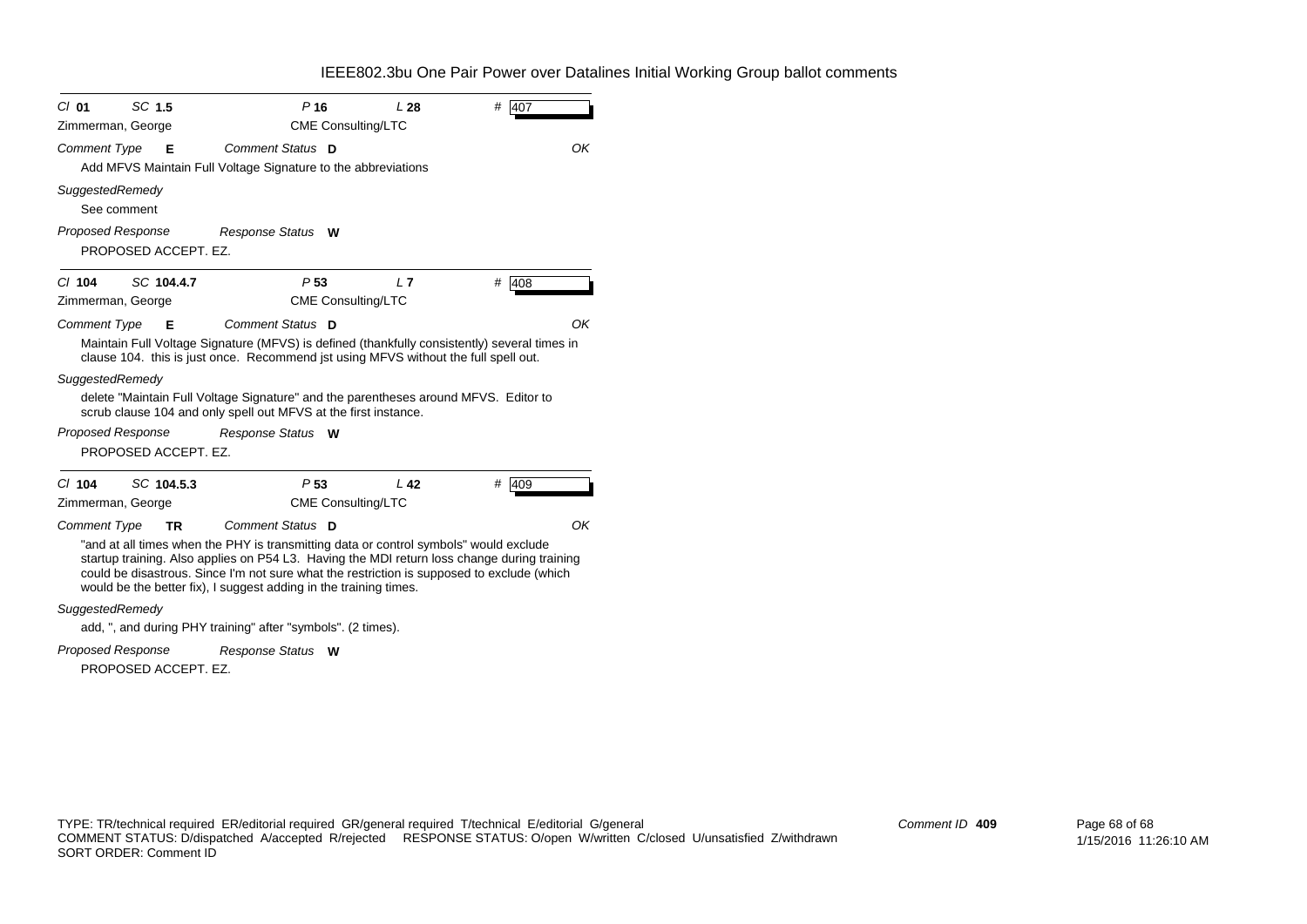| Cl **01** | SC **1.5** | P **16** | L **28** | # 407 |
|---|---|---|---|---|

Zimmerman, George — CME Consulting/LTC

*Comment Type* **E** — *Comment Status* **D** — OK

Add MFVS Maintain Full Voltage Signature to the abbreviations

*SuggestedRemedy*

See comment

*Proposed Response* — *Response Status* **W**

PROPOSED ACCEPT. EZ.

---

| Cl **104** | SC **104.4.7** | P **53** | L **7** | # 408 |
|---|---|---|---|---|

Zimmerman, George — CME Consulting/LTC

*Comment Type* **E** — *Comment Status* **D** — OK

Maintain Full Voltage Signature (MFVS) is defined (thankfully consistently) several times in clause 104. this is just once. Recommend jst using MFVS without the full spell out.

*SuggestedRemedy*

delete "Maintain Full Voltage Signature" and the parentheses around MFVS. Editor to scrub clause 104 and only spell out MFVS at the first instance.

*Proposed Response* — *Response Status* **W**

PROPOSED ACCEPT. EZ.

---

| Cl **104** | SC **104.5.3** | P **53** | L **42** | # 409 |
|---|---|---|---|---|

Zimmerman, George — CME Consulting/LTC

*Comment Type* **TR** — *Comment Status* **D** — OK

"and at all times when the PHY is transmitting data or control symbols" would exclude startup training. Also applies on P54 L3. Having the MDI return loss change during training could be disastrous. Since I'm not sure what the restriction is supposed to exclude (which would be the better fix), I suggest adding in the training times.

*SuggestedRemedy*

add, ", and during PHY training" after "symbols". (2 times).

*Proposed Response* — *Response Status* **W**

PROPOSED ACCEPT. EZ.

---

TYPE: TR/technical required ER/editorial required GR/general required T/technical E/editorial G/general
COMMENT STATUS: D/dispatched A/accepted R/rejected RESPONSE STATUS: O/open W/written C/closed U/unsatisfied Z/withdrawn
SORT ORDER: Comment ID